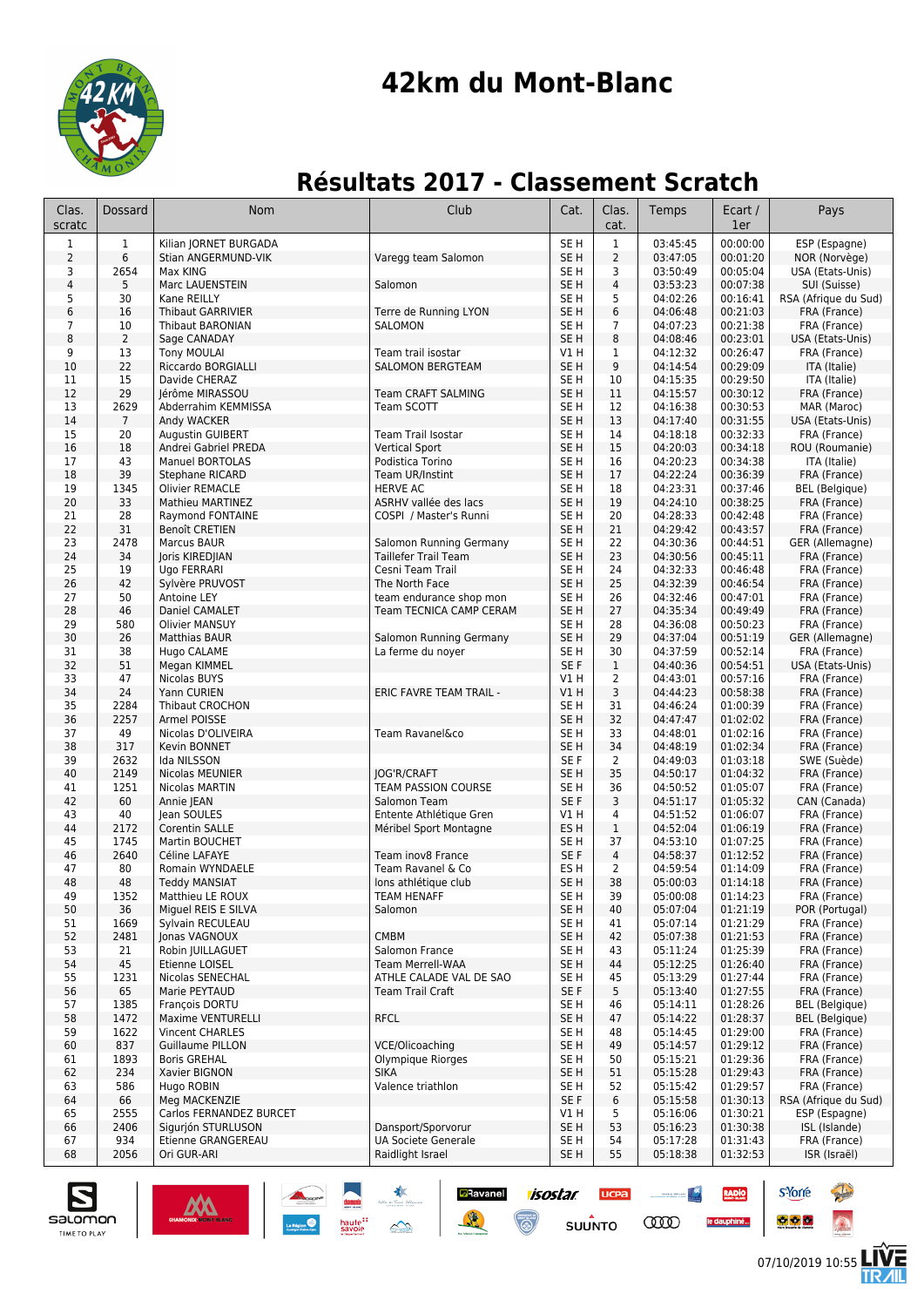# 42km du Mont-Blanc

## Résultats 2017 - Classement Scratch

| Clas. scratc | Dossard | Nom | Club | Cat. | Clas. cat. | Temps | Ecart / 1er | Pays |
|---|---|---|---|---|---|---|---|---|
| 1 | 1 | Kilian JORNET BURGADA | | SE H | 1 | 03:45:45 | 00:00:00 | ESP (Espagne) |
| 2 | 6 | Stian ANGERMUND-VIK | Varegg team Salomon | SE H | 2 | 03:47:05 | 00:01:20 | NOR (Norvège) |
| 3 | 2654 | Max KING | | SE H | 3 | 03:50:49 | 00:05:04 | USA (Etats-Unis) |
| 4 | 5 | Marc LAUENSTEIN | Salomon | SE H | 4 | 03:53:23 | 00:07:38 | SUI (Suisse) |
| 5 | 30 | Kane REILLY | | SE H | 5 | 04:02:26 | 00:16:41 | RSA (Afrique du Sud) |
| 6 | 16 | Thibaut GARRIVIER | Terre de Running LYON | SE H | 6 | 04:06:48 | 00:21:03 | FRA (France) |
| 7 | 10 | Thibaut BARONIAN | SALOMON | SE H | 7 | 04:07:23 | 00:21:38 | FRA (France) |
| 8 | 2 | Sage CANADAY | | SE H | 8 | 04:08:46 | 00:23:01 | USA (Etats-Unis) |
| 9 | 13 | Tony MOULAI | Team trail isostar | V1 H | 1 | 04:12:32 | 00:26:47 | FRA (France) |
| 10 | 22 | Riccardo BORGIALLI | SALOMON BERGTEAM | SE H | 9 | 04:14:54 | 00:29:09 | ITA (Italie) |
| 11 | 15 | Davide CHERAZ | | SE H | 10 | 04:15:35 | 00:29:50 | ITA (Italie) |
| 12 | 29 | Jérôme MIRASSOU | Team CRAFT SALMING | SE H | 11 | 04:15:57 | 00:30:12 | FRA (France) |
| 13 | 2629 | Abderrahim KEMMISSA | Team SCOTT | SE H | 12 | 04:16:38 | 00:30:53 | MAR (Maroc) |
| 14 | 7 | Andy WACKER | | SE H | 13 | 04:17:40 | 00:31:55 | USA (Etats-Unis) |
| 15 | 20 | Augustin GUIBERT | Team Trail Isostar | SE H | 14 | 04:18:18 | 00:32:33 | FRA (France) |
| 16 | 18 | Andrei Gabriel PREDA | Vertical Sport | SE H | 15 | 04:20:03 | 00:34:18 | ROU (Roumanie) |
| 17 | 43 | Manuel BORTOLAS | Podistica Torino | SE H | 16 | 04:20:23 | 00:34:38 | ITA (Italie) |
| 18 | 39 | Stephane RICARD | Team UR/Instint | SE H | 17 | 04:22:24 | 00:36:39 | FRA (France) |
| 19 | 1345 | Olivier REMACLE | HERVE AC | SE H | 18 | 04:23:31 | 00:37:46 | BEL (Belgique) |
| 20 | 33 | Mathieu MARTINEZ | ASRHV vallée des lacs | SE H | 19 | 04:24:10 | 00:38:25 | FRA (France) |
| 21 | 28 | Raymond FONTAINE | COSPI / Master's Runni | SE H | 20 | 04:28:33 | 00:42:48 | FRA (France) |
| 22 | 31 | Benoît CRETIEN | | SE H | 21 | 04:29:42 | 00:43:57 | FRA (France) |
| 23 | 2478 | Marcus BAUR | Salomon Running Germany | SE H | 22 | 04:30:36 | 00:44:51 | GER (Allemagne) |
| 24 | 34 | Joris KIREDJIAN | Taillefer Trail Team | SE H | 23 | 04:30:56 | 00:45:11 | FRA (France) |
| 25 | 19 | Ugo FERRARI | Cesni Team Trail | SE H | 24 | 04:32:33 | 00:46:48 | FRA (France) |
| 26 | 42 | Sylvère PRUVOST | The North Face | SE H | 25 | 04:32:39 | 00:46:54 | FRA (France) |
| 27 | 50 | Antoine LEY | team endurance shop mon | SE H | 26 | 04:32:46 | 00:47:01 | FRA (France) |
| 28 | 46 | Daniel CAMALET | Team TECNICA CAMP CERAM | SE H | 27 | 04:35:34 | 00:49:49 | FRA (France) |
| 29 | 580 | Olivier MANSUY | | SE H | 28 | 04:36:08 | 00:50:23 | FRA (France) |
| 30 | 26 | Matthias BAUR | Salomon Running Germany | SE H | 29 | 04:37:04 | 00:51:19 | GER (Allemagne) |
| 31 | 38 | Hugo CALAME | La ferme du noyer | SE H | 30 | 04:37:59 | 00:52:14 | FRA (France) |
| 32 | 51 | Megan KIMMEL | | SE F | 1 | 04:40:36 | 00:54:51 | USA (Etats-Unis) |
| 33 | 47 | Nicolas BUYS | | V1 H | 2 | 04:43:01 | 00:57:16 | FRA (France) |
| 34 | 24 | Yann CURIEN | ERIC FAVRE TEAM TRAIL - | V1 H | 3 | 04:44:23 | 00:58:38 | FRA (France) |
| 35 | 2284 | Thibaut CROCHON | | SE H | 31 | 04:46:24 | 01:00:39 | FRA (France) |
| 36 | 2257 | Armel POISSE | | SE H | 32 | 04:47:47 | 01:02:02 | FRA (France) |
| 37 | 49 | Nicolas D'OLIVEIRA | Team Ravanel&co | SE H | 33 | 04:48:01 | 01:02:16 | FRA (France) |
| 38 | 317 | Kevin BONNET | | SE H | 34 | 04:48:19 | 01:02:34 | FRA (France) |
| 39 | 2632 | Ida NILSSON | | SE F | 2 | 04:49:03 | 01:03:18 | SWE (Suède) |
| 40 | 2149 | Nicolas MEUNIER | JOG'R/CRAFT | SE H | 35 | 04:50:17 | 01:04:32 | FRA (France) |
| 41 | 1251 | Nicolas MARTIN | TEAM PASSION COURSE | SE H | 36 | 04:50:52 | 01:05:07 | FRA (France) |
| 42 | 60 | Annie JEAN | Salomon Team | SE F | 3 | 04:51:17 | 01:05:32 | CAN (Canada) |
| 43 | 40 | Jean SOULES | Entente Athlétique Gren | V1 H | 4 | 04:51:52 | 01:06:07 | FRA (France) |
| 44 | 2172 | Corentin SALLE | Méribel Sport Montagne | ES H | 1 | 04:52:04 | 01:06:19 | FRA (France) |
| 45 | 1745 | Martin BOUCHET | | SE H | 37 | 04:53:10 | 01:07:25 | FRA (France) |
| 46 | 2640 | Céline LAFAYE | Team inov8 France | SE F | 4 | 04:58:37 | 01:12:52 | FRA (France) |
| 47 | 80 | Romain WYNDAELE | Team Ravanel & Co | ES H | 2 | 04:59:54 | 01:14:09 | FRA (France) |
| 48 | 48 | Teddy MANSIAT | Ions athlétique club | SE H | 38 | 05:00:03 | 01:14:18 | FRA (France) |
| 49 | 1352 | Matthieu LE ROUX | TEAM HENAFF | SE H | 39 | 05:00:08 | 01:14:23 | FRA (France) |
| 50 | 36 | Miguel REIS E SILVA | Salomon | SE H | 40 | 05:07:04 | 01:21:19 | POR (Portugal) |
| 51 | 1669 | Sylvain RECULEAU | | SE H | 41 | 05:07:14 | 01:21:29 | FRA (France) |
| 52 | 2481 | Jonas VAGNOUX | CMBM | SE H | 42 | 05:07:38 | 01:21:53 | FRA (France) |
| 53 | 21 | Robin JUILLAGUET | Salomon France | SE H | 43 | 05:11:24 | 01:25:39 | FRA (France) |
| 54 | 45 | Etienne LOISEL | Team Merrell-WAA | SE H | 44 | 05:12:25 | 01:26:40 | FRA (France) |
| 55 | 1231 | Nicolas SENECHAL | ATHLE CALADE VAL DE SAO | SE H | 45 | 05:13:29 | 01:27:44 | FRA (France) |
| 56 | 65 | Marie PEYTAUD | Team Trail Craft | SE F | 5 | 05:13:40 | 01:27:55 | FRA (France) |
| 57 | 1385 | François DORTU | | SE H | 46 | 05:14:11 | 01:28:26 | BEL (Belgique) |
| 58 | 1472 | Maxime VENTURELLI | RFCL | SE H | 47 | 05:14:22 | 01:28:37 | BEL (Belgique) |
| 59 | 1622 | Vincent CHARLES | | SE H | 48 | 05:14:45 | 01:29:00 | FRA (France) |
| 60 | 837 | Guillaume PILLON | VCE/Olicoaching | SE H | 49 | 05:14:57 | 01:29:12 | FRA (France) |
| 61 | 1893 | Boris GREHAL | Olympique Riorges | SE H | 50 | 05:15:21 | 01:29:36 | FRA (France) |
| 62 | 234 | Xavier BIGNON | SIKA | SE H | 51 | 05:15:28 | 01:29:43 | FRA (France) |
| 63 | 586 | Hugo ROBIN | Valence triathlon | SE H | 52 | 05:15:42 | 01:29:57 | FRA (France) |
| 64 | 66 | Meg MACKENZIE | | SE F | 6 | 05:15:58 | 01:30:13 | RSA (Afrique du Sud) |
| 65 | 2555 | Carlos FERNANDEZ BURCET | | V1 H | 5 | 05:16:06 | 01:30:21 | ESP (Espagne) |
| 66 | 2406 | Sigurjón STURLUSON | Dansport/Sporvorur | SE H | 53 | 05:16:23 | 01:30:38 | ISL (Islande) |
| 67 | 934 | Etienne GRANGEREAU | UA Societe Generale | SE H | 54 | 05:17:28 | 01:31:43 | FRA (France) |
| 68 | 2056 | Ori GUR-ARI | Raidlight Israel | SE H | 55 | 05:18:38 | 01:32:53 | ISR (Israël) |

07/10/2019 10:55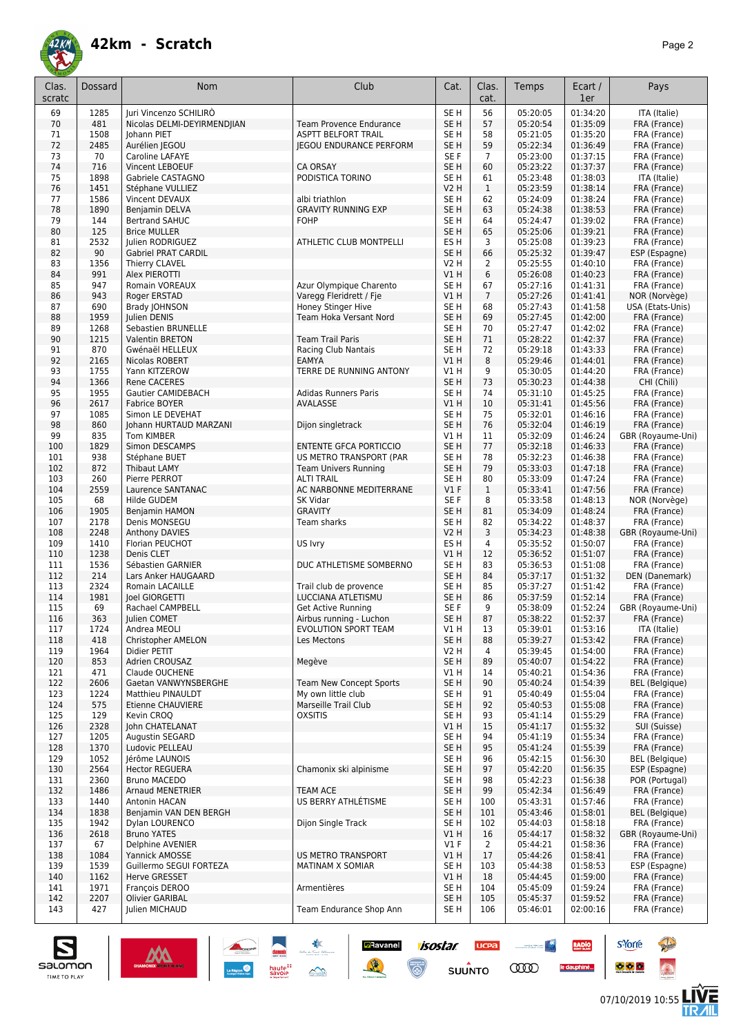# 42km - Scratch

| Clas. scratc | Dossard | Nom | Club | Cat. | Clas. cat. | Temps | Ecart / 1er | Pays |
|---|---|---|---|---|---|---|---|---|
| 69 | 1285 | Juri Vincenzo SCHILIRÒ | | SE H | 56 | 05:20:05 | 01:34:20 | ITA (Italie) |
| 70 | 481 | Nicolas DELMI-DEYIRMENDJIAN | Team Provence Endurance | SE H | 57 | 05:20:54 | 01:35:09 | FRA (France) |
| 71 | 1508 | Johann PIET | ASPTT BELFORT TRAIL | SE H | 58 | 05:21:05 | 01:35:20 | FRA (France) |
| 72 | 2485 | Aurélien JEGOU | JEGOU ENDURANCE PERFORM | SE H | 59 | 05:22:34 | 01:36:49 | FRA (France) |
| 73 | 70 | Caroline LAFAYE | | SE F | 7 | 05:23:00 | 01:37:15 | FRA (France) |
| 74 | 716 | Vincent LEBOEUF | CA ORSAY | SE H | 60 | 05:23:22 | 01:37:37 | FRA (France) |
| 75 | 1898 | Gabriele CASTAGNO | PODISTICA TORINO | SE H | 61 | 05:23:48 | 01:38:03 | ITA (Italie) |
| 76 | 1451 | Stéphane VULLIEZ | | V2 H | 1 | 05:23:59 | 01:38:14 | FRA (France) |
| 77 | 1586 | Vincent DEVAUX | albi triathlon | SE H | 62 | 05:24:09 | 01:38:24 | FRA (France) |
| 78 | 1890 | Benjamin DELVA | GRAVITY RUNNING EXP | SE H | 63 | 05:24:38 | 01:38:53 | FRA (France) |
| 79 | 144 | Bertrand SAHUC | FOHP | SE H | 64 | 05:24:47 | 01:39:02 | FRA (France) |
| 80 | 125 | Brice MULLER | | SE H | 65 | 05:25:06 | 01:39:21 | FRA (France) |
| 81 | 2532 | Julien RODRIGUEZ | ATHLETIC CLUB MONTPELLI | ES H | 3 | 05:25:08 | 01:39:23 | FRA (France) |
| 82 | 90 | Gabriel PRAT CARDIL | | SE H | 66 | 05:25:32 | 01:39:47 | ESP (Espagne) |
| 83 | 1356 | Thierry CLAVEL | | V2 H | 2 | 05:25:55 | 01:40:10 | FRA (France) |
| 84 | 991 | Alex PIEROTTI | | V1 H | 6 | 05:26:08 | 01:40:23 | FRA (France) |
| 85 | 947 | Romain VOREAUX | Azur Olympique Charento | SE H | 67 | 05:27:16 | 01:41:31 | FRA (France) |
| 86 | 943 | Roger ERSTAD | Varegg Fleridrett / Fje | V1 H | 7 | 05:27:26 | 01:41:41 | NOR (Norvège) |
| 87 | 690 | Brady JOHNSON | Honey Stinger Hive | SE H | 68 | 05:27:43 | 01:41:58 | USA (Etats-Unis) |
| 88 | 1959 | Julien DENIS | Team Hoka Versant Nord | SE H | 69 | 05:27:45 | 01:42:00 | FRA (France) |
| 89 | 1268 | Sebastien BRUNELLE | | SE H | 70 | 05:27:47 | 01:42:02 | FRA (France) |
| 90 | 1215 | Valentin BRETON | Team Trail Paris | SE H | 71 | 05:28:22 | 01:42:37 | FRA (France) |
| 91 | 870 | Gwénaël HELLEUX | Racing Club Nantais | SE H | 72 | 05:29:18 | 01:43:33 | FRA (France) |
| 92 | 2165 | Nicolas ROBERT | EAMYA | V1 H | 8 | 05:29:46 | 01:44:01 | FRA (France) |
| 93 | 1755 | Yann KITZEROW | TERRE DE RUNNING ANTONY | V1 H | 9 | 05:30:05 | 01:44:20 | FRA (France) |
| 94 | 1366 | Rene CACERES | | SE H | 73 | 05:30:23 | 01:44:38 | CHI (Chili) |
| 95 | 1955 | Gautier CAMIDEBACH | Adidas Runners Paris | SE H | 74 | 05:31:10 | 01:45:25 | FRA (France) |
| 96 | 2617 | Fabrice BOYER | AVALASSE | V1 H | 10 | 05:31:41 | 01:45:56 | FRA (France) |
| 97 | 1085 | Simon LE DEVEHAT | | SE H | 75 | 05:32:01 | 01:46:16 | FRA (France) |
| 98 | 860 | Johann HURTAUD MARZANI | Dijon singletrack | SE H | 76 | 05:32:04 | 01:46:19 | FRA (France) |
| 99 | 835 | Tom KIMBER | | V1 H | 11 | 05:32:09 | 01:46:24 | GBR (Royaume-Uni) |
| 100 | 1829 | Simon DESCAMPS | ENTENTE GFCA PORTICCIO | SE H | 77 | 05:32:18 | 01:46:33 | FRA (France) |
| 101 | 938 | Stéphane BUET | US METRO TRANSPORT (PAR | SE H | 78 | 05:32:23 | 01:46:38 | FRA (France) |
| 102 | 872 | Thibaut LAMY | Team Univers Running | SE H | 79 | 05:33:03 | 01:47:18 | FRA (France) |
| 103 | 260 | Pierre PERROT | ALTI TRAIL | SE H | 80 | 05:33:09 | 01:47:24 | FRA (France) |
| 104 | 2559 | Laurence SANTANAC | AC NARBONNE MEDITERRANE | V1 F | 1 | 05:33:41 | 01:47:56 | FRA (France) |
| 105 | 68 | Hilde GUDEM | SK Vidar | SE F | 8 | 05:33:58 | 01:48:13 | NOR (Norvège) |
| 106 | 1905 | Benjamin HAMON | GRAVITY | SE H | 81 | 05:34:09 | 01:48:24 | FRA (France) |
| 107 | 2178 | Denis MONSEGU | Team sharks | SE H | 82 | 05:34:22 | 01:48:37 | FRA (France) |
| 108 | 2248 | Anthony DAVIES | | V2 H | 3 | 05:34:23 | 01:48:38 | GBR (Royaume-Uni) |
| 109 | 1410 | Florian PEUCHOT | US Ivry | ES H | 4 | 05:35:52 | 01:50:07 | FRA (France) |
| 110 | 1238 | Denis CLET | | V1 H | 12 | 05:36:52 | 01:51:07 | FRA (France) |
| 111 | 1536 | Sébastien GARNIER | DUC ATHLETISME SOMBERNO | SE H | 83 | 05:36:53 | 01:51:08 | FRA (France) |
| 112 | 214 | Lars Anker HAUGAARD | | SE H | 84 | 05:37:17 | 01:51:32 | DEN (Danemark) |
| 113 | 2324 | Romain LACAILLE | Trail club de provence | SE H | 85 | 05:37:27 | 01:51:42 | FRA (France) |
| 114 | 1981 | Joel GIORGETTI | LUCCIANA ATLETISMU | SE H | 86 | 05:37:59 | 01:52:14 | FRA (France) |
| 115 | 69 | Rachael CAMPBELL | Get Active Running | SE F | 9 | 05:38:09 | 01:52:24 | GBR (Royaume-Uni) |
| 116 | 363 | Julien COMET | Airbus running - Luchon | SE H | 87 | 05:38:22 | 01:52:37 | FRA (France) |
| 117 | 1724 | Andrea MEOLI | EVOLUTION SPORT TEAM | V1 H | 13 | 05:39:01 | 01:53:16 | ITA (Italie) |
| 118 | 418 | Christopher AMELON | Les Mectons | SE H | 88 | 05:39:27 | 01:53:42 | FRA (France) |
| 119 | 1964 | Didier PETIT | | V2 H | 4 | 05:39:45 | 01:54:00 | FRA (France) |
| 120 | 853 | Adrien CROUSAZ | Megève | SE H | 89 | 05:40:07 | 01:54:22 | FRA (France) |
| 121 | 471 | Claude OUCHENE | | V1 H | 14 | 05:40:21 | 01:54:36 | FRA (France) |
| 122 | 2606 | Gaetan VANWYNSBERGHE | Team New Concept Sports | SE H | 90 | 05:40:24 | 01:54:39 | BEL (Belgique) |
| 123 | 1224 | Matthieu PINAULDT | My own little club | SE H | 91 | 05:40:49 | 01:55:04 | FRA (France) |
| 124 | 575 | Etienne CHAUVIERE | Marseille Trail Club | SE H | 92 | 05:40:53 | 01:55:08 | FRA (France) |
| 125 | 129 | Kevin CROQ | OXSITIS | SE H | 93 | 05:41:14 | 01:55:29 | FRA (France) |
| 126 | 2328 | John CHATELANAT | | V1 H | 15 | 05:41:17 | 01:55:32 | SUI (Suisse) |
| 127 | 1205 | Augustin SEGARD | | SE H | 94 | 05:41:19 | 01:55:34 | FRA (France) |
| 128 | 1370 | Ludovic PELLEAU | | SE H | 95 | 05:41:24 | 01:55:39 | FRA (France) |
| 129 | 1052 | Jérôme LAUNOIS | | SE H | 96 | 05:42:15 | 01:56:30 | BEL (Belgique) |
| 130 | 2564 | Hector REGUERA | Chamonix ski alpinisme | SE H | 97 | 05:42:20 | 01:56:35 | ESP (Espagne) |
| 131 | 2360 | Bruno MACEDO | | SE H | 98 | 05:42:23 | 01:56:38 | POR (Portugal) |
| 132 | 1486 | Arnaud MENETRIER | TEAM ACE | SE H | 99 | 05:42:34 | 01:56:49 | FRA (France) |
| 133 | 1440 | Antonin HACAN | US BERRY ATHLÉTISME | SE H | 100 | 05:43:31 | 01:57:46 | FRA (France) |
| 134 | 1838 | Benjamin VAN DEN BERGH | | SE H | 101 | 05:43:46 | 01:58:01 | BEL (Belgique) |
| 135 | 1942 | Dylan LOURENCO | Dijon Single Track | SE H | 102 | 05:44:03 | 01:58:18 | FRA (France) |
| 136 | 2618 | Bruno YATES | | V1 H | 16 | 05:44:17 | 01:58:32 | GBR (Royaume-Uni) |
| 137 | 67 | Delphine AVENIER | | V1 F | 2 | 05:44:21 | 01:58:36 | FRA (France) |
| 138 | 1084 | Yannick AMOSSE | US METRO TRANSPORT | V1 H | 17 | 05:44:26 | 01:58:41 | FRA (France) |
| 139 | 1539 | Guillermo SEGUI FORTEZA | MATINAM X SOMIAR | SE H | 103 | 05:44:38 | 01:58:53 | ESP (Espagne) |
| 140 | 1162 | Herve GRESSET | | V1 H | 18 | 05:44:45 | 01:59:00 | FRA (France) |
| 141 | 1971 | François DEROO | Armentières | SE H | 104 | 05:45:09 | 01:59:24 | FRA (France) |
| 142 | 2207 | Olivier GARIBAL | | SE H | 105 | 05:45:37 | 01:59:52 | FRA (France) |
| 143 | 427 | Julien MICHAUD | Team Endurance Shop Ann | SE H | 106 | 05:46:01 | 02:00:16 | FRA (France) |

07/10/2019 10:55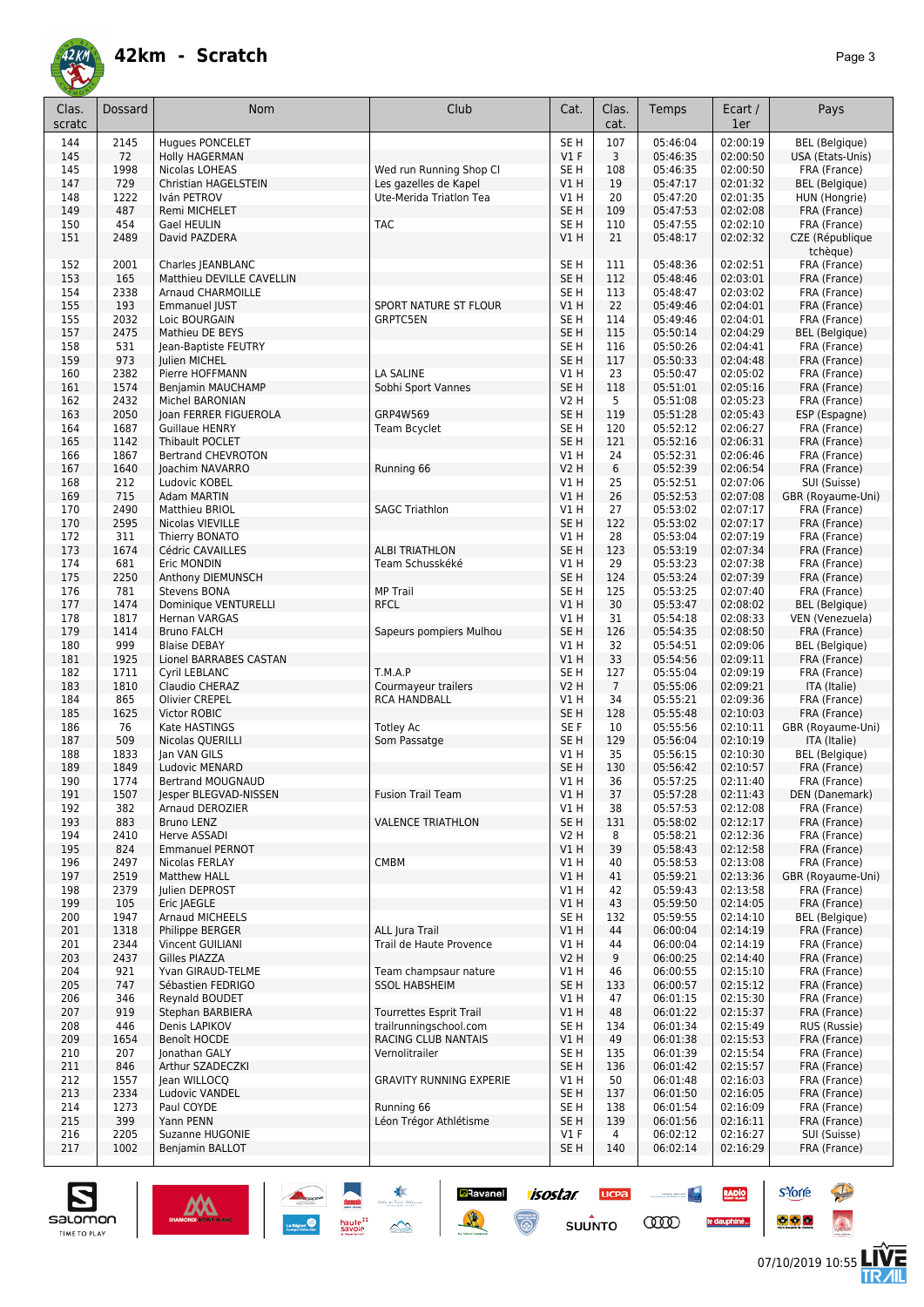# 42km - Scratch

| Clas. scratc | Dossard | Nom | Club | Cat. | Clas. cat. | Temps | Ecart / 1er | Pays |
|---|---|---|---|---|---|---|---|---|
| 144 | 2145 | Hugues PONCELET | | SE H | 107 | 05:46:04 | 02:00:19 | BEL (Belgique) |
| 145 | 72 | Holly HAGERMAN | | V1 F | 3 | 05:46:35 | 02:00:50 | USA (Etats-Unis) |
| 145 | 1998 | Nicolas LOHEAS | Wed run Running Shop Cl | SE H | 108 | 05:46:35 | 02:00:50 | FRA (France) |
| 147 | 729 | Christian HAGELSTEIN | Les gazelles de Kapel | V1 H | 19 | 05:47:17 | 02:01:32 | BEL (Belgique) |
| 148 | 1222 | Iván PETROV | Ute-Merida Triatlon Tea | V1 H | 20 | 05:47:20 | 02:01:35 | HUN (Hongrie) |
| 149 | 487 | Remi MICHELET | | SE H | 109 | 05:47:53 | 02:02:08 | FRA (France) |
| 150 | 454 | Gael HEULIN | TAC | SE H | 110 | 05:47:55 | 02:02:10 | FRA (France) |
| 151 | 2489 | David PAZDERA | | V1 H | 21 | 05:48:17 | 02:02:32 | CZE (République tchèque) |
| 152 | 2001 | Charles JEANBLANC | | SE H | 111 | 05:48:36 | 02:02:51 | FRA (France) |
| 153 | 165 | Matthieu DEVILLE CAVELLIN | | SE H | 112 | 05:48:46 | 02:03:01 | FRA (France) |
| 154 | 2338 | Arnaud CHARMOILLE | | SE H | 113 | 05:48:47 | 02:03:02 | FRA (France) |
| 155 | 193 | Emmanuel JUST | SPORT NATURE ST FLOUR | V1 H | 22 | 05:49:46 | 02:04:01 | FRA (France) |
| 155 | 2032 | Loic BOURGAIN | GRPTC5EN | SE H | 114 | 05:49:46 | 02:04:01 | FRA (France) |
| 157 | 2475 | Mathieu DE BEYS | | SE H | 115 | 05:50:14 | 02:04:29 | BEL (Belgique) |
| 158 | 531 | Jean-Baptiste FEUTRY | | SE H | 116 | 05:50:26 | 02:04:41 | FRA (France) |
| 159 | 973 | Julien MICHEL | | SE H | 117 | 05:50:33 | 02:04:48 | FRA (France) |
| 160 | 2382 | Pierre HOFFMANN | LA SALINE | V1 H | 23 | 05:50:47 | 02:05:02 | FRA (France) |
| 161 | 1574 | Benjamin MAUCHAMP | Sobhi Sport Vannes | SE H | 118 | 05:51:01 | 02:05:16 | FRA (France) |
| 162 | 2432 | Michel BARONIAN | | V2 H | 5 | 05:51:08 | 02:05:23 | FRA (France) |
| 163 | 2050 | Joan FERRER FIGUEROLA | GRP4W569 | SE H | 119 | 05:51:28 | 02:05:43 | ESP (Espagne) |
| 164 | 1687 | Guillaue HENRY | Team Bcyclet | SE H | 120 | 05:52:12 | 02:06:27 | FRA (France) |
| 165 | 1142 | Thibault POCLET | | SE H | 121 | 05:52:16 | 02:06:31 | FRA (France) |
| 166 | 1867 | Bertrand CHEVROTON | | V1 H | 24 | 05:52:31 | 02:06:46 | FRA (France) |
| 167 | 1640 | Joachim NAVARRO | Running 66 | V2 H | 6 | 05:52:39 | 02:06:54 | FRA (France) |
| 168 | 212 | Ludovic KOBEL | | V1 H | 25 | 05:52:51 | 02:07:06 | SUI (Suisse) |
| 169 | 715 | Adam MARTIN | | V1 H | 26 | 05:52:53 | 02:07:08 | GBR (Royaume-Uni) |
| 170 | 2490 | Matthieu BRIOL | SAGC Triathlon | V1 H | 27 | 05:53:02 | 02:07:17 | FRA (France) |
| 170 | 2595 | Nicolas VIEVILLE | | SE H | 122 | 05:53:02 | 02:07:17 | FRA (France) |
| 172 | 311 | Thierry BONATO | | V1 H | 28 | 05:53:04 | 02:07:19 | FRA (France) |
| 173 | 1674 | Cédric CAVAILLES | ALBI TRIATHLON | SE H | 123 | 05:53:19 | 02:07:34 | FRA (France) |
| 174 | 681 | Eric MONDIN | Team Schusskéké | V1 H | 29 | 05:53:23 | 02:07:38 | FRA (France) |
| 175 | 2250 | Anthony DIEMUNSCH | | SE H | 124 | 05:53:24 | 02:07:39 | FRA (France) |
| 176 | 781 | Stevens BONA | MP Trail | SE H | 125 | 05:53:25 | 02:07:40 | FRA (France) |
| 177 | 1474 | Dominique VENTURELLI | RFCL | V1 H | 30 | 05:53:47 | 02:08:02 | BEL (Belgique) |
| 178 | 1817 | Hernan VARGAS | | V1 H | 31 | 05:54:18 | 02:08:33 | VEN (Venezuela) |
| 179 | 1414 | Bruno FALCH | Sapeurs pompiers Mulhou | SE H | 126 | 05:54:35 | 02:08:50 | FRA (France) |
| 180 | 999 | Blaise DEBAY | | V1 H | 32 | 05:54:51 | 02:09:06 | BEL (Belgique) |
| 181 | 1925 | Lionel BARRABES CASTAN | | V1 H | 33 | 05:54:56 | 02:09:11 | FRA (France) |
| 182 | 1711 | Cyril LEBLANC | T.M.A.P | SE H | 127 | 05:55:04 | 02:09:19 | FRA (France) |
| 183 | 1810 | Claudio CHERAZ | Courmayeur trailers | V2 H | 7 | 05:55:06 | 02:09:21 | ITA (Italie) |
| 184 | 865 | Olivier CREPEL | RCA HANDBALL | V1 H | 34 | 05:55:21 | 02:09:36 | FRA (France) |
| 185 | 1625 | Victor ROBIC | | SE H | 128 | 05:55:48 | 02:10:03 | FRA (France) |
| 186 | 76 | Kate HASTINGS | Totley Ac | SE F | 10 | 05:55:56 | 02:10:11 | GBR (Royaume-Uni) |
| 187 | 509 | Nicolas QUERILLI | Som Passatge | SE H | 129 | 05:56:04 | 02:10:19 | ITA (Italie) |
| 188 | 1833 | Jan VAN GILS | | V1 H | 35 | 05:56:15 | 02:10:30 | BEL (Belgique) |
| 189 | 1849 | Ludovic MENARD | | SE H | 130 | 05:56:42 | 02:10:57 | FRA (France) |
| 190 | 1774 | Bertrand MOUGNAUD | | V1 H | 36 | 05:57:25 | 02:11:40 | FRA (France) |
| 191 | 1507 | Jesper BLEGVAD-NISSEN | Fusion Trail Team | V1 H | 37 | 05:57:28 | 02:11:43 | DEN (Danemark) |
| 192 | 382 | Arnaud DEROZIER | | V1 H | 38 | 05:57:53 | 02:12:08 | FRA (France) |
| 193 | 883 | Bruno LENZ | VALENCE TRIATHLON | SE H | 131 | 05:58:02 | 02:12:17 | FRA (France) |
| 194 | 2410 | Herve ASSADI | | V2 H | 8 | 05:58:21 | 02:12:36 | FRA (France) |
| 195 | 824 | Emmanuel PERNOT | | V1 H | 39 | 05:58:43 | 02:12:58 | FRA (France) |
| 196 | 2497 | Nicolas FERLAY | CMBM | V1 H | 40 | 05:58:53 | 02:13:08 | FRA (France) |
| 197 | 2519 | Matthew HALL | | V1 H | 41 | 05:59:21 | 02:13:36 | GBR (Royaume-Uni) |
| 198 | 2379 | Julien DEPROST | | V1 H | 42 | 05:59:43 | 02:13:58 | FRA (France) |
| 199 | 105 | Eric JAEGLE | | V1 H | 43 | 05:59:50 | 02:14:05 | FRA (France) |
| 200 | 1947 | Arnaud MICHEELS | | SE H | 132 | 05:59:55 | 02:14:10 | BEL (Belgique) |
| 201 | 1318 | Philippe BERGER | ALL Jura Trail | V1 H | 44 | 06:00:04 | 02:14:19 | FRA (France) |
| 201 | 2344 | Vincent GUILIANI | Trail de Haute Provence | V1 H | 44 | 06:00:04 | 02:14:19 | FRA (France) |
| 203 | 2437 | Gilles PIAZZA | | V2 H | 9 | 06:00:25 | 02:14:40 | FRA (France) |
| 204 | 921 | Yvan GIRAUD-TELME | Team champsaur nature | V1 H | 46 | 06:00:55 | 02:15:10 | FRA (France) |
| 205 | 747 | Sébastien FEDRIGO | SSOL HABSHEIM | SE H | 133 | 06:00:57 | 02:15:12 | FRA (France) |
| 206 | 346 | Reynald BOUDET | | V1 H | 47 | 06:01:15 | 02:15:30 | FRA (France) |
| 207 | 919 | Stephan BARBIERA | Tourrettes Esprit Trail | V1 H | 48 | 06:01:22 | 02:15:37 | FRA (France) |
| 208 | 446 | Denis LAPIKOV | trailrunningschool.com | SE H | 134 | 06:01:34 | 02:15:49 | RUS (Russie) |
| 209 | 1654 | Benoît HOCDE | RACING CLUB NANTAIS | V1 H | 49 | 06:01:38 | 02:15:53 | FRA (France) |
| 210 | 207 | Jonathan GALY | Vernolitrailer | SE H | 135 | 06:01:39 | 02:15:54 | FRA (France) |
| 211 | 846 | Arthur SZADECZKI | | SE H | 136 | 06:01:42 | 02:15:57 | FRA (France) |
| 212 | 1557 | Jean WILLOCQ | GRAVITY RUNNING EXPERIE | V1 H | 50 | 06:01:48 | 02:16:03 | FRA (France) |
| 213 | 2334 | Ludovic VANDEL | | SE H | 137 | 06:01:50 | 02:16:05 | FRA (France) |
| 214 | 1273 | Paul COYDE | Running 66 | SE H | 138 | 06:01:54 | 02:16:09 | FRA (France) |
| 215 | 399 | Yann PENN | Léon Trégor Athlétisme | SE H | 139 | 06:01:56 | 02:16:11 | FRA (France) |
| 216 | 2205 | Suzanne HUGONIE | | V1 F | 4 | 06:02:12 | 02:16:27 | SUI (Suisse) |
| 217 | 1002 | Benjamin BALLOT | | SE H | 140 | 06:02:14 | 02:16:29 | FRA (France) |

07/10/2019 10:55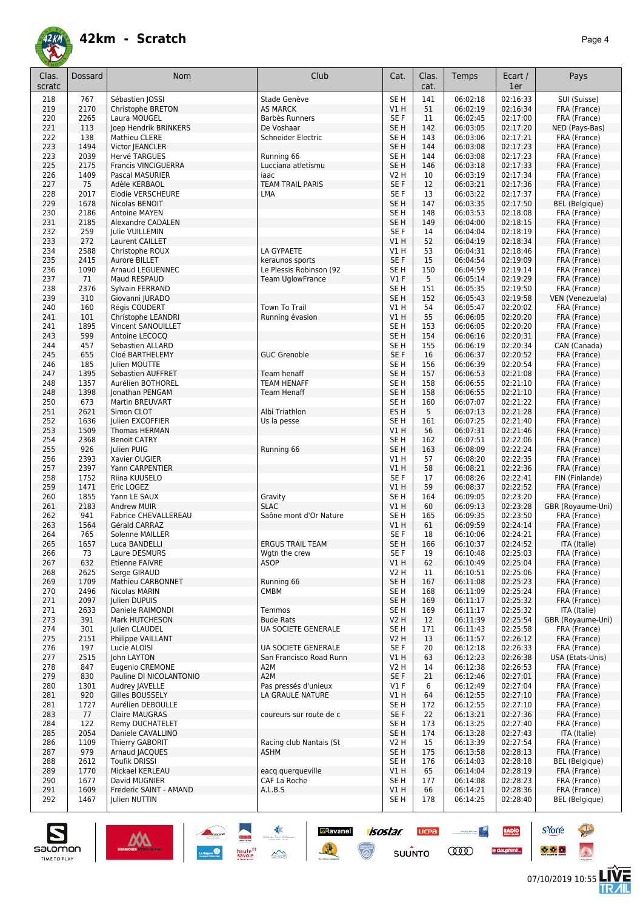# 42km - Scratch

| Clas. scratc | Dossard | Nom | Club | Cat. | Clas. cat. | Temps | Ecart / 1er | Pays |
|---|---|---|---|---|---|---|---|---|
| 218 | 767 | Sébastien JOSSI | Stade Genève | SE H | 141 | 06:02:18 | 02:16:33 | SUI (Suisse) |
| 219 | 2170 | Christophe BRETON | AS MARCK | V1 H | 51 | 06:02:19 | 02:16:34 | FRA (France) |
| 220 | 2265 | Laura MOUGEL | Barbès Runners | SE F | 11 | 06:02:45 | 02:17:00 | FRA (France) |
| 221 | 113 | Joep Hendrik BRINKERS | De Voshaar | SE H | 142 | 06:03:05 | 02:17:20 | NED (Pays-Bas) |
| 222 | 138 | Mathieu CLERE | Schneider Electric | SE H | 143 | 06:03:06 | 02:17:21 | FRA (France) |
| 223 | 1494 | Victor JEANCLER | | SE H | 144 | 06:03:08 | 02:17:23 | FRA (France) |
| 223 | 2039 | Hervé TARGUES | Running 66 | SE H | 144 | 06:03:08 | 02:17:23 | FRA (France) |
| 225 | 2175 | Francis VINCIGUERRA | Lucciana atletismu | SE H | 146 | 06:03:18 | 02:17:33 | FRA (France) |
| 226 | 1409 | Pascal MASURIER | iaac | V2 H | 10 | 06:03:19 | 02:17:34 | FRA (France) |
| 227 | 75 | Adèle KERBAOL | TEAM TRAIL PARIS | SE F | 12 | 06:03:21 | 02:17:36 | FRA (France) |
| 228 | 2017 | Elodie VERSCHEURE | LMA | SE F | 13 | 06:03:22 | 02:17:37 | FRA (France) |
| 229 | 1678 | Nicolas BENOIT | | SE H | 147 | 06:03:35 | 02:17:50 | BEL (Belgique) |
| 230 | 2186 | Antoine MAYEN | | SE H | 148 | 06:03:53 | 02:18:08 | FRA (France) |
| 231 | 2185 | Alexandre CADALEN | | SE H | 149 | 06:04:00 | 02:18:15 | FRA (France) |
| 232 | 259 | Julie VUILLEMIN | | SE F | 14 | 06:04:04 | 02:18:19 | FRA (France) |
| 233 | 272 | Laurent CAILLET | | V1 H | 52 | 06:04:19 | 02:18:34 | FRA (France) |
| 234 | 2588 | Christophe ROUX | LA GYPAETE | V1 H | 53 | 06:04:31 | 02:18:46 | FRA (France) |
| 235 | 2415 | Aurore BILLET | keraunos sports | SE F | 15 | 06:04:54 | 02:19:09 | FRA (France) |
| 236 | 1090 | Arnaud LEGUENNEC | Le Plessis Robinson (92 | SE H | 150 | 06:04:59 | 02:19:14 | FRA (France) |
| 237 | 71 | Maud RESPAUD | Team UglowFrance | V1 F | 5 | 06:05:14 | 02:19:29 | FRA (France) |
| 238 | 2376 | Sylvain FERRAND | | SE H | 151 | 06:05:35 | 02:19:50 | FRA (France) |
| 239 | 310 | Giovanni JURADO | | SE H | 152 | 06:05:43 | 02:19:58 | VEN (Venezuela) |
| 240 | 160 | Régis COUDERT | Town To Trail | V1 H | 54 | 06:05:47 | 02:20:02 | FRA (France) |
| 241 | 101 | Christophe LEANDRI | Running évasion | V1 H | 55 | 06:06:05 | 02:20:20 | FRA (France) |
| 241 | 1895 | Vincent SANOUILLET | | SE H | 153 | 06:06:05 | 02:20:20 | FRA (France) |
| 243 | 599 | Antoine LECOCQ | | SE H | 154 | 06:06:16 | 02:20:31 | FRA (France) |
| 244 | 457 | Sebastien ALLARD | | SE H | 155 | 06:06:19 | 02:20:34 | CAN (Canada) |
| 245 | 655 | Cloé BARTHELEMY | GUC Grenoble | SE F | 16 | 06:06:37 | 02:20:52 | FRA (France) |
| 246 | 185 | Julien MOUTTE | | SE H | 156 | 06:06:39 | 02:20:54 | FRA (France) |
| 247 | 1395 | Sebastien AUFFRET | Team henaff | SE H | 157 | 06:06:53 | 02:21:08 | FRA (France) |
| 248 | 1357 | Aurélien BOTHOREL | TEAM HENAFF | SE H | 158 | 06:06:55 | 02:21:10 | FRA (France) |
| 248 | 1398 | Jonathan PENGAM | Team Henaff | SE H | 158 | 06:06:55 | 02:21:10 | FRA (France) |
| 250 | 673 | Martin BREUVART | | SE H | 160 | 06:07:07 | 02:21:22 | FRA (France) |
| 251 | 2621 | Simon CLOT | Albi Triathlon | ES H | 5 | 06:07:13 | 02:21:28 | FRA (France) |
| 252 | 1636 | Julien EXCOFFIER | Us la pesse | SE H | 161 | 06:07:25 | 02:21:40 | FRA (France) |
| 253 | 1509 | Thomas HERMAN | | V1 H | 56 | 06:07:31 | 02:21:46 | FRA (France) |
| 254 | 2368 | Benoit CATRY | | SE H | 162 | 06:07:51 | 02:22:06 | FRA (France) |
| 255 | 926 | Julien PUIG | Running 66 | SE H | 163 | 06:08:09 | 02:22:24 | FRA (France) |
| 256 | 2393 | Xavier OUGIER | | V1 H | 57 | 06:08:20 | 02:22:35 | FRA (France) |
| 257 | 2397 | Yann CARPENTIER | | V1 H | 58 | 06:08:21 | 02:22:36 | FRA (France) |
| 258 | 1752 | Riina KUUSELO | | SE F | 17 | 06:08:26 | 02:22:41 | FIN (Finlande) |
| 259 | 1471 | Eric LOGEZ | | V1 H | 59 | 06:08:37 | 02:22:52 | FRA (France) |
| 260 | 1855 | Yann LE SAUX | Gravity | SE H | 164 | 06:09:05 | 02:23:20 | FRA (France) |
| 261 | 2183 | Andrew MUIR | SLAC | V1 H | 60 | 06:09:13 | 02:23:28 | GBR (Royaume-Uni) |
| 262 | 941 | Fabrice CHEVALLEREAU | Saône mont d'Or Nature | SE H | 165 | 06:09:35 | 02:23:50 | FRA (France) |
| 263 | 1564 | Gérald CARRAZ | | V1 H | 61 | 06:09:59 | 02:24:14 | FRA (France) |
| 264 | 765 | Solenne MAILLER | | SE F | 18 | 06:10:06 | 02:24:21 | FRA (France) |
| 265 | 1657 | Luca BANDELLI | ERGUS TRAIL TEAM | SE H | 166 | 06:10:37 | 02:24:52 | ITA (Italie) |
| 266 | 73 | Laure DESMURS | Wgtn the crew | SE F | 19 | 06:10:48 | 02:25:03 | FRA (France) |
| 267 | 632 | Etienne FAIVRE | ASOP | V1 H | 62 | 06:10:49 | 02:25:04 | FRA (France) |
| 268 | 2625 | Serge GIRAUD | | V2 H | 11 | 06:10:51 | 02:25:06 | FRA (France) |
| 269 | 1709 | Mathieu CARBONNET | Running 66 | SE H | 167 | 06:11:08 | 02:25:23 | FRA (France) |
| 270 | 2496 | Nicolas MARIN | CMBM | SE H | 168 | 06:11:09 | 02:25:24 | FRA (France) |
| 271 | 2097 | Julien DUPUIS | | SE H | 169 | 06:11:17 | 02:25:32 | FRA (France) |
| 271 | 2633 | Daniele RAIMONDI | Temmos | SE H | 169 | 06:11:17 | 02:25:32 | ITA (Italie) |
| 273 | 391 | Mark HUTCHESON | Bude Rats | V2 H | 12 | 06:11:39 | 02:25:54 | GBR (Royaume-Uni) |
| 274 | 301 | Julien CLAUDEL | UA SOCIETE GENERALE | SE H | 171 | 06:11:43 | 02:25:58 | FRA (France) |
| 275 | 2151 | Philippe VAILLANT | | V2 H | 13 | 06:11:57 | 02:26:12 | FRA (France) |
| 276 | 197 | Lucie ALOISI | UA SOCIETE GENERALE | SE F | 20 | 06:12:18 | 02:26:33 | FRA (France) |
| 277 | 2515 | John LAYTON | San Francisco Road Runn | V1 H | 63 | 06:12:23 | 02:26:38 | USA (Etats-Unis) |
| 278 | 847 | Eugenio CREMONE | A2M | V2 H | 14 | 06:12:38 | 02:26:53 | FRA (France) |
| 279 | 830 | Pauline DI NICOLANTONIO | A2M | SE F | 21 | 06:12:46 | 02:27:01 | FRA (France) |
| 280 | 1301 | Audrey JAVELLE | Pas pressés d'unieux | V1 F | 6 | 06:12:49 | 02:27:04 | FRA (France) |
| 281 | 920 | Gilles BOUSSELY | LA GRAULE NATURE | V1 H | 64 | 06:12:55 | 02:27:10 | FRA (France) |
| 281 | 1727 | Aurélien DEBOULLE | | SE H | 172 | 06:12:55 | 02:27:10 | FRA (France) |
| 283 | 77 | Claire MAUGRAS | coureurs sur route de c | SE F | 22 | 06:13:21 | 02:27:36 | FRA (France) |
| 284 | 122 | Remy DUCHATELET | | SE H | 173 | 06:13:25 | 02:27:40 | FRA (France) |
| 285 | 2054 | Daniele CAVALLINO | | SE H | 174 | 06:13:28 | 02:27:43 | ITA (Italie) |
| 286 | 1109 | Thierry GABORIT | Racing club Nantais (St | V2 H | 15 | 06:13:39 | 02:27:54 | FRA (France) |
| 287 | 979 | Arnaud JACQUES | ASHM | SE H | 175 | 06:13:58 | 02:28:13 | FRA (France) |
| 288 | 2612 | Toufik DRISSI | | SE H | 176 | 06:14:03 | 02:28:18 | BEL (Belgique) |
| 289 | 1770 | Mickael KERLEAU | eacq querqueville | V1 H | 65 | 06:14:04 | 02:28:19 | FRA (France) |
| 290 | 1677 | David MUGNIER | CAF La Roche | SE H | 177 | 06:14:08 | 02:28:23 | FRA (France) |
| 291 | 1609 | Frederic SAINT - AMAND | A.L.B.S | V1 H | 66 | 06:14:21 | 02:28:36 | FRA (France) |
| 292 | 1467 | Julien NUTTIN | | SE H | 178 | 06:14:25 | 02:28:40 | BEL (Belgique) |

07/10/2019 10:55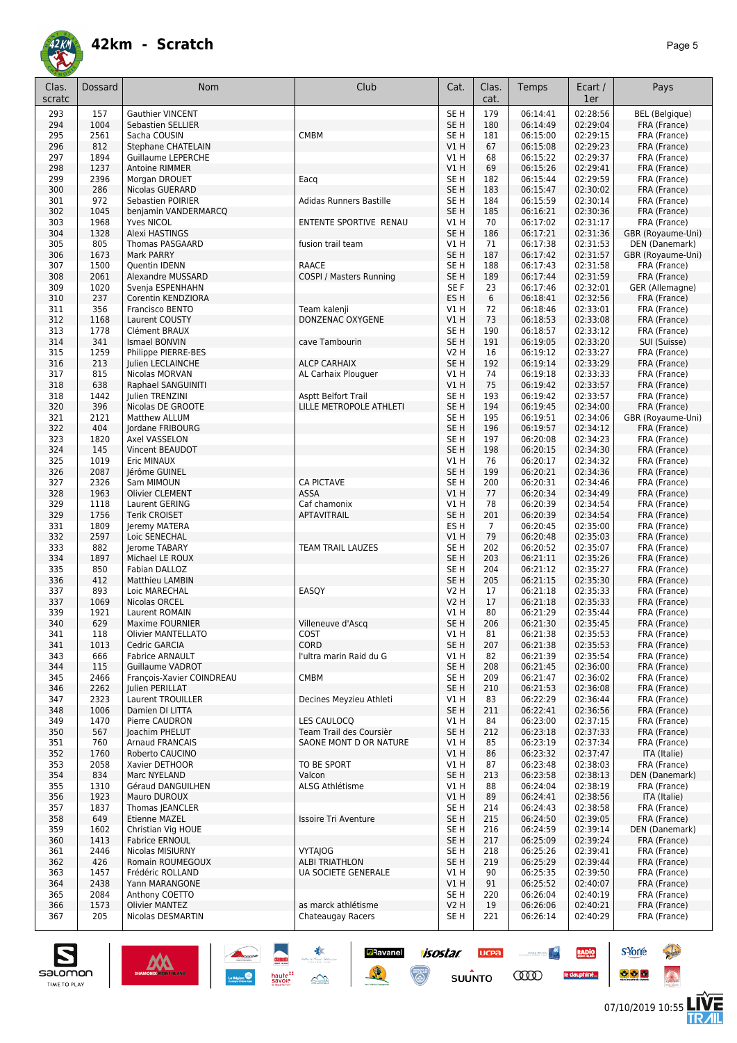# 42km - Scratch

| Clas. scratc | Dossard | Nom | Club | Cat. | Clas. cat. | Temps | Ecart / 1er | Pays |
|---|---|---|---|---|---|---|---|---|
| 293 | 157 | Gauthier VINCENT | | SE H | 179 | 06:14:41 | 02:28:56 | BEL (Belgique) |
| 294 | 1004 | Sebastien SELLIER | | SE H | 180 | 06:14:49 | 02:29:04 | FRA (France) |
| 295 | 2561 | Sacha COUSIN | CMBM | SE H | 181 | 06:15:00 | 02:29:15 | FRA (France) |
| 296 | 812 | Stephane CHATELAIN | | V1 H | 67 | 06:15:08 | 02:29:23 | FRA (France) |
| 297 | 1894 | Guillaume LEPERCHE | | V1 H | 68 | 06:15:22 | 02:29:37 | FRA (France) |
| 298 | 1237 | Antoine RIMMER | | V1 H | 69 | 06:15:26 | 02:29:41 | FRA (France) |
| 299 | 2396 | Morgan DROUET | Eacq | SE H | 182 | 06:15:44 | 02:29:59 | FRA (France) |
| 300 | 286 | Nicolas GUERARD | | SE H | 183 | 06:15:47 | 02:30:02 | FRA (France) |
| 301 | 972 | Sebastien POIRIER | Adidas Runners Bastille | SE H | 184 | 06:15:59 | 02:30:14 | FRA (France) |
| 302 | 1045 | benjamin VANDERMARCQ | | SE H | 185 | 06:16:21 | 02:30:36 | FRA (France) |
| 303 | 1968 | Yves NICOL | ENTENTE SPORTIVE RENAU | V1 H | 70 | 06:17:02 | 02:31:17 | FRA (France) |
| 304 | 1328 | Alexi HASTINGS | | SE H | 186 | 06:17:21 | 02:31:36 | GBR (Royaume-Uni) |
| 305 | 805 | Thomas PASGAARD | fusion trail team | V1 H | 71 | 06:17:38 | 02:31:53 | DEN (Danemark) |
| 306 | 1673 | Mark PARRY | | SE H | 187 | 06:17:42 | 02:31:57 | GBR (Royaume-Uni) |
| 307 | 1500 | Quentin IDENN | RAACE | SE H | 188 | 06:17:43 | 02:31:58 | FRA (France) |
| 308 | 2061 | Alexandre MUSSARD | COSPI / Masters Running | SE H | 189 | 06:17:44 | 02:31:59 | FRA (France) |
| 309 | 1020 | Svenja ESPENHAHN | | SE F | 23 | 06:17:46 | 02:32:01 | GER (Allemagne) |
| 310 | 237 | Corentin KENDZIORA | | ES H | 6 | 06:18:41 | 02:32:56 | FRA (France) |
| 311 | 356 | Francisco BENTO | Team kalenji | V1 H | 72 | 06:18:46 | 02:33:01 | FRA (France) |
| 312 | 1168 | Laurent COUSTY | DONZENAC OXYGENE | V1 H | 73 | 06:18:53 | 02:33:08 | FRA (France) |
| 313 | 1778 | Clément BRAUX | | SE H | 190 | 06:18:57 | 02:33:12 | FRA (France) |
| 314 | 341 | Ismael BONVIN | cave Tambourin | SE H | 191 | 06:19:05 | 02:33:20 | SUI (Suisse) |
| 315 | 1259 | Philippe PIERRE-BES | | V2 H | 16 | 06:19:12 | 02:33:27 | FRA (France) |
| 316 | 213 | Julien LECLAINCHE | ALCP CARHAIX | SE H | 192 | 06:19:14 | 02:33:29 | FRA (France) |
| 317 | 815 | Nicolas MORVAN | AL Carhaix Plouguer | V1 H | 74 | 06:19:18 | 02:33:33 | FRA (France) |
| 318 | 638 | Raphael SANGUINITI | | V1 H | 75 | 06:19:42 | 02:33:57 | FRA (France) |
| 318 | 1442 | Julien TRENZINI | Asptt Belfort Trail | SE H | 193 | 06:19:42 | 02:33:57 | FRA (France) |
| 320 | 396 | Nicolas DE GROOTE | LILLE METROPOLE ATHLETI | SE H | 194 | 06:19:45 | 02:34:00 | FRA (France) |
| 321 | 2121 | Matthew ALLUM | | SE H | 195 | 06:19:51 | 02:34:06 | GBR (Royaume-Uni) |
| 322 | 404 | Jordane FRIBOURG | | SE H | 196 | 06:19:57 | 02:34:12 | FRA (France) |
| 323 | 1820 | Axel VASSELON | | SE H | 197 | 06:20:08 | 02:34:23 | FRA (France) |
| 324 | 145 | Vincent BEAUDOT | | SE H | 198 | 06:20:15 | 02:34:30 | FRA (France) |
| 325 | 1019 | Eric MINAUX | | V1 H | 76 | 06:20:17 | 02:34:32 | FRA (France) |
| 326 | 2087 | Jérôme GUINEL | | SE H | 199 | 06:20:21 | 02:34:36 | FRA (France) |
| 327 | 2326 | Sam MIMOUN | CA PICTAVE | SE H | 200 | 06:20:31 | 02:34:46 | FRA (France) |
| 328 | 1963 | Olivier CLEMENT | ASSA | V1 H | 77 | 06:20:34 | 02:34:49 | FRA (France) |
| 329 | 1118 | Laurent GERING | Caf chamonix | V1 H | 78 | 06:20:39 | 02:34:54 | FRA (France) |
| 329 | 1756 | Terik CROISET | APTAVITRAIL | SE H | 201 | 06:20:39 | 02:34:54 | FRA (France) |
| 331 | 1809 | Jeremy MATERA | | ES H | 7 | 06:20:45 | 02:35:00 | FRA (France) |
| 332 | 2597 | Loic SENECHAL | | V1 H | 79 | 06:20:48 | 02:35:03 | FRA (France) |
| 333 | 882 | Jerome TABARY | TEAM TRAIL LAUZES | SE H | 202 | 06:20:52 | 02:35:07 | FRA (France) |
| 334 | 1897 | Michael LE ROUX | | SE H | 203 | 06:21:11 | 02:35:26 | FRA (France) |
| 335 | 850 | Fabian DALLOZ | | SE H | 204 | 06:21:12 | 02:35:27 | FRA (France) |
| 336 | 412 | Matthieu LAMBIN | | SE H | 205 | 06:21:15 | 02:35:30 | FRA (France) |
| 337 | 893 | Loic MARECHAL | EASQY | V2 H | 17 | 06:21:18 | 02:35:33 | FRA (France) |
| 337 | 1069 | Nicolas ORCEL | | V2 H | 17 | 06:21:18 | 02:35:33 | FRA (France) |
| 339 | 1921 | Laurent ROMAIN | | V1 H | 80 | 06:21:29 | 02:35:44 | FRA (France) |
| 340 | 629 | Maxime FOURNIER | Villeneuve d'Ascq | SE H | 206 | 06:21:30 | 02:35:45 | FRA (France) |
| 341 | 118 | Olivier MANTELLATO | COST | V1 H | 81 | 06:21:38 | 02:35:53 | FRA (France) |
| 341 | 1013 | Cedric GARCIA | CORD | SE H | 207 | 06:21:38 | 02:35:53 | FRA (France) |
| 343 | 666 | Fabrice ARNAULT | l'ultra marin Raid du G | V1 H | 82 | 06:21:39 | 02:35:54 | FRA (France) |
| 344 | 115 | Guillaume VADROT | | SE H | 208 | 06:21:45 | 02:36:00 | FRA (France) |
| 345 | 2466 | François-Xavier COINDREAU | CMBM | SE H | 209 | 06:21:47 | 02:36:02 | FRA (France) |
| 346 | 2262 | Julien PERILLAT | | SE H | 210 | 06:21:53 | 02:36:08 | FRA (France) |
| 347 | 2323 | Laurent TROUILLER | Decines Meyzieu Athleti | V1 H | 83 | 06:22:29 | 02:36:44 | FRA (France) |
| 348 | 1006 | Damien DI LITTA | | SE H | 211 | 06:22:41 | 02:36:56 | FRA (France) |
| 349 | 1470 | Pierre CAUDRON | LES CAULOCQ | V1 H | 84 | 06:23:00 | 02:37:15 | FRA (France) |
| 350 | 567 | Joachim PHELUT | Team Trail des Coursièr | SE H | 212 | 06:23:18 | 02:37:33 | FRA (France) |
| 351 | 760 | Arnaud FRANCAIS | SAONE MONT D OR NATURE | V1 H | 85 | 06:23:19 | 02:37:34 | FRA (France) |
| 352 | 1760 | Roberto CAUCINO | | V1 H | 86 | 06:23:32 | 02:37:47 | ITA (Italie) |
| 353 | 2058 | Xavier DETHOOR | TO BE SPORT | V1 H | 87 | 06:23:48 | 02:38:03 | FRA (France) |
| 354 | 834 | Marc NYELAND | Valcon | SE H | 213 | 06:23:58 | 02:38:13 | DEN (Danemark) |
| 355 | 1310 | Géraud DANGUILHEN | ALSG Athlétisme | V1 H | 88 | 06:24:04 | 02:38:19 | FRA (France) |
| 356 | 1923 | Mauro DUROUX | | V1 H | 89 | 06:24:41 | 02:38:56 | ITA (Italie) |
| 357 | 1837 | Thomas JEANCLER | | SE H | 214 | 06:24:43 | 02:38:58 | FRA (France) |
| 358 | 649 | Etienne MAZEL | Issoire Tri Aventure | SE H | 215 | 06:24:50 | 02:39:05 | FRA (France) |
| 359 | 1602 | Christian Vig HOUE | | SE H | 216 | 06:24:59 | 02:39:14 | DEN (Danemark) |
| 360 | 1413 | Fabrice ERNOUL | | SE H | 217 | 06:25:09 | 02:39:24 | FRA (France) |
| 361 | 2446 | Nicolas MISIURNY | VYTAJOG | SE H | 218 | 06:25:26 | 02:39:41 | FRA (France) |
| 362 | 426 | Romain ROUMEGOUX | ALBI TRIATHLON | SE H | 219 | 06:25:29 | 02:39:44 | FRA (France) |
| 363 | 1457 | Frédéric ROLLAND | UA SOCIETE GENERALE | V1 H | 90 | 06:25:35 | 02:39:50 | FRA (France) |
| 364 | 2438 | Yann MARANGONE | | V1 H | 91 | 06:25:52 | 02:40:07 | FRA (France) |
| 365 | 2084 | Anthony COETTO | | SE H | 220 | 06:26:04 | 02:40:19 | FRA (France) |
| 366 | 1573 | Olivier MANTEZ | as marck athlétisme | V2 H | 19 | 06:26:06 | 02:40:21 | FRA (France) |
| 367 | 205 | Nicolas DESMARTIN | Chateaugay Racers | SE H | 221 | 06:26:14 | 02:40:29 | FRA (France) |

07/10/2019 10:55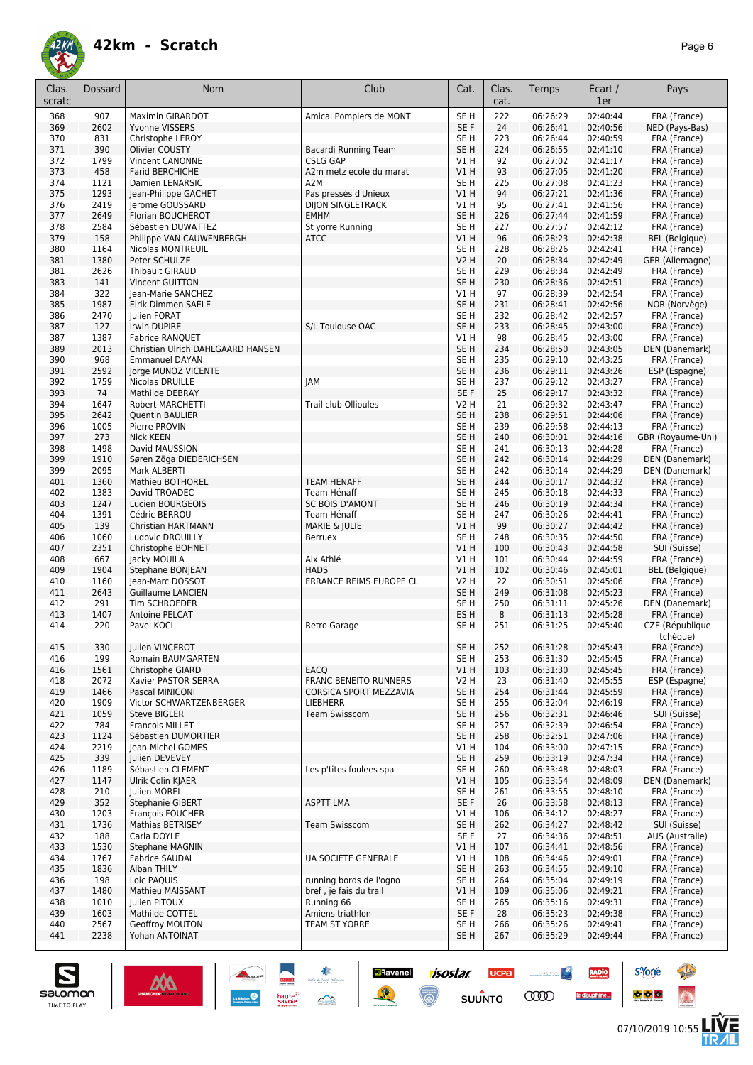# 42km - Scratch

| Clas. scratc | Dossard | Nom | Club | Cat. | Clas. cat. | Temps | Ecart / 1er | Pays |
|---|---|---|---|---|---|---|---|---|
| 368 | 907 | Maximin GIRARDOT | Amical Pompiers de MONT | SE H | 222 | 06:26:29 | 02:40:44 | FRA (France) |
| 369 | 2602 | Yvonne VISSERS | | SE F | 24 | 06:26:41 | 02:40:56 | NED (Pays-Bas) |
| 370 | 831 | Christophe LEROY | | SE H | 223 | 06:26:44 | 02:40:59 | FRA (France) |
| 371 | 390 | Olivier COUSTY | Bacardi Running Team | SE H | 224 | 06:26:55 | 02:41:10 | FRA (France) |
| 372 | 1799 | Vincent CANONNE | CSLG GAP | V1 H | 92 | 06:27:02 | 02:41:17 | FRA (France) |
| 373 | 458 | Farid BERCHICHE | A2m metz ecole du marat | V1 H | 93 | 06:27:05 | 02:41:20 | FRA (France) |
| 374 | 1121 | Damien LENARSIC | A2M | SE H | 225 | 06:27:08 | 02:41:23 | FRA (France) |
| 375 | 1293 | Jean-Philippe GACHET | Pas pressés d'Unieux | V1 H | 94 | 06:27:21 | 02:41:36 | FRA (France) |
| 376 | 2419 | Jerome GOUSSARD | DIJON SINGLETRACK | V1 H | 95 | 06:27:41 | 02:41:56 | FRA (France) |
| 377 | 2649 | Florian BOUCHEROT | EMHM | SE H | 226 | 06:27:44 | 02:41:59 | FRA (France) |
| 378 | 2584 | Sébastien DUWATTEZ | St yorre Running | SE H | 227 | 06:27:57 | 02:42:12 | FRA (France) |
| 379 | 158 | Philippe VAN CAUWENBERGH | ATCC | V1 H | 96 | 06:28:23 | 02:42:38 | BEL (Belgique) |
| 380 | 1164 | Nicolas MONTREUIL | | SE H | 228 | 06:28:26 | 02:42:41 | FRA (France) |
| 381 | 1380 | Peter SCHULZE | | V2 H | 20 | 06:28:34 | 02:42:49 | GER (Allemagne) |
| 381 | 2626 | Thibault GIRAUD | | SE H | 229 | 06:28:34 | 02:42:49 | FRA (France) |
| 383 | 141 | Vincent GUITTON | | SE H | 230 | 06:28:36 | 02:42:51 | FRA (France) |
| 384 | 322 | Jean-Marie SANCHEZ | | V1 H | 97 | 06:28:39 | 02:42:54 | FRA (France) |
| 385 | 1987 | Eirik Dimmen SAELE | | SE H | 231 | 06:28:41 | 02:42:56 | NOR (Norvège) |
| 386 | 2470 | Julien FORAT | | SE H | 232 | 06:28:42 | 02:42:57 | FRA (France) |
| 387 | 127 | Irwin DUPIRE | S/L Toulouse OAC | SE H | 233 | 06:28:45 | 02:43:00 | FRA (France) |
| 387 | 1387 | Fabrice RANQUET | | V1 H | 98 | 06:28:45 | 02:43:00 | FRA (France) |
| 389 | 2013 | Christian Ulrich DAHLGAARD HANSEN | | SE H | 234 | 06:28:50 | 02:43:05 | DEN (Danemark) |
| 390 | 968 | Emmanuel DAYAN | | SE H | 235 | 06:29:10 | 02:43:25 | FRA (France) |
| 391 | 2592 | Jorge MUNOZ VICENTE | | SE H | 236 | 06:29:11 | 02:43:26 | ESP (Espagne) |
| 392 | 1759 | Nicolas DRUILLE | JAM | SE H | 237 | 06:29:12 | 02:43:27 | FRA (France) |
| 393 | 74 | Mathilde DEBRAY | | SE F | 25 | 06:29:17 | 02:43:32 | FRA (France) |
| 394 | 1647 | Robert MARCHETTI | Trail club Ollioules | V2 H | 21 | 06:29:32 | 02:43:47 | FRA (France) |
| 395 | 2642 | Quentin BAULIER | | SE H | 238 | 06:29:51 | 02:44:06 | FRA (France) |
| 396 | 1005 | Pierre PROVIN | | SE H | 239 | 06:29:58 | 02:44:13 | FRA (France) |
| 397 | 273 | Nick KEEN | | SE H | 240 | 06:30:01 | 02:44:16 | GBR (Royaume-Uni) |
| 398 | 1498 | David MAUSSION | | SE H | 241 | 06:30:13 | 02:44:28 | FRA (France) |
| 399 | 1910 | Søren Zöga DIEDERICHSEN | | SE H | 242 | 06:30:14 | 02:44:29 | DEN (Danemark) |
| 399 | 2095 | Mark ALBERTI | | SE H | 242 | 06:30:14 | 02:44:29 | DEN (Danemark) |
| 401 | 1360 | Mathieu BOTHOREL | TEAM HENAFF | SE H | 244 | 06:30:17 | 02:44:32 | FRA (France) |
| 402 | 1383 | David TROADEC | Team Hénaff | SE H | 245 | 06:30:18 | 02:44:33 | FRA (France) |
| 403 | 1247 | Lucien BOURGEOIS | SC BOIS D'AMONT | SE H | 246 | 06:30:19 | 02:44:34 | FRA (France) |
| 404 | 1391 | Cédric BERROU | Team Hénaff | SE H | 247 | 06:30:26 | 02:44:41 | FRA (France) |
| 405 | 139 | Christian HARTMANN | MARIE & JULIE | V1 H | 99 | 06:30:27 | 02:44:42 | FRA (France) |
| 406 | 1060 | Ludovic DROUILLY | Berruex | SE H | 248 | 06:30:35 | 02:44:50 | FRA (France) |
| 407 | 2351 | Christophe BOHNET | | V1 H | 100 | 06:30:43 | 02:44:58 | SUI (Suisse) |
| 408 | 667 | Jacky MOUILA | Aix Athlé | V1 H | 101 | 06:30:44 | 02:44:59 | FRA (France) |
| 409 | 1904 | Stephane BONJEAN | HADS | V1 H | 102 | 06:30:46 | 02:45:01 | BEL (Belgique) |
| 410 | 1160 | Jean-Marc DOSSOT | ERRANCE REIMS EUROPE CL | V2 H | 22 | 06:30:51 | 02:45:06 | FRA (France) |
| 411 | 2643 | Guillaume LANCIEN | | SE H | 249 | 06:31:08 | 02:45:23 | FRA (France) |
| 412 | 291 | Tim SCHROEDER | | SE H | 250 | 06:31:11 | 02:45:26 | DEN (Danemark) |
| 413 | 1407 | Antoine PELCAT | | ES H | 8 | 06:31:13 | 02:45:28 | FRA (France) |
| 414 | 220 | Pavel KOCI | Retro Garage | SE H | 251 | 06:31:25 | 02:45:40 | CZE (République tchèque) |
| 415 | 330 | Julien VINCEROT | | SE H | 252 | 06:31:28 | 02:45:43 | FRA (France) |
| 416 | 199 | Romain BAUMGARTEN | | SE H | 253 | 06:31:30 | 02:45:45 | FRA (France) |
| 416 | 1561 | Christophe GIARD | EACQ | V1 H | 103 | 06:31:30 | 02:45:45 | FRA (France) |
| 418 | 2072 | Xavier PASTOR SERRA | FRANC BENEITO RUNNERS | V2 H | 23 | 06:31:40 | 02:45:55 | ESP (Espagne) |
| 419 | 1466 | Pascal MINICONI | CORSICA SPORT MEZZAVIA | SE H | 254 | 06:31:44 | 02:45:59 | FRA (France) |
| 420 | 1909 | Victor SCHWARTZENBERGER | LIEBHERR | SE H | 255 | 06:32:04 | 02:46:19 | FRA (France) |
| 421 | 1059 | Steve BIGLER | Team Swisscom | SE H | 256 | 06:32:31 | 02:46:46 | SUI (Suisse) |
| 422 | 784 | Francois MILLET | | SE H | 257 | 06:32:39 | 02:46:54 | FRA (France) |
| 423 | 1124 | Sébastien DUMORTIER | | SE H | 258 | 06:32:51 | 02:47:06 | FRA (France) |
| 424 | 2219 | Jean-Michel GOMES | | V1 H | 104 | 06:33:00 | 02:47:15 | FRA (France) |
| 425 | 339 | Julien DEVEVEY | | SE H | 259 | 06:33:19 | 02:47:34 | FRA (France) |
| 426 | 1189 | Sébastien CLEMENT | Les p'tites foulees spa | SE H | 260 | 06:33:48 | 02:48:03 | FRA (France) |
| 427 | 1147 | Ulrik Colin KJAER | | V1 H | 105 | 06:33:54 | 02:48:09 | DEN (Danemark) |
| 428 | 210 | Julien MOREL | | SE H | 261 | 06:33:55 | 02:48:10 | FRA (France) |
| 429 | 352 | Stephanie GIBERT | ASPTT LMA | SE F | 26 | 06:33:58 | 02:48:13 | FRA (France) |
| 430 | 1203 | François FOUCHER | | V1 H | 106 | 06:34:12 | 02:48:27 | FRA (France) |
| 431 | 1736 | Mathias BETRISEY | Team Swisscom | SE H | 262 | 06:34:27 | 02:48:42 | SUI (Suisse) |
| 432 | 188 | Carla DOYLE | | SE F | 27 | 06:34:36 | 02:48:51 | AUS (Australie) |
| 433 | 1530 | Stephane MAGNIN | | V1 H | 107 | 06:34:41 | 02:48:56 | FRA (France) |
| 434 | 1767 | Fabrice SAUDAI | UA SOCIETE GENERALE | V1 H | 108 | 06:34:46 | 02:49:01 | FRA (France) |
| 435 | 1836 | Alban THILY | | SE H | 263 | 06:34:55 | 02:49:10 | FRA (France) |
| 436 | 198 | Loic PAQUIS | running bords de l'ogno | SE H | 264 | 06:35:04 | 02:49:19 | FRA (France) |
| 437 | 1480 | Mathieu MAISSANT | bref , je fais du trail | V1 H | 109 | 06:35:06 | 02:49:21 | FRA (France) |
| 438 | 1010 | Julien PITOUX | Running 66 | SE H | 265 | 06:35:16 | 02:49:31 | FRA (France) |
| 439 | 1603 | Mathilde COTTEL | Amiens triathlon | SE F | 28 | 06:35:23 | 02:49:38 | FRA (France) |
| 440 | 2567 | Geoffroy MOUTON | TEAM ST YORRE | SE H | 266 | 06:35:26 | 02:49:41 | FRA (France) |
| 441 | 2238 | Yohan ANTOINAT | | SE H | 267 | 06:35:29 | 02:49:44 | FRA (France) |

07/10/2019 10:55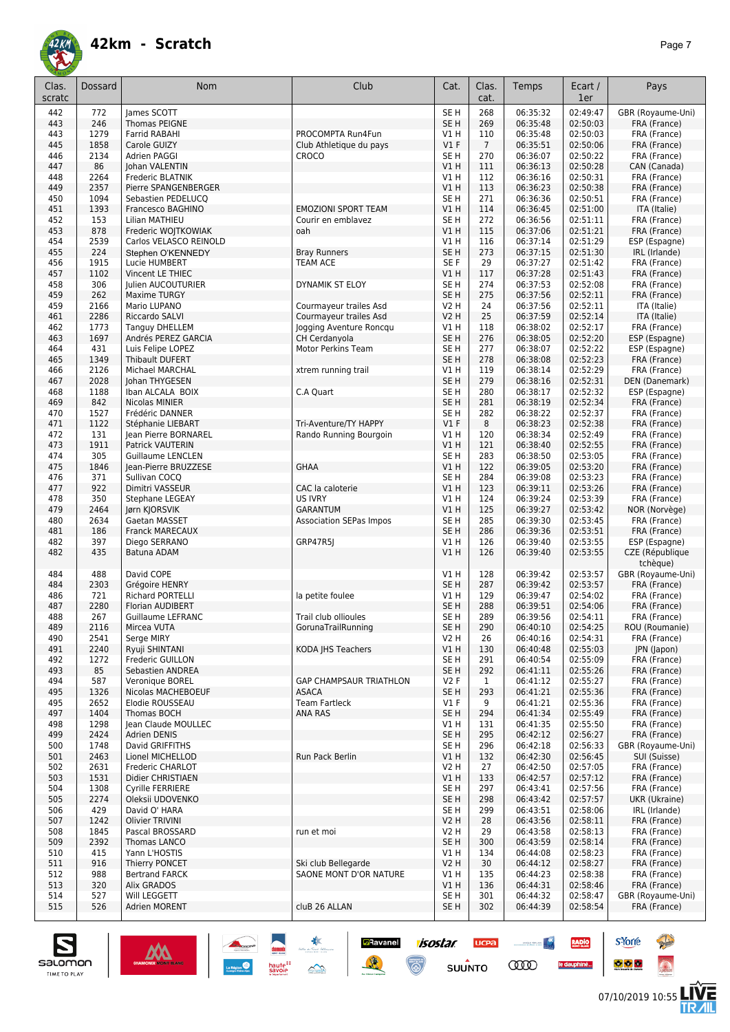# 42km - Scratch

| Clas. scratc | Dossard | Nom | Club | Cat. | Clas. cat. | Temps | Ecart / 1er | Pays |
|---|---|---|---|---|---|---|---|---|
| 442 | 772 | James SCOTT | | SE H | 268 | 06:35:32 | 02:49:47 | GBR (Royaume-Uni) |
| 443 | 246 | Thomas PEIGNE | | SE H | 269 | 06:35:48 | 02:50:03 | FRA (France) |
| 443 | 1279 | Farrid RABAHI | PROCOMPTA Run4Fun | V1 H | 110 | 06:35:48 | 02:50:03 | FRA (France) |
| 445 | 1858 | Carole GUIZY | Club Athletique du pays | V1 F | 7 | 06:35:51 | 02:50:06 | FRA (France) |
| 446 | 2134 | Adrien PAGGI | CROCO | SE H | 270 | 06:36:07 | 02:50:22 | FRA (France) |
| 447 | 86 | Johan VALENTIN | | V1 H | 111 | 06:36:13 | 02:50:28 | CAN (Canada) |
| 448 | 2264 | Frederic BLATNIK | | V1 H | 112 | 06:36:16 | 02:50:31 | FRA (France) |
| 449 | 2357 | Pierre SPANGENBERGER | | V1 H | 113 | 06:36:23 | 02:50:38 | FRA (France) |
| 450 | 1094 | Sebastien PEDELUCQ | | SE H | 271 | 06:36:36 | 02:50:51 | FRA (France) |
| 451 | 1393 | Francesco BAGHINO | EMOZIONI SPORT TEAM | V1 H | 114 | 06:36:45 | 02:51:00 | ITA (Italie) |
| 452 | 153 | Lilian MATHIEU | Courir en emblavez | SE H | 272 | 06:36:56 | 02:51:11 | FRA (France) |
| 453 | 878 | Frederic WOJTKOWIAK | oah | V1 H | 115 | 06:37:06 | 02:51:21 | FRA (France) |
| 454 | 2539 | Carlos VELASCO REINOLD | | V1 H | 116 | 06:37:14 | 02:51:29 | ESP (Espagne) |
| 455 | 224 | Stephen O'KENNEDY | Bray Runners | SE H | 273 | 06:37:15 | 02:51:30 | IRL (Irlande) |
| 456 | 1915 | Lucie HUMBERT | TEAM ACE | SE F | 29 | 06:37:27 | 02:51:42 | FRA (France) |
| 457 | 1102 | Vincent LE THIEC | | V1 H | 117 | 06:37:28 | 02:51:43 | FRA (France) |
| 458 | 306 | Julien AUCOUTURIER | DYNAMIK ST ELOY | SE H | 274 | 06:37:53 | 02:52:08 | FRA (France) |
| 459 | 262 | Maxime TURGY | | SE H | 275 | 06:37:56 | 02:52:11 | FRA (France) |
| 459 | 2166 | Mario LUPANO | Courmayeur trailes Asd | V2 H | 24 | 06:37:56 | 02:52:11 | ITA (Italie) |
| 461 | 2286 | Riccardo SALVI | Courmayeur trailes Asd | V2 H | 25 | 06:37:59 | 02:52:14 | ITA (Italie) |
| 462 | 1773 | Tanguy DHELLEM | Jogging Aventure Roncq | V1 H | 118 | 06:38:02 | 02:52:17 | FRA (France) |
| 463 | 1697 | Andrés PEREZ GARCIA | CH Cerdanyola | SE H | 276 | 06:38:05 | 02:52:20 | ESP (Espagne) |
| 464 | 431 | Luis Felipe LOPEZ | Motor Perkins Team | SE H | 277 | 06:38:07 | 02:52:22 | ESP (Espagne) |
| 465 | 1349 | Thibault DUFERT | | SE H | 278 | 06:38:08 | 02:52:23 | FRA (France) |
| 466 | 2126 | Michael MARCHAL | xtrem running trail | V1 H | 119 | 06:38:14 | 02:52:29 | FRA (France) |
| 467 | 2028 | Johan THYGESEN | | SE H | 279 | 06:38:16 | 02:52:31 | DEN (Danemark) |
| 468 | 1188 | Iban ALCALA BOIX | C.A Quart | SE H | 280 | 06:38:17 | 02:52:32 | ESP (Espagne) |
| 469 | 842 | Nicolas MINIER | | SE H | 281 | 06:38:19 | 02:52:34 | FRA (France) |
| 470 | 1527 | Frédéric DANNER | | SE H | 282 | 06:38:22 | 02:52:37 | FRA (France) |
| 471 | 1122 | Stéphanie LIEBART | Tri-Aventure/TY HAPPY | V1 F | 8 | 06:38:23 | 02:52:38 | FRA (France) |
| 472 | 131 | Jean Pierre BORNAREL | Rando Running Bourgoin | V1 H | 120 | 06:38:34 | 02:52:49 | FRA (France) |
| 473 | 1911 | Patrick VAUTERIN | | V1 H | 121 | 06:38:40 | 02:52:55 | FRA (France) |
| 474 | 305 | Guillaume LENCLEN | | SE H | 283 | 06:38:50 | 02:53:05 | FRA (France) |
| 475 | 1846 | Jean-Pierre BRUZZESE | GHAA | V1 H | 122 | 06:39:05 | 02:53:20 | FRA (France) |
| 476 | 371 | Sullivan COCQ | | SE H | 284 | 06:39:08 | 02:53:23 | FRA (France) |
| 477 | 922 | Dimitri VASSEUR | CAC la caloterie | V1 H | 123 | 06:39:11 | 02:53:26 | FRA (France) |
| 478 | 350 | Stephane LEGEAY | US IVRY | V1 H | 124 | 06:39:24 | 02:53:39 | FRA (France) |
| 479 | 2464 | Jørn KJORSVIK | GARANTUM | V1 H | 125 | 06:39:27 | 02:53:42 | NOR (Norvège) |
| 480 | 2634 | Gaetan MASSET | Association SEPas Impos | SE H | 285 | 06:39:30 | 02:53:45 | FRA (France) |
| 481 | 186 | Franck MARECAUX | | SE H | 286 | 06:39:36 | 02:53:51 | FRA (France) |
| 482 | 397 | Diego SERRANO | GRP47R5J | V1 H | 126 | 06:39:40 | 02:53:55 | ESP (Espagne) |
| 482 | 435 | Batuna ADAM | | V1 H | 126 | 06:39:40 | 02:53:55 | CZE (République tchèque) |
| 484 | 488 | David COPE | | V1 H | 128 | 06:39:42 | 02:53:57 | GBR (Royaume-Uni) |
| 484 | 2303 | Grégoire HENRY | | SE H | 287 | 06:39:42 | 02:53:57 | FRA (France) |
| 486 | 721 | Richard PORTELLI | la petite foulee | V1 H | 129 | 06:39:47 | 02:54:02 | FRA (France) |
| 487 | 2280 | Florian AUDIBERT | | SE H | 288 | 06:39:51 | 02:54:06 | FRA (France) |
| 488 | 267 | Guillaume LEFRANC | Trail club ollioules | SE H | 289 | 06:39:56 | 02:54:11 | FRA (France) |
| 489 | 2116 | Mircea VUTA | GorunaTrailRunning | SE H | 290 | 06:40:10 | 02:54:25 | ROU (Roumanie) |
| 490 | 2541 | Serge MIRY | | V2 H | 26 | 06:40:16 | 02:54:31 | FRA (France) |
| 491 | 2240 | Ryuji SHINTANI | KODA JHS Teachers | V1 H | 130 | 06:40:48 | 02:55:03 | JPN (Japon) |
| 492 | 1272 | Frederic GUILLON | | SE H | 291 | 06:40:54 | 02:55:09 | FRA (France) |
| 493 | 85 | Sebastien ANDREA | | SE H | 292 | 06:41:11 | 02:55:26 | FRA (France) |
| 494 | 587 | Veronique BOREL | GAP CHAMPSAUR TRIATHLON | V2 F | 1 | 06:41:12 | 02:55:27 | FRA (France) |
| 495 | 1326 | Nicolas MACHEBOEUF | ASACA | SE H | 293 | 06:41:21 | 02:55:36 | FRA (France) |
| 495 | 2652 | Elodie ROUSSEAU | Team Fartleck | V1 F | 9 | 06:41:21 | 02:55:36 | FRA (France) |
| 497 | 1404 | Thomas BOCH | ANA RAS | SE H | 294 | 06:41:34 | 02:55:49 | FRA (France) |
| 498 | 1298 | Jean Claude MOULLEC | | V1 H | 131 | 06:41:35 | 02:55:50 | FRA (France) |
| 499 | 2424 | Adrien DENIS | | SE H | 295 | 06:42:12 | 02:56:27 | FRA (France) |
| 500 | 1748 | David GRIFFITHS | | SE H | 296 | 06:42:18 | 02:56:33 | GBR (Royaume-Uni) |
| 501 | 2463 | Lionel MICHELLOD | Run Pack Berlin | V1 H | 132 | 06:42:30 | 02:56:45 | SUI (Suisse) |
| 502 | 2631 | Frederic CHARLOT | | V2 H | 27 | 06:42:50 | 02:57:05 | FRA (France) |
| 503 | 1531 | Didier CHRISTIAEN | | V1 H | 133 | 06:42:57 | 02:57:12 | FRA (France) |
| 504 | 1308 | Cyrille FERRIERE | | SE H | 297 | 06:43:41 | 02:57:56 | FRA (France) |
| 505 | 2274 | Oleksii UDOVENKO | | SE H | 298 | 06:43:42 | 02:57:57 | UKR (Ukraine) |
| 506 | 429 | David O' HARA | | SE H | 299 | 06:43:51 | 02:58:06 | IRL (Irlande) |
| 507 | 1242 | Olivier TRIVINI | | V2 H | 28 | 06:43:56 | 02:58:11 | FRA (France) |
| 508 | 1845 | Pascal BROSSARD | run et moi | V2 H | 29 | 06:43:58 | 02:58:13 | FRA (France) |
| 509 | 2392 | Thomas LANCO | | SE H | 300 | 06:43:59 | 02:58:14 | FRA (France) |
| 510 | 415 | Yann L'HOSTIS | | V1 H | 134 | 06:44:08 | 02:58:23 | FRA (France) |
| 511 | 916 | Thierry PONCET | Ski club Bellegarde | V2 H | 30 | 06:44:12 | 02:58:27 | FRA (France) |
| 512 | 988 | Bertrand FARCK | SAONE MONT D'OR NATURE | V1 H | 135 | 06:44:23 | 02:58:38 | FRA (France) |
| 513 | 320 | Alix GRADOS | | V1 H | 136 | 06:44:31 | 02:58:46 | FRA (France) |
| 514 | 527 | Will LEGGETT | | SE H | 301 | 06:44:32 | 02:58:47 | GBR (Royaume-Uni) |
| 515 | 526 | Adrien MORENT | cluB 26 ALLAN | SE H | 302 | 06:44:39 | 02:58:54 | FRA (France) |

07/10/2019 10:55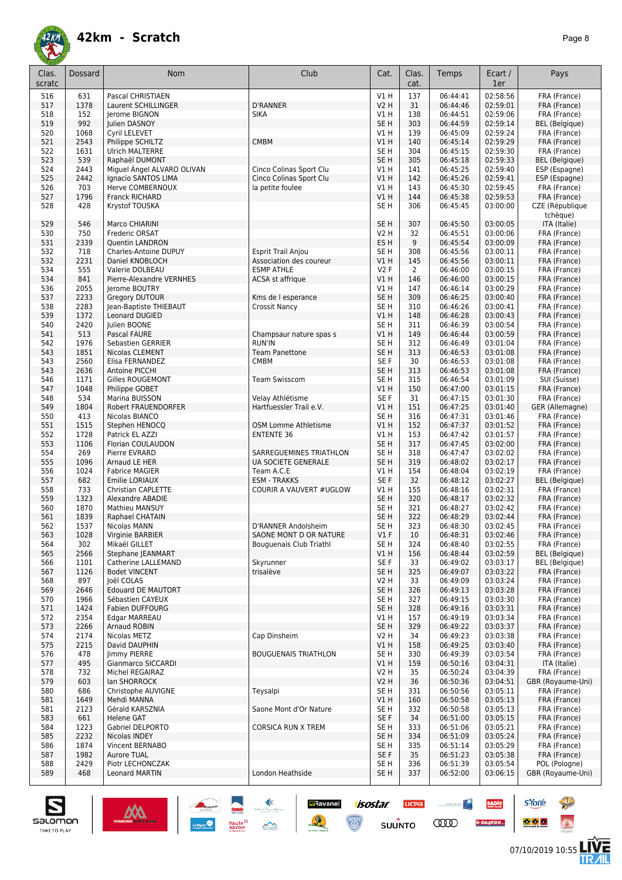# 42km - Scratch

| Clas. scratc | Dossard | Nom | Club | Cat. | Clas. cat. | Temps | Ecart / 1er | Pays |
|---|---|---|---|---|---|---|---|---|
| 516 | 631 | Pascal CHRISTIAEN | | V1 H | 137 | 06:44:41 | 02:58:56 | FRA (France) |
| 517 | 1378 | Laurent SCHILLINGER | D'RANNER | V2 H | 31 | 06:44:46 | 02:59:01 | FRA (France) |
| 518 | 152 | Jerome BIGNON | SIKA | V1 H | 138 | 06:44:51 | 02:59:06 | FRA (France) |
| 519 | 992 | Julien DASNOY | | SE H | 303 | 06:44:59 | 02:59:14 | BEL (Belgique) |
| 520 | 1068 | Cyril LELEVET | | V1 H | 139 | 06:45:09 | 02:59:24 | FRA (France) |
| 521 | 2543 | Philippe SCHILTZ | CMBM | V1 H | 140 | 06:45:14 | 02:59:29 | FRA (France) |
| 522 | 1631 | Ulrich MALTERRE | | SE H | 304 | 06:45:15 | 02:59:30 | FRA (France) |
| 523 | 539 | Raphaël DUMONT | | SE H | 305 | 06:45:18 | 02:59:33 | BEL (Belgique) |
| 524 | 2443 | Miguel Ángel ALVARO OLIVAN | Cinco Colinas Sport Clu | V1 H | 141 | 06:45:25 | 02:59:40 | ESP (Espagne) |
| 525 | 2442 | Ignacio SANTOS LIMA | Cinco Colinas Sport Clu | V1 H | 142 | 06:45:26 | 02:59:41 | ESP (Espagne) |
| 526 | 703 | Herve COMBERNOUX | la petite foulee | V1 H | 143 | 06:45:30 | 02:59:45 | FRA (France) |
| 527 | 1796 | Franck RICHARD | | V1 H | 144 | 06:45:38 | 02:59:53 | FRA (France) |
| 528 | 428 | Krystof TOUSKA | | SE H | 306 | 06:45:45 | 03:00:00 | CZE (République tchèque) |
| 529 | 546 | Marco CHIARINI | | SE H | 307 | 06:45:50 | 03:00:05 | ITA (Italie) |
| 530 | 750 | Frederic ORSAT | | V2 H | 32 | 06:45:51 | 03:00:06 | FRA (France) |
| 531 | 2339 | Quentin LANDRON | | ES H | 9 | 06:45:54 | 03:00:09 | FRA (France) |
| 532 | 718 | Charles-Antoine DUPUY | Esprit Trail Anjou | SE H | 308 | 06:45:56 | 03:00:11 | FRA (France) |
| 532 | 2231 | Daniel KNOBLOCH | Association des coureur | V1 H | 145 | 06:45:56 | 03:00:11 | FRA (France) |
| 534 | 555 | Valerie DOLBEAU | ESMP ATHLE | V2 F | 2 | 06:46:00 | 03:00:15 | FRA (France) |
| 534 | 841 | Pierre-Alexandre VERNHES | ACSA st affrique | V1 H | 146 | 06:46:00 | 03:00:15 | FRA (France) |
| 536 | 2055 | Jerome BOUTRY | | V1 H | 147 | 06:46:14 | 03:00:29 | FRA (France) |
| 537 | 2233 | Gregory DUTOUR | Kms de l esperance | SE H | 309 | 06:46:25 | 03:00:40 | FRA (France) |
| 538 | 2283 | Jean-Baptiste THIEBAUT | Crossit Nancy | SE H | 310 | 06:46:26 | 03:00:41 | FRA (France) |
| 539 | 1372 | Leonard DUGIED | | V1 H | 148 | 06:46:28 | 03:00:43 | FRA (France) |
| 540 | 2420 | Julien BOONE | | SE H | 311 | 06:46:39 | 03:00:54 | FRA (France) |
| 541 | 513 | Pascal FAURE | Champsaur nature spas s | V1 H | 149 | 06:46:44 | 03:00:59 | FRA (France) |
| 542 | 1976 | Sebastien GERRIER | RUN'IN | SE H | 312 | 06:46:49 | 03:01:04 | FRA (France) |
| 543 | 1851 | Nicolas CLEMENT | Team Panettone | SE H | 313 | 06:46:53 | 03:01:08 | FRA (France) |
| 543 | 2560 | Elisa FERNANDEZ | CMBM | SE F | 30 | 06:46:53 | 03:01:08 | FRA (France) |
| 543 | 2636 | Antoine PICCHI | | SE H | 313 | 06:46:53 | 03:01:08 | FRA (France) |
| 546 | 1171 | Gilles ROUGEMONT | Team Swisscom | SE H | 315 | 06:46:54 | 03:01:09 | SUI (Suisse) |
| 547 | 1048 | Philippe GOBET | | V1 H | 150 | 06:47:00 | 03:01:15 | FRA (France) |
| 548 | 534 | Marina BUISSON | Velay Athlétisme | SE F | 31 | 06:47:15 | 03:01:30 | FRA (France) |
| 549 | 1804 | Robert FRAUENDORFER | Hartfuessler Trail e.V. | V1 H | 151 | 06:47:25 | 03:01:40 | GER (Allemagne) |
| 550 | 413 | Nicolas BIANCO | | SE H | 316 | 06:47:31 | 03:01:46 | FRA (France) |
| 551 | 1515 | Stephen HENOCQ | OSM Lomme Athletisme | V1 H | 152 | 06:47:37 | 03:01:52 | FRA (France) |
| 552 | 1728 | Patrick EL AZZI | ENTENTE 36 | V1 H | 153 | 06:47:42 | 03:01:57 | FRA (France) |
| 553 | 1106 | Florian COULAUDON | | SE H | 317 | 06:47:45 | 03:02:00 | FRA (France) |
| 554 | 269 | Pierre EVRARD | SARREGUEMINES TRIATHLON | SE H | 318 | 06:47:47 | 03:02:02 | FRA (France) |
| 555 | 1096 | Arnaud LE HER | UA SOCIETE GENERALE | SE H | 319 | 06:48:02 | 03:02:17 | FRA (France) |
| 556 | 1024 | Fabrice MAGIER | Team A.C.E | V1 H | 154 | 06:48:04 | 03:02:19 | FRA (France) |
| 557 | 682 | Emilie LORIAUX | ESM - TRAKKS | SE F | 32 | 06:48:12 | 03:02:27 | BEL (Belgique) |
| 558 | 733 | Christian CAPLETTE | COURIR A VAUVERT #UGLOW | V1 H | 155 | 06:48:16 | 03:02:31 | FRA (France) |
| 559 | 1323 | Alexandre ABADIE | | SE H | 320 | 06:48:17 | 03:02:32 | FRA (France) |
| 560 | 1870 | Mathieu MANSUY | | SE H | 321 | 06:48:27 | 03:02:42 | FRA (France) |
| 561 | 1839 | Raphael CHATAIN | | SE H | 322 | 06:48:29 | 03:02:44 | FRA (France) |
| 562 | 1537 | Nicolas MANN | D'RANNER Andolsheim | SE H | 323 | 06:48:30 | 03:02:45 | FRA (France) |
| 563 | 1028 | Virginie BARBIER | SAONE MONT D OR NATURE | V1 F | 10 | 06:48:31 | 03:02:46 | FRA (France) |
| 564 | 302 | Mikaël GILLET | Bouguenais Club Triathl | SE H | 324 | 06:48:40 | 03:02:55 | FRA (France) |
| 565 | 2566 | Stephane JEANMART | | V1 H | 156 | 06:48:44 | 03:02:59 | BEL (Belgique) |
| 566 | 1101 | Catherine LALLEMAND | Skyrunner | SE F | 33 | 06:49:02 | 03:03:17 | BEL (Belgique) |
| 567 | 1126 | Bodet VINCENT | trisalève | SE H | 325 | 06:49:07 | 03:03:22 | FRA (France) |
| 568 | 897 | Joël COLAS | | V2 H | 33 | 06:49:09 | 03:03:24 | FRA (France) |
| 569 | 2646 | Edouard DE MAUTORT | | SE H | 326 | 06:49:13 | 03:03:28 | FRA (France) |
| 570 | 1966 | Sébastien CAYEUX | | SE H | 327 | 06:49:15 | 03:03:30 | FRA (France) |
| 571 | 1424 | Fabien DUFFOURG | | SE H | 328 | 06:49:16 | 03:03:31 | FRA (France) |
| 572 | 2354 | Edgar MARREAU | | V1 H | 157 | 06:49:19 | 03:03:34 | FRA (France) |
| 573 | 2266 | Arnaud ROBIN | | SE H | 329 | 06:49:22 | 03:03:37 | FRA (France) |
| 574 | 2174 | Nicolas METZ | Cap Dinsheim | V2 H | 34 | 06:49:23 | 03:03:38 | FRA (France) |
| 575 | 2215 | David DAUPHIN | | V1 H | 158 | 06:49:25 | 03:03:40 | FRA (France) |
| 576 | 478 | Jimmy PIERRE | BOUGUENAIS TRIATHLON | SE H | 330 | 06:49:39 | 03:03:54 | FRA (France) |
| 577 | 495 | Gianmarco SICCARDI | | V1 H | 159 | 06:50:16 | 03:04:31 | ITA (Italie) |
| 578 | 732 | Michel REGAIRAZ | | V2 H | 35 | 06:50:24 | 03:04:39 | FRA (France) |
| 579 | 603 | Ian SHORROCK | | V2 H | 36 | 06:50:36 | 03:04:51 | GBR (Royaume-Uni) |
| 580 | 686 | Christophe AUVIGNE | Teysalpi | SE H | 331 | 06:50:56 | 03:05:11 | FRA (France) |
| 581 | 1649 | Mehdi MANNA | | V1 H | 160 | 06:50:58 | 03:05:13 | FRA (France) |
| 581 | 2123 | Gérald KARSZNIA | Saone Mont d'Or Nature | SE H | 332 | 06:50:58 | 03:05:13 | FRA (France) |
| 583 | 661 | Helene GAT | | SE F | 34 | 06:51:00 | 03:05:15 | FRA (France) |
| 584 | 1223 | Gabriel DELPORTO | CORSICA RUN X TREM | SE H | 333 | 06:51:06 | 03:05:21 | FRA (France) |
| 585 | 2232 | Nicolas INDEY | | SE H | 334 | 06:51:09 | 03:05:24 | FRA (France) |
| 586 | 1874 | Vincent BERNABO | | SE H | 335 | 06:51:14 | 03:05:29 | FRA (France) |
| 587 | 1982 | Aurore TUAL | | SE F | 35 | 06:51:23 | 03:05:38 | FRA (France) |
| 588 | 2429 | Piotr LECHONCZAK | | SE H | 336 | 06:51:39 | 03:05:54 | POL (Pologne) |
| 589 | 468 | Leonard MARTIN | London Heathside | SE H | 337 | 06:52:00 | 03:06:15 | GBR (Royaume-Uni) |

07/10/2019 10:55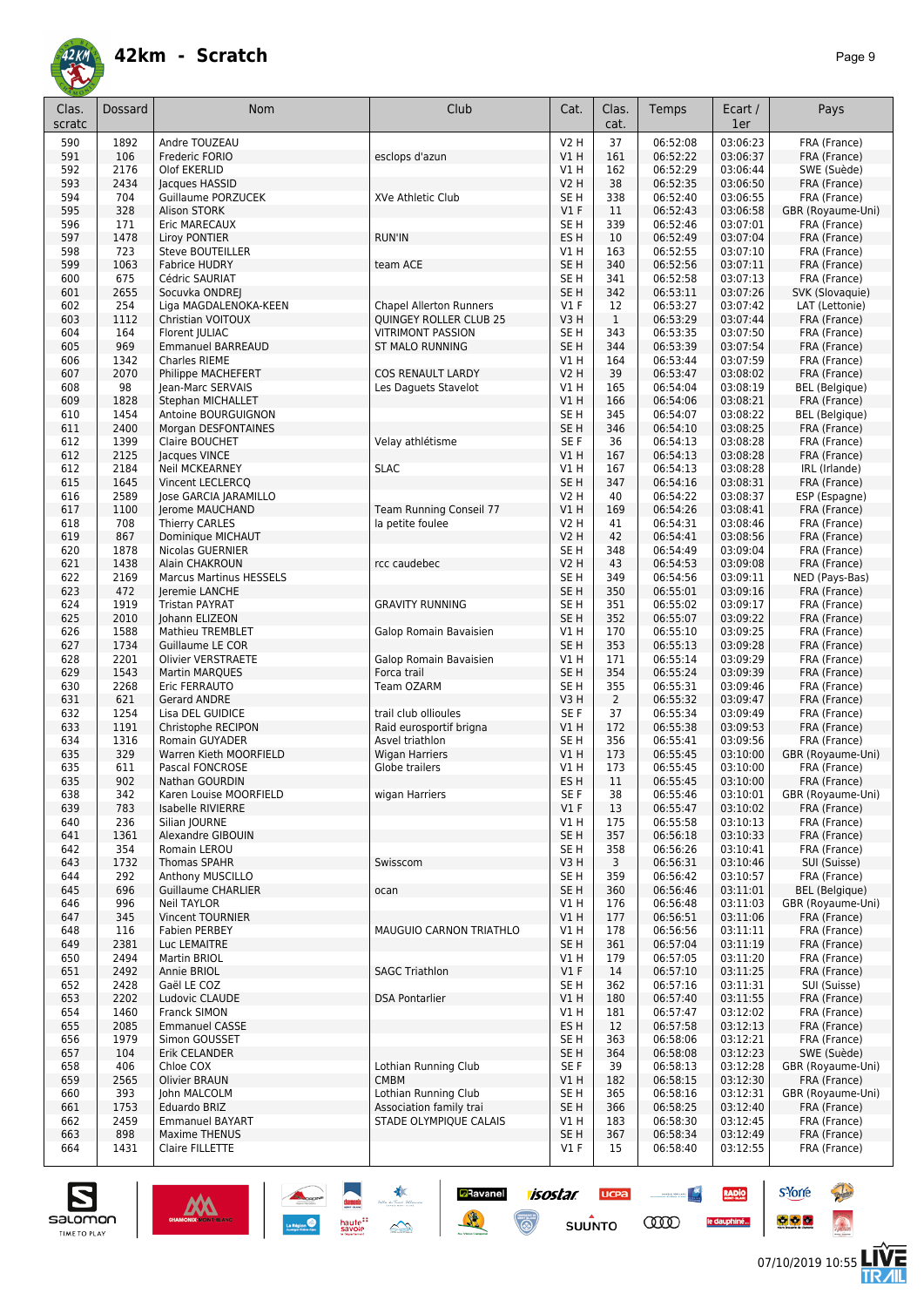# 42km - Scratch

| Clas. scratc | Dossard | Nom | Club | Cat. | Clas. cat. | Temps | Ecart / 1er | Pays |
|---|---|---|---|---|---|---|---|---|
| 590 | 1892 | Andre TOUZEAU | | V2 H | 37 | 06:52:08 | 03:06:23 | FRA (France) |
| 591 | 106 | Frederic FORIO | esclops d'azun | V1 H | 161 | 06:52:22 | 03:06:37 | FRA (France) |
| 592 | 2176 | Olof EKERLID | | V1 H | 162 | 06:52:29 | 03:06:44 | SWE (Suède) |
| 593 | 2434 | Jacques HASSID | | V2 H | 38 | 06:52:35 | 03:06:50 | FRA (France) |
| 594 | 704 | Guillaume PORZUCEK | XVe Athletic Club | SE H | 338 | 06:52:40 | 03:06:55 | FRA (France) |
| 595 | 328 | Alison STORK | | V1 F | 11 | 06:52:43 | 03:06:58 | GBR (Royaume-Uni) |
| 596 | 171 | Eric MARECAUX | | SE H | 339 | 06:52:46 | 03:07:01 | FRA (France) |
| 597 | 1478 | Liroy PONTIER | RUN'IN | ES H | 10 | 06:52:49 | 03:07:04 | FRA (France) |
| 598 | 723 | Steve BOUTEILLER | | V1 H | 163 | 06:52:55 | 03:07:10 | FRA (France) |
| 599 | 1063 | Fabrice HUDRY | team ACE | SE H | 340 | 06:52:56 | 03:07:11 | FRA (France) |
| 600 | 675 | Cédric SAURIAT | | SE H | 341 | 06:52:58 | 03:07:13 | FRA (France) |
| 601 | 2655 | Socuvka ONDREJ | | SE H | 342 | 06:53:11 | 03:07:26 | SVK (Slovaquie) |
| 602 | 254 | Liga MAGDALENOKA-KEEN | Chapel Allerton Runners | V1 F | 12 | 06:53:27 | 03:07:42 | LAT (Lettonie) |
| 603 | 1112 | Christian VOITOUX | QUINGEY ROLLER CLUB 25 | V3 H | 1 | 06:53:29 | 03:07:44 | FRA (France) |
| 604 | 164 | Florent JULIAC | VITRIMONT PASSION | SE H | 343 | 06:53:35 | 03:07:50 | FRA (France) |
| 605 | 969 | Emmanuel BARREAUD | ST MALO RUNNING | SE H | 344 | 06:53:39 | 03:07:54 | FRA (France) |
| 606 | 1342 | Charles RIEME | | V1 H | 164 | 06:53:44 | 03:07:59 | FRA (France) |
| 607 | 2070 | Philippe MACHEFERT | COS RENAULT LARDY | V2 H | 39 | 06:53:47 | 03:08:02 | FRA (France) |
| 608 | 98 | Jean-Marc SERVAIS | Les Daguets Stavelot | V1 H | 165 | 06:54:04 | 03:08:19 | BEL (Belgique) |
| 609 | 1828 | Stephan MICHALLET | | V1 H | 166 | 06:54:06 | 03:08:21 | FRA (France) |
| 610 | 1454 | Antoine BOURGUIGNON | | SE H | 345 | 06:54:07 | 03:08:22 | BEL (Belgique) |
| 611 | 2400 | Morgan DESFONTAINES | | SE H | 346 | 06:54:10 | 03:08:25 | FRA (France) |
| 612 | 1399 | Claire BOUCHET | Velay athlétisme | SE F | 36 | 06:54:13 | 03:08:28 | FRA (France) |
| 612 | 2125 | Jacques VINCE | | V1 H | 167 | 06:54:13 | 03:08:28 | FRA (France) |
| 612 | 2184 | Neil MCKEARNEY | SLAC | V1 H | 167 | 06:54:13 | 03:08:28 | IRL (Irlande) |
| 615 | 1645 | Vincent LECLERCQ | | SE H | 347 | 06:54:16 | 03:08:31 | FRA (France) |
| 616 | 2589 | Jose GARCIA JARAMILLO | | V2 H | 40 | 06:54:22 | 03:08:37 | ESP (Espagne) |
| 617 | 1100 | Jerome MAUCHAND | Team Running Conseil 77 | V1 H | 169 | 06:54:26 | 03:08:41 | FRA (France) |
| 618 | 708 | Thierry CARLES | la petite foulee | V2 H | 41 | 06:54:31 | 03:08:46 | FRA (France) |
| 619 | 867 | Dominique MICHAUT | | V2 H | 42 | 06:54:41 | 03:08:56 | FRA (France) |
| 620 | 1878 | Nicolas GUERNIER | | SE H | 348 | 06:54:49 | 03:09:04 | FRA (France) |
| 621 | 1438 | Alain CHAKROUN | rcc caudebec | V2 H | 43 | 06:54:53 | 03:09:08 | FRA (France) |
| 622 | 2169 | Marcus Martinus HESSELS | | SE H | 349 | 06:54:56 | 03:09:11 | NED (Pays-Bas) |
| 623 | 472 | Jeremie LANCHE | | SE H | 350 | 06:55:01 | 03:09:16 | FRA (France) |
| 624 | 1919 | Tristan PAYRAT | GRAVITY RUNNING | SE H | 351 | 06:55:02 | 03:09:17 | FRA (France) |
| 625 | 2010 | Johann ELIZEON | | SE H | 352 | 06:55:07 | 03:09:22 | FRA (France) |
| 626 | 1588 | Mathieu TREMBLET | Galop Romain Bavaisien | V1 H | 170 | 06:55:10 | 03:09:25 | FRA (France) |
| 627 | 1734 | Guillaume LE COR | | SE H | 353 | 06:55:13 | 03:09:28 | FRA (France) |
| 628 | 2201 | Olivier VERSTRAETE | Galop Romain Bavaisien | V1 H | 171 | 06:55:14 | 03:09:29 | FRA (France) |
| 629 | 1543 | Martin MARQUES | Forca trail | SE H | 354 | 06:55:24 | 03:09:39 | FRA (France) |
| 630 | 2268 | Eric FERRAUTO | Team OZARM | SE H | 355 | 06:55:31 | 03:09:46 | FRA (France) |
| 631 | 621 | Gerard ANDRE | | V3 H | 2 | 06:55:32 | 03:09:47 | FRA (France) |
| 632 | 1254 | Lisa DEL GUIDICE | trail club ollioules | SE F | 37 | 06:55:34 | 03:09:49 | FRA (France) |
| 633 | 1191 | Christophe RECIPON | Raid eurosportif brigna | V1 H | 172 | 06:55:38 | 03:09:53 | FRA (France) |
| 634 | 1316 | Romain GUYADER | Asvel triathlon | SE H | 356 | 06:55:41 | 03:09:56 | FRA (France) |
| 635 | 329 | Warren Kieth MOORFIELD | Wigan Harriers | V1 H | 173 | 06:55:45 | 03:10:00 | GBR (Royaume-Uni) |
| 635 | 611 | Pascal FONCROSE | Globe trailers | V1 H | 173 | 06:55:45 | 03:10:00 | FRA (France) |
| 635 | 902 | Nathan GOURDIN | | ES H | 11 | 06:55:45 | 03:10:00 | FRA (France) |
| 638 | 342 | Karen Louise MOORFIELD | wigan Harriers | SE F | 38 | 06:55:46 | 03:10:01 | GBR (Royaume-Uni) |
| 639 | 783 | Isabelle RIVIERRE | | V1 F | 13 | 06:55:47 | 03:10:02 | FRA (France) |
| 640 | 236 | Silian JOURNE | | V1 H | 175 | 06:55:58 | 03:10:13 | FRA (France) |
| 641 | 1361 | Alexandre GIBOUIN | | SE H | 357 | 06:56:18 | 03:10:33 | FRA (France) |
| 642 | 354 | Romain LEROU | | SE H | 358 | 06:56:26 | 03:10:41 | FRA (France) |
| 643 | 1732 | Thomas SPAHR | Swisscom | V3 H | 3 | 06:56:31 | 03:10:46 | SUI (Suisse) |
| 644 | 292 | Anthony MUSCILLO | | SE H | 359 | 06:56:42 | 03:10:57 | FRA (France) |
| 645 | 696 | Guillaume CHARLIER | ocan | SE H | 360 | 06:56:46 | 03:11:01 | BEL (Belgique) |
| 646 | 996 | Neil TAYLOR | | V1 H | 176 | 06:56:48 | 03:11:03 | GBR (Royaume-Uni) |
| 647 | 345 | Vincent TOURNIER | | V1 H | 177 | 06:56:51 | 03:11:06 | FRA (France) |
| 648 | 116 | Fabien PERBEY | MAUGUIO CARNON TRIATHLO | V1 H | 178 | 06:56:56 | 03:11:11 | FRA (France) |
| 649 | 2381 | Luc LEMAITRE | | SE H | 361 | 06:57:04 | 03:11:19 | FRA (France) |
| 650 | 2494 | Martin BRIOL | | V1 H | 179 | 06:57:05 | 03:11:20 | FRA (France) |
| 651 | 2492 | Annie BRIOL | SAGC Triathlon | V1 F | 14 | 06:57:10 | 03:11:25 | FRA (France) |
| 652 | 2428 | Gaël LE COZ | | SE H | 362 | 06:57:16 | 03:11:31 | SUI (Suisse) |
| 653 | 2202 | Ludovic CLAUDE | DSA Pontarlier | V1 H | 180 | 06:57:40 | 03:11:55 | FRA (France) |
| 654 | 1460 | Franck SIMON | | V1 H | 181 | 06:57:47 | 03:12:02 | FRA (France) |
| 655 | 2085 | Emmanuel CASSE | | ES H | 12 | 06:57:58 | 03:12:13 | FRA (France) |
| 656 | 1979 | Simon GOUSSET | | SE H | 363 | 06:58:06 | 03:12:21 | FRA (France) |
| 657 | 104 | Erik CELANDER | | SE H | 364 | 06:58:08 | 03:12:23 | SWE (Suède) |
| 658 | 406 | Chloe COX | Lothian Running Club | SE F | 39 | 06:58:13 | 03:12:28 | GBR (Royaume-Uni) |
| 659 | 2565 | Olivier BRAUN | CMBM | V1 H | 182 | 06:58:15 | 03:12:30 | FRA (France) |
| 660 | 393 | John MALCOLM | Lothian Running Club | SE H | 365 | 06:58:16 | 03:12:31 | GBR (Royaume-Uni) |
| 661 | 1753 | Eduardo BRIZ | Association family trai | SE H | 366 | 06:58:25 | 03:12:40 | FRA (France) |
| 662 | 2459 | Emmanuel BAYART | STADE OLYMPIQUE CALAIS | V1 H | 183 | 06:58:30 | 03:12:45 | FRA (France) |
| 663 | 898 | Maxime THENUS | | SE H | 367 | 06:58:34 | 03:12:49 | FRA (France) |
| 664 | 1431 | Claire FILLETTE | | V1 F | 15 | 06:58:40 | 03:12:55 | FRA (France) |

07/10/2019 10:55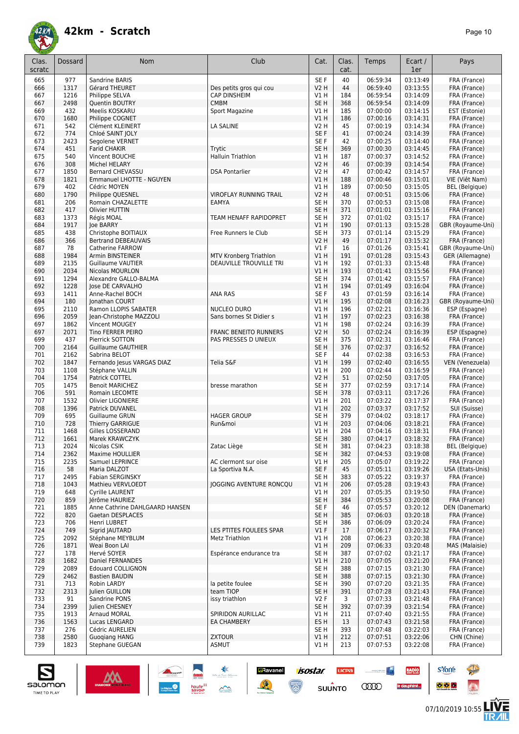# 42km - Scratch

| Clas. scratc | Dossard | Nom | Club | Cat. | Clas. cat. | Temps | Ecart / 1er | Pays |
|---|---|---|---|---|---|---|---|---|
| 665 | 977 | Sandrine BARIS | | SE F | 40 | 06:59:34 | 03:13:49 | FRA (France) |
| 666 | 1317 | Gérard THEURET | Des petits gros qui cou | V2 H | 44 | 06:59:40 | 03:13:55 | FRA (France) |
| 667 | 1216 | Philippe SELVA | CAP DINSHEIM | V1 H | 184 | 06:59:54 | 03:14:09 | FRA (France) |
| 667 | 2498 | Quentin BOUTRY | CMBM | SE H | 368 | 06:59:54 | 03:14:09 | FRA (France) |
| 669 | 432 | Meelis KOSKARU | Sport Magazine | V1 H | 185 | 07:00:00 | 03:14:15 | EST (Estonie) |
| 670 | 1680 | Philippe COGNET | | V1 H | 186 | 07:00:16 | 03:14:31 | FRA (France) |
| 671 | 542 | Clément KLEINERT | LA SALINE | V2 H | 45 | 07:00:19 | 03:14:34 | FRA (France) |
| 672 | 774 | Chloé SAINT JOLY | | SE F | 41 | 07:00:24 | 03:14:39 | FRA (France) |
| 673 | 2423 | Segolene VERNET | | SE F | 42 | 07:00:25 | 03:14:40 | FRA (France) |
| 674 | 451 | Farid CHAKIR | Trytic | SE H | 369 | 07:00:30 | 03:14:45 | FRA (France) |
| 675 | 540 | Vincent BOUCHE | Halluin Triathlon | V1 H | 187 | 07:00:37 | 03:14:52 | FRA (France) |
| 676 | 308 | Michel HELARY | | V2 H | 46 | 07:00:39 | 03:14:54 | FRA (France) |
| 677 | 1850 | Bernard CHEVASSU | DSA Pontarlier | V2 H | 47 | 07:00:42 | 03:14:57 | FRA (France) |
| 678 | 1821 | Emmanuel LHOTTE - NGUYEN | | V1 H | 188 | 07:00:46 | 03:15:01 | VIE (Viêt Nam) |
| 679 | 402 | Cédric MOYEN | | V1 H | 189 | 07:00:50 | 03:15:05 | BEL (Belgique) |
| 680 | 1790 | Philippe QUESNEL | VIROFLAY RUNNING TRAIL | V2 H | 48 | 07:00:51 | 03:15:06 | FRA (France) |
| 681 | 206 | Romain CHAZALETTE | EAMYA | SE H | 370 | 07:00:53 | 03:15:08 | FRA (France) |
| 682 | 417 | Olivier HUTTIN | | SE H | 371 | 07:01:01 | 03:15:16 | FRA (France) |
| 683 | 1373 | Régis MOAL | TEAM HENAFF RAPIDOPRET | SE H | 372 | 07:01:02 | 03:15:17 | FRA (France) |
| 684 | 1917 | Joe BARRY | | V1 H | 190 | 07:01:13 | 03:15:28 | GBR (Royaume-Uni) |
| 685 | 438 | Christophe BOITIAUX | Free Runners le Club | SE H | 373 | 07:01:14 | 03:15:29 | FRA (France) |
| 686 | 366 | Bertrand DEBEAUVAIS | | V2 H | 49 | 07:01:17 | 03:15:32 | FRA (France) |
| 687 | 78 | Catherine FARROW | | V1 F | 16 | 07:01:26 | 03:15:41 | GBR (Royaume-Uni) |
| 688 | 1984 | Armin BINSTEINER | MTV Kronberg Triathlon | V1 H | 191 | 07:01:28 | 03:15:43 | GER (Allemagne) |
| 689 | 2135 | Guillaume VAUTIER | DEAUVILLE TROUVILLE TRI | V1 H | 192 | 07:01:33 | 03:15:48 | FRA (France) |
| 690 | 2034 | Nicolas MOURLON | | V1 H | 193 | 07:01:41 | 03:15:56 | FRA (France) |
| 691 | 1294 | Alexandre GALLO-BALMA | | SE H | 374 | 07:01:42 | 03:15:57 | FRA (France) |
| 692 | 1228 | Jose DE CARVALHO | | V1 H | 194 | 07:01:49 | 03:16:04 | FRA (France) |
| 693 | 1411 | Anne-Rachel BOCH | ANA RAS | SE F | 43 | 07:01:59 | 03:16:14 | FRA (France) |
| 694 | 180 | Jonathan COURT | | V1 H | 195 | 07:02:08 | 03:16:23 | GBR (Royaume-Uni) |
| 695 | 2110 | Ramon LLOPIS SABATER | NUCLEO DURO | V1 H | 196 | 07:02:21 | 03:16:36 | ESP (Espagne) |
| 696 | 2059 | Jean-Christophe MAZZOLI | Sans bornes St Didier s | V1 H | 197 | 07:02:23 | 03:16:38 | FRA (France) |
| 697 | 1862 | Vincent MOUGEY | | V1 H | 198 | 07:02:24 | 03:16:39 | FRA (France) |
| 697 | 2071 | Tino FERRER PEIRO | FRANC BENEITO RUNNERS | V2 H | 50 | 07:02:24 | 03:16:39 | ESP (Espagne) |
| 699 | 437 | Pierrick SOTTON | PAS PRESSES D UNIEUX | SE H | 375 | 07:02:31 | 03:16:46 | FRA (France) |
| 700 | 2164 | Guillaume GAUTHIER | | SE H | 376 | 07:02:37 | 03:16:52 | FRA (France) |
| 701 | 2162 | Sabrina BELOT | | SE F | 44 | 07:02:38 | 03:16:53 | FRA (France) |
| 702 | 1847 | Fernando Jesus VARGAS DIAZ | Telia S&F | V1 H | 199 | 07:02:40 | 03:16:55 | VEN (Venezuela) |
| 703 | 1108 | Stéphane VALLIN | | V1 H | 200 | 07:02:44 | 03:16:59 | FRA (France) |
| 704 | 1754 | Patrick COTTEL | | V2 H | 51 | 07:02:50 | 03:17:05 | FRA (France) |
| 705 | 1475 | Benoit MARICHEZ | bresse marathon | SE H | 377 | 07:02:59 | 03:17:14 | FRA (France) |
| 706 | 591 | Romain LECOMTE | | SE H | 378 | 07:03:11 | 03:17:26 | FRA (France) |
| 707 | 1532 | Olivier LIGONIERE | | V1 H | 201 | 07:03:22 | 03:17:37 | FRA (France) |
| 708 | 1396 | Patrick DUVANEL | | V1 H | 202 | 07:03:37 | 03:17:52 | SUI (Suisse) |
| 709 | 695 | Guillaume GRUN | HAGER GROUP | SE H | 379 | 07:04:02 | 03:18:17 | FRA (France) |
| 710 | 728 | Thierry GARRIGUE | Run&moi | V1 H | 203 | 07:04:06 | 03:18:21 | FRA (France) |
| 711 | 1468 | Gilles LOSSERAND | | V1 H | 204 | 07:04:16 | 03:18:31 | FRA (France) |
| 712 | 1661 | Marek KRAWCZYK | | SE H | 380 | 07:04:17 | 03:18:32 | FRA (France) |
| 713 | 2024 | Nicolas CSIK | Zatac Liège | SE H | 381 | 07:04:23 | 03:18:38 | BEL (Belgique) |
| 714 | 2362 | Maxime HOULLIER | | SE H | 382 | 07:04:53 | 03:19:08 | FRA (France) |
| 715 | 2235 | Samuel LEPRINCE | AC clermont sur oise | V1 H | 205 | 07:05:07 | 03:19:22 | FRA (France) |
| 716 | 58 | Maria DALZOT | La Sportiva N.A. | SE F | 45 | 07:05:11 | 03:19:26 | USA (Etats-Unis) |
| 717 | 2495 | Fabian SERGINSKY | | SE H | 383 | 07:05:22 | 03:19:37 | FRA (France) |
| 718 | 1043 | Mathieu VERVLOEDT | JOGGING AVENTURE RONCQU | V1 H | 206 | 07:05:28 | 03:19:43 | FRA (France) |
| 719 | 648 | Cyrille LAURENT | | V1 H | 207 | 07:05:35 | 03:19:50 | FRA (France) |
| 720 | 859 | Jérôme HAURIEZ | | SE H | 384 | 07:05:53 | 03:20:08 | FRA (France) |
| 721 | 1885 | Anne Cathrine DAHLGAARD HANSEN | | SE F | 46 | 07:05:57 | 03:20:12 | DEN (Danemark) |
| 722 | 820 | Gaetan DESPLACES | | SE H | 385 | 07:06:03 | 03:20:18 | FRA (France) |
| 723 | 706 | Henri LUBRET | | SE H | 386 | 07:06:09 | 03:20:24 | FRA (France) |
| 724 | 749 | Sigrid JAUTARD | LES PTITES FOULEES SPAR | V1 F | 17 | 07:06:17 | 03:20:32 | FRA (France) |
| 725 | 2092 | Stéphane MEYBLUM | Metz Triathlon | V1 H | 208 | 07:06:23 | 03:20:38 | FRA (France) |
| 726 | 1871 | Weai Boon LAI | | V1 H | 209 | 07:06:33 | 03:20:48 | MAS (Malaisie) |
| 727 | 178 | Hervé SOYER | Espérance endurance tra | SE H | 387 | 07:07:02 | 03:21:17 | FRA (France) |
| 728 | 1682 | Daniel FERNANDES | | V1 H | 210 | 07:07:05 | 03:21:20 | FRA (France) |
| 729 | 2089 | Edouard COLLIGNON | | SE H | 388 | 07:07:15 | 03:21:30 | FRA (France) |
| 729 | 2462 | Bastien BAUDIN | | SE H | 388 | 07:07:15 | 03:21:30 | FRA (France) |
| 731 | 713 | Robin LARDY | la petite foulee | SE H | 390 | 07:07:20 | 03:21:35 | FRA (France) |
| 732 | 2313 | Julien GUILLON | team TIOP | SE H | 391 | 07:07:28 | 03:21:43 | FRA (France) |
| 733 | 91 | Sandrine PONS | issy triathlon | V2 F | 3 | 07:07:33 | 03:21:48 | FRA (France) |
| 734 | 2399 | Julien CHESNEY | | SE H | 392 | 07:07:39 | 03:21:54 | FRA (France) |
| 735 | 1913 | Arnaud MORAL | SPIRIDON AURILLAC | V1 H | 211 | 07:07:40 | 03:21:55 | FRA (France) |
| 736 | 1563 | Lucas LENGARD | EA CHAMBERY | ES H | 13 | 07:07:43 | 03:21:58 | FRA (France) |
| 737 | 276 | Cédric AURELIEN | | SE H | 393 | 07:07:48 | 03:22:03 | FRA (France) |
| 738 | 2580 | Guoqiang HANG | ZXTOUR | V1 H | 212 | 07:07:51 | 03:22:06 | CHN (Chine) |
| 739 | 1823 | Stephane GUEGAN | ASMUT | V1 H | 213 | 07:07:53 | 03:22:08 | FRA (France) |

07/10/2019 10:55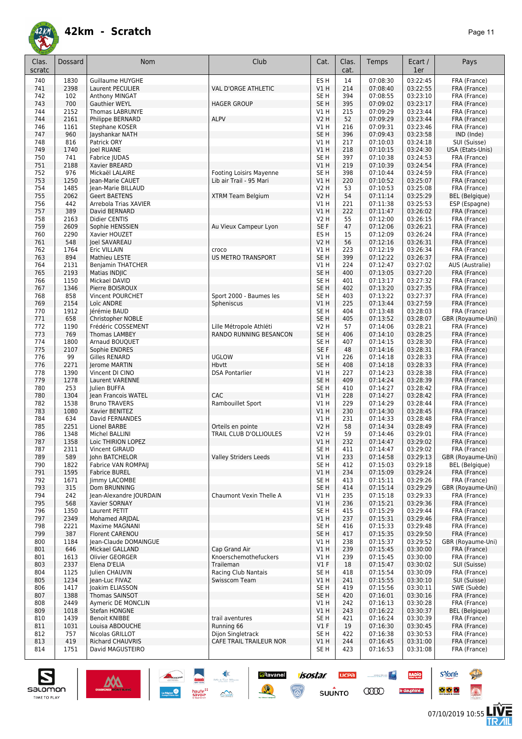# 42km - Scratch

| Clas. scratc | Dossard | Nom | Club | Cat. | Clas. cat. | Temps | Ecart / 1er | Pays |
|---|---|---|---|---|---|---|---|---|
| 740 | 1830 | Guillaume HUYGHE | | ES H | 14 | 07:08:30 | 03:22:45 | FRA (France) |
| 741 | 2398 | Laurent PECULIER | VAL D'ORGE ATHLETIC | V1 H | 214 | 07:08:40 | 03:22:55 | FRA (France) |
| 742 | 102 | Anthony MINGAT | | SE H | 394 | 07:08:55 | 03:23:10 | FRA (France) |
| 743 | 700 | Gauthier WEYL | HAGER GROUP | SE H | 395 | 07:09:02 | 03:23:17 | FRA (France) |
| 744 | 2152 | Thomas LABRUNYE | | V1 H | 215 | 07:09:29 | 03:23:44 | FRA (France) |
| 744 | 2161 | Philippe BERNARD | ALPV | V2 H | 52 | 07:09:29 | 03:23:44 | FRA (France) |
| 746 | 1161 | Stephane KOSER | | V1 H | 216 | 07:09:31 | 03:23:46 | FRA (France) |
| 747 | 960 | Jayshankar NATH | | SE H | 396 | 07:09:43 | 03:23:58 | IND (Inde) |
| 748 | 816 | Patrick ORY | | V1 H | 217 | 07:10:03 | 03:24:18 | SUI (Suisse) |
| 749 | 1740 | Joel RUANE | | V1 H | 218 | 07:10:15 | 03:24:30 | USA (Etats-Unis) |
| 750 | 741 | Fabrice JUDAS | | SE H | 397 | 07:10:38 | 03:24:53 | FRA (France) |
| 751 | 2188 | Xavier BREARD | | V1 H | 219 | 07:10:39 | 03:24:54 | FRA (France) |
| 752 | 976 | Mickaël LALAIRE | Footing Loisirs Mayenne | SE H | 398 | 07:10:44 | 03:24:59 | FRA (France) |
| 753 | 1250 | Jean-Marie CAUET | Lib air Trail - 95 Mari | V1 H | 220 | 07:10:52 | 03:25:07 | FRA (France) |
| 754 | 1485 | Jean-Marie BILLAUD | | V2 H | 53 | 07:10:53 | 03:25:08 | FRA (France) |
| 755 | 2062 | Geert BAETENS | XTRM Team Belgium | V2 H | 54 | 07:11:14 | 03:25:29 | BEL (Belgique) |
| 756 | 442 | Arrebola Trias XAVIER | | V1 H | 221 | 07:11:38 | 03:25:53 | ESP (Espagne) |
| 757 | 389 | David BERNARD | | V1 H | 222 | 07:11:47 | 03:26:02 | FRA (France) |
| 758 | 2163 | Didier CENTIS | | V2 H | 55 | 07:12:00 | 03:26:15 | FRA (France) |
| 759 | 2609 | Sophie HENSSIEN | Au Vieux Campeur Lyon | SE F | 47 | 07:12:06 | 03:26:21 | FRA (France) |
| 760 | 2290 | Xavier HOUZET | | ES H | 15 | 07:12:09 | 03:26:24 | FRA (France) |
| 761 | 548 | Joel SAVAREAU | | V2 H | 56 | 07:12:16 | 03:26:31 | FRA (France) |
| 762 | 1764 | Eric VILLAIN | croco | V1 H | 223 | 07:12:19 | 03:26:34 | FRA (France) |
| 763 | 894 | Mathieu LESTE | US METRO TRANSPORT | SE H | 399 | 07:12:22 | 03:26:37 | FRA (France) |
| 764 | 2131 | Benjamin THATCHER | | V1 H | 224 | 07:12:47 | 03:27:02 | AUS (Australie) |
| 765 | 2193 | Matias INDJIC | | SE H | 400 | 07:13:05 | 03:27:20 | FRA (France) |
| 766 | 1150 | Mickael DAVID | | SE H | 401 | 07:13:17 | 03:27:32 | FRA (France) |
| 767 | 1346 | Pierre BOISROUX | | SE H | 402 | 07:13:20 | 03:27:35 | FRA (France) |
| 768 | 858 | Vincent POURCHET | Sport 2000 - Baumes les | SE H | 403 | 07:13:22 | 03:27:37 | FRA (France) |
| 769 | 2154 | Loïc ANDRE | Sphenicus | V1 H | 225 | 07:13:44 | 03:27:59 | FRA (France) |
| 770 | 1912 | Jérémie BAUD | | SE H | 404 | 07:13:48 | 03:28:03 | FRA (France) |
| 771 | 658 | Christopher NOBLE | | SE H | 405 | 07:13:52 | 03:28:07 | GBR (Royaume-Uni) |
| 772 | 1190 | Frédéric COSSEMENT | Lille Métropole Athléti | V2 H | 57 | 07:14:06 | 03:28:21 | FRA (France) |
| 773 | 769 | Thomas LAMBEY | RANDO RUNNING BESANCON | SE H | 406 | 07:14:10 | 03:28:25 | FRA (France) |
| 774 | 1800 | Arnaud BOUQUET | | SE H | 407 | 07:14:15 | 03:28:30 | FRA (France) |
| 775 | 2107 | Sophie ENDRES | | SE F | 48 | 07:14:16 | 03:28:31 | FRA (France) |
| 776 | 99 | Gilles RENARD | UGLOW | V1 H | 226 | 07:14:18 | 03:28:33 | FRA (France) |
| 776 | 2271 | Jerome MARTIN | Hbvtt | SE H | 408 | 07:14:18 | 03:28:33 | FRA (France) |
| 778 | 1390 | Vincent DI CINO | DSA Pontarlier | V1 H | 227 | 07:14:23 | 03:28:38 | FRA (France) |
| 779 | 1278 | Laurent VARENNE | | SE H | 409 | 07:14:24 | 03:28:39 | FRA (France) |
| 780 | 253 | Julien BUFFA | | SE H | 410 | 07:14:27 | 03:28:42 | FRA (France) |
| 780 | 1304 | Jean Francois WATEL | CAC | V1 H | 228 | 07:14:27 | 03:28:42 | FRA (France) |
| 782 | 1538 | Bruno TRAVERS | Rambouillet Sport | V1 H | 229 | 07:14:29 | 03:28:44 | FRA (France) |
| 783 | 1080 | Xavier BENITEZ | | V1 H | 230 | 07:14:30 | 03:28:45 | FRA (France) |
| 784 | 634 | David FERNANDES | | V1 H | 231 | 07:14:33 | 03:28:48 | FRA (France) |
| 785 | 2251 | Lionel BARBE | Orteils en pointe | V2 H | 58 | 07:14:34 | 03:28:49 | FRA (France) |
| 786 | 1348 | Michel BALLINI | TRAIL CLUB D'OLLIOULES | V2 H | 59 | 07:14:46 | 03:29:01 | FRA (France) |
| 787 | 1358 | Loic THIRION LOPEZ | | V1 H | 232 | 07:14:47 | 03:29:02 | FRA (France) |
| 787 | 2311 | Vincent GIRAUD | | SE H | 411 | 07:14:47 | 03:29:02 | FRA (France) |
| 789 | 589 | John BATCHELOR | Valley Striders Leeds | V1 H | 233 | 07:14:58 | 03:29:13 | GBR (Royaume-Uni) |
| 790 | 1822 | Fabrice VAN ROMPAIJ | | SE H | 412 | 07:15:03 | 03:29:18 | BEL (Belgique) |
| 791 | 1595 | Fabrice BUREL | | V1 H | 234 | 07:15:09 | 03:29:24 | FRA (France) |
| 792 | 1671 | Jimmy LACOMBE | | SE H | 413 | 07:15:11 | 03:29:26 | FRA (France) |
| 793 | 315 | Dom BRUNNING | | SE H | 414 | 07:15:14 | 03:29:29 | GBR (Royaume-Uni) |
| 794 | 242 | Jean-Alexandre JOURDAIN | Chaumont Vexin Thelle A | V1 H | 235 | 07:15:18 | 03:29:33 | FRA (France) |
| 795 | 568 | Xavier SORNAY | | V1 H | 236 | 07:15:21 | 03:29:36 | FRA (France) |
| 796 | 1350 | Laurent PETIT | | SE H | 415 | 07:15:29 | 03:29:44 | FRA (France) |
| 797 | 2349 | Mohamed ARJDAL | | V1 H | 237 | 07:15:31 | 03:29:46 | FRA (France) |
| 798 | 2221 | Maxime MAGNANI | | SE H | 416 | 07:15:33 | 03:29:48 | FRA (France) |
| 799 | 387 | Florent CARENOU | | SE H | 417 | 07:15:35 | 03:29:50 | FRA (France) |
| 800 | 1184 | Jean-Claude DOMAINGUE | | V1 H | 238 | 07:15:37 | 03:29:52 | GBR (Royaume-Uni) |
| 801 | 646 | Mickael GALLAND | Cap Grand Air | V1 H | 239 | 07:15:45 | 03:30:00 | FRA (France) |
| 801 | 1613 | Olivier GEORGER | Knoerschemothefuckers | V1 H | 239 | 07:15:45 | 03:30:00 | FRA (France) |
| 803 | 2337 | Elena D'ELIA | Traileman | V1 F | 18 | 07:15:47 | 03:30:02 | SUI (Suisse) |
| 804 | 1125 | Julien CHAUVIN | Racing Club Nantais | SE H | 418 | 07:15:54 | 03:30:09 | FRA (France) |
| 805 | 1234 | Jean-Luc FIVAZ | Swisscom Team | V1 H | 241 | 07:15:55 | 03:30:10 | SUI (Suisse) |
| 806 | 1417 | Joakim ELIASSON | | SE H | 419 | 07:15:56 | 03:30:11 | SWE (Suède) |
| 807 | 1388 | Thomas SAINSOT | | SE H | 420 | 07:16:01 | 03:30:16 | FRA (France) |
| 808 | 2449 | Aymeric DE MONCLIN | | V1 H | 242 | 07:16:13 | 03:30:28 | FRA (France) |
| 809 | 1018 | Stefan HONGNE | | V1 H | 243 | 07:16:22 | 03:30:37 | BEL (Belgique) |
| 810 | 1439 | Benoit KNIBBE | trail aventures | SE H | 421 | 07:16:24 | 03:30:39 | FRA (France) |
| 811 | 1031 | Louisa ABDOUCHE | Running 66 | V1 F | 19 | 07:16:30 | 03:30:45 | FRA (France) |
| 812 | 757 | Nicolas GRILLOT | Dijon Singletrack | SE H | 422 | 07:16:38 | 03:30:53 | FRA (France) |
| 813 | 419 | Richard CHAUVRIS | CAFE TRAIL TRAILEUR NOR | V1 H | 244 | 07:16:45 | 03:31:00 | FRA (France) |
| 814 | 1751 | David MAGUSTEIRO | | SE H | 423 | 07:16:53 | 03:31:08 | FRA (France) |

07/10/2019 10:55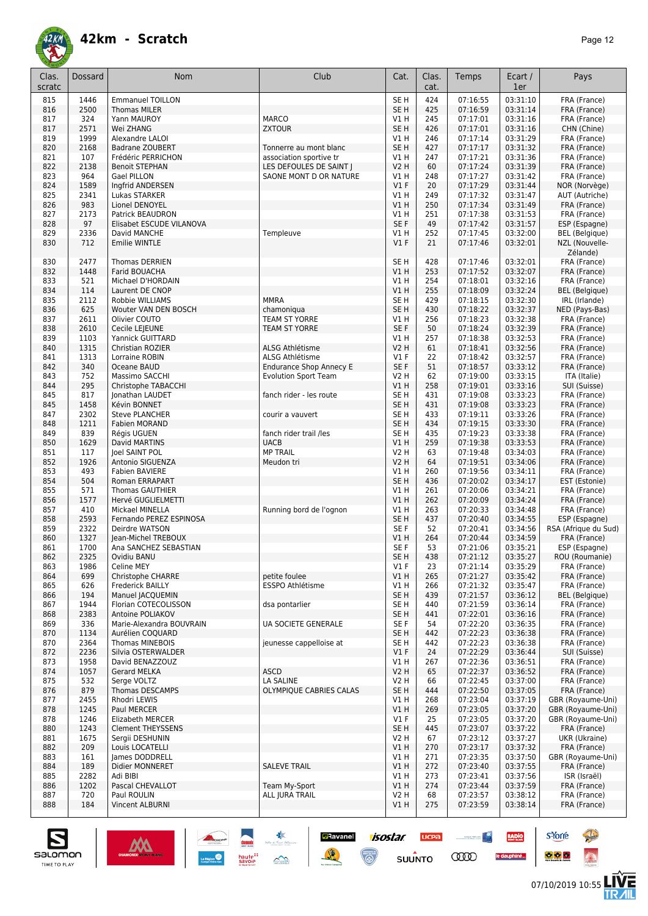# 42km - Scratch

| Clas. scratc | Dossard | Nom | Club | Cat. | Clas. cat. | Temps | Ecart / 1er | Pays |
|---|---|---|---|---|---|---|---|---|
| 815 | 1446 | Emmanuel TOILLON | | SE H | 424 | 07:16:55 | 03:31:10 | FRA (France) |
| 816 | 2500 | Thomas MILER | | SE H | 425 | 07:16:59 | 03:31:14 | FRA (France) |
| 817 | 324 | Yann MAUROY | MARCO | V1 H | 245 | 07:17:01 | 03:31:16 | FRA (France) |
| 817 | 2571 | Wei ZHANG | ZXTOUR | SE H | 426 | 07:17:01 | 03:31:16 | CHN (Chine) |
| 819 | 1999 | Alexandre LALOI | | V1 H | 246 | 07:17:14 | 03:31:29 | FRA (France) |
| 820 | 2168 | Badrane ZOUBERT | Tonnerre au mont blanc | SE H | 427 | 07:17:17 | 03:31:32 | FRA (France) |
| 821 | 107 | Frédéric PERRICHON | association sportive tr | V1 H | 247 | 07:17:21 | 03:31:36 | FRA (France) |
| 822 | 2138 | Benoit STEPHAN | LES DEFOULES DE SAINT J | V2 H | 60 | 07:17:24 | 03:31:39 | FRA (France) |
| 823 | 964 | Gael PILLON | SAONE MONT D OR NATURE | V1 H | 248 | 07:17:27 | 03:31:42 | FRA (France) |
| 824 | 1589 | Ingfrid ANDERSEN | | V1 F | 20 | 07:17:29 | 03:31:44 | NOR (Norvège) |
| 825 | 2341 | Lukas STARKER | | V1 H | 249 | 07:17:32 | 03:31:47 | AUT (Autriche) |
| 826 | 983 | Lionel DENOYEL | | V1 H | 250 | 07:17:34 | 03:31:49 | FRA (France) |
| 827 | 2173 | Patrick BEAUDRON | | V1 H | 251 | 07:17:38 | 03:31:53 | FRA (France) |
| 828 | 97 | Elisabet ESCUDE VILANOVA | | SE F | 49 | 07:17:42 | 03:31:57 | ESP (Espagne) |
| 829 | 2336 | David MANCHE | Templeuve | V1 H | 252 | 07:17:45 | 03:32:00 | BEL (Belgique) |
| 830 | 712 | Emilie WINTLE | | V1 F | 21 | 07:17:46 | 03:32:01 | NZL (Nouvelle-Zélande) |
| 830 | 2477 | Thomas DERRIEN | | SE H | 428 | 07:17:46 | 03:32:01 | FRA (France) |
| 832 | 1448 | Farid BOUACHA | | V1 H | 253 | 07:17:52 | 03:32:07 | FRA (France) |
| 833 | 521 | Michael D'HORDAIN | | V1 H | 254 | 07:18:01 | 03:32:16 | FRA (France) |
| 834 | 114 | Laurent DE CNOP | | V1 H | 255 | 07:18:09 | 03:32:24 | BEL (Belgique) |
| 835 | 2112 | Robbie WILLIAMS | MMRA | SE H | 429 | 07:18:15 | 03:32:30 | IRL (Irlande) |
| 836 | 625 | Wouter VAN DEN BOSCH | chamoniqua | SE H | 430 | 07:18:22 | 03:32:37 | NED (Pays-Bas) |
| 837 | 2611 | Olivier COUTO | TEAM ST YORRE | V1 H | 256 | 07:18:23 | 03:32:38 | FRA (France) |
| 838 | 2610 | Cecile LEJEUNE | TEAM ST YORRE | SE F | 50 | 07:18:24 | 03:32:39 | FRA (France) |
| 839 | 1103 | Yannick GUITTARD | | V1 H | 257 | 07:18:38 | 03:32:53 | FRA (France) |
| 840 | 1315 | Christian ROZIER | ALSG Athlétisme | V2 H | 61 | 07:18:41 | 03:32:56 | FRA (France) |
| 841 | 1313 | Lorraine ROBIN | ALSG Athlétisme | V1 F | 22 | 07:18:42 | 03:32:57 | FRA (France) |
| 842 | 340 | Oceane BAUD | Endurance Shop Annecy E | SE F | 51 | 07:18:57 | 03:33:12 | FRA (France) |
| 843 | 752 | Massimo SACCHI | Evolution Sport Team | V2 H | 62 | 07:19:00 | 03:33:15 | ITA (Italie) |
| 844 | 295 | Christophe TABACCHI | | V1 H | 258 | 07:19:01 | 03:33:16 | SUI (Suisse) |
| 845 | 817 | Jonathan LAUDET | fanch rider - les route | SE H | 431 | 07:19:08 | 03:33:23 | FRA (France) |
| 845 | 1458 | Kévin BONNET | | SE H | 431 | 07:19:08 | 03:33:23 | FRA (France) |
| 847 | 2302 | Steve PLANCHER | courir a vauvert | SE H | 433 | 07:19:11 | 03:33:26 | FRA (France) |
| 848 | 1211 | Fabien MORAND | | SE H | 434 | 07:19:15 | 03:33:30 | FRA (France) |
| 849 | 839 | Régis UGUEN | fanch rider trail /les | SE H | 435 | 07:19:23 | 03:33:38 | FRA (France) |
| 850 | 1629 | David MARTINS | UACB | V1 H | 259 | 07:19:38 | 03:33:53 | FRA (France) |
| 851 | 117 | Joel SAINT POL | MP TRAIL | V2 H | 63 | 07:19:48 | 03:34:03 | FRA (France) |
| 852 | 1926 | Antonio SIGUENZA | Meudon tri | V2 H | 64 | 07:19:51 | 03:34:06 | FRA (France) |
| 853 | 493 | Fabien BAVIERE | | V1 H | 260 | 07:19:56 | 03:34:11 | FRA (France) |
| 854 | 504 | Roman ERRAPART | | SE H | 436 | 07:20:02 | 03:34:17 | EST (Estonie) |
| 855 | 571 | Thomas GAUTHIER | | V1 H | 261 | 07:20:06 | 03:34:21 | FRA (France) |
| 856 | 1577 | Hervé GUGLIELMETTI | | V1 H | 262 | 07:20:09 | 03:34:24 | FRA (France) |
| 857 | 410 | Mickael MINELLA | Running bord de l'ognon | V1 H | 263 | 07:20:33 | 03:34:48 | FRA (France) |
| 858 | 2593 | Fernando PEREZ ESPINOSA | | SE H | 437 | 07:20:40 | 03:34:55 | ESP (Espagne) |
| 859 | 2322 | Deirdre WATSON | | SE F | 52 | 07:20:41 | 03:34:56 | RSA (Afrique du Sud) |
| 860 | 1327 | Jean-Michel TREBOUX | | V1 H | 264 | 07:20:44 | 03:34:59 | FRA (France) |
| 861 | 1700 | Ana SANCHEZ SEBASTIAN | | SE F | 53 | 07:21:06 | 03:35:21 | ESP (Espagne) |
| 862 | 2325 | Ovidiu BANU | | SE H | 438 | 07:21:12 | 03:35:27 | ROU (Roumanie) |
| 863 | 1986 | Celine MEY | | V1 F | 23 | 07:21:14 | 03:35:29 | FRA (France) |
| 864 | 699 | Christophe CHARRE | petite foulee | V1 H | 265 | 07:21:27 | 03:35:42 | FRA (France) |
| 865 | 626 | Frederick BAILLY | ESSPO Athlétisme | V1 H | 266 | 07:21:32 | 03:35:47 | FRA (France) |
| 866 | 194 | Manuel JACQUEMIN | | SE H | 439 | 07:21:57 | 03:36:12 | BEL (Belgique) |
| 867 | 1944 | Florian COTECOLISSON | dsa pontarlier | SE H | 440 | 07:21:59 | 03:36:14 | FRA (France) |
| 868 | 2383 | Antoine POLIAKOV | | SE H | 441 | 07:22:01 | 03:36:16 | FRA (France) |
| 869 | 336 | Marie-Alexandra BOUVRAIN | UA SOCIETE GENERALE | SE F | 54 | 07:22:20 | 03:36:35 | FRA (France) |
| 870 | 1134 | Aurélien COQUARD | | SE H | 442 | 07:22:23 | 03:36:38 | FRA (France) |
| 870 | 2364 | Thomas MINEBOIS | jeunesse cappelloise at | SE H | 442 | 07:22:23 | 03:36:38 | FRA (France) |
| 872 | 2236 | Silvia OSTERWALDER | | V1 F | 24 | 07:22:29 | 03:36:44 | SUI (Suisse) |
| 873 | 1958 | David BENAZZOUZ | | V1 H | 267 | 07:22:36 | 03:36:51 | FRA (France) |
| 874 | 1057 | Gerard MELKA | ASCD | V2 H | 65 | 07:22:37 | 03:36:52 | FRA (France) |
| 875 | 532 | Serge VOLTZ | LA SALINE | V2 H | 66 | 07:22:45 | 03:37:00 | FRA (France) |
| 876 | 879 | Thomas DESCAMPS | OLYMPIQUE CABRIES CALAS | SE H | 444 | 07:22:50 | 03:37:05 | FRA (France) |
| 877 | 2455 | Rhodri LEWIS | | V1 H | 268 | 07:23:04 | 03:37:19 | GBR (Royaume-Uni) |
| 878 | 1245 | Paul MERCER | | V1 H | 269 | 07:23:05 | 03:37:20 | GBR (Royaume-Uni) |
| 878 | 1246 | Elizabeth MERCER | | V1 F | 25 | 07:23:05 | 03:37:20 | GBR (Royaume-Uni) |
| 880 | 1243 | Clement THEYSSENS | | SE H | 445 | 07:23:07 | 03:37:22 | FRA (France) |
| 881 | 1675 | Sergii DESHUNIN | | V2 H | 67 | 07:23:12 | 03:37:27 | UKR (Ukraine) |
| 882 | 209 | Louis LOCATELLI | | V1 H | 270 | 07:23:17 | 03:37:32 | FRA (France) |
| 883 | 161 | James DODDRELL | | V1 H | 271 | 07:23:35 | 03:37:50 | GBR (Royaume-Uni) |
| 884 | 189 | Didier MONNERET | SALEVE TRAIL | V1 H | 272 | 07:23:40 | 03:37:55 | FRA (France) |
| 885 | 2282 | Adi BIBI | | V1 H | 273 | 07:23:41 | 03:37:56 | ISR (Israël) |
| 886 | 1202 | Pascal CHEVALLOT | Team My-Sport | V1 H | 274 | 07:23:44 | 03:37:59 | FRA (France) |
| 887 | 720 | Paul ROULIN | ALL JURA TRAIL | V2 H | 68 | 07:23:57 | 03:38:12 | FRA (France) |
| 888 | 184 | Vincent ALBURNI | | V1 H | 275 | 07:23:59 | 03:38:14 | FRA (France) |

07/10/2019 10:55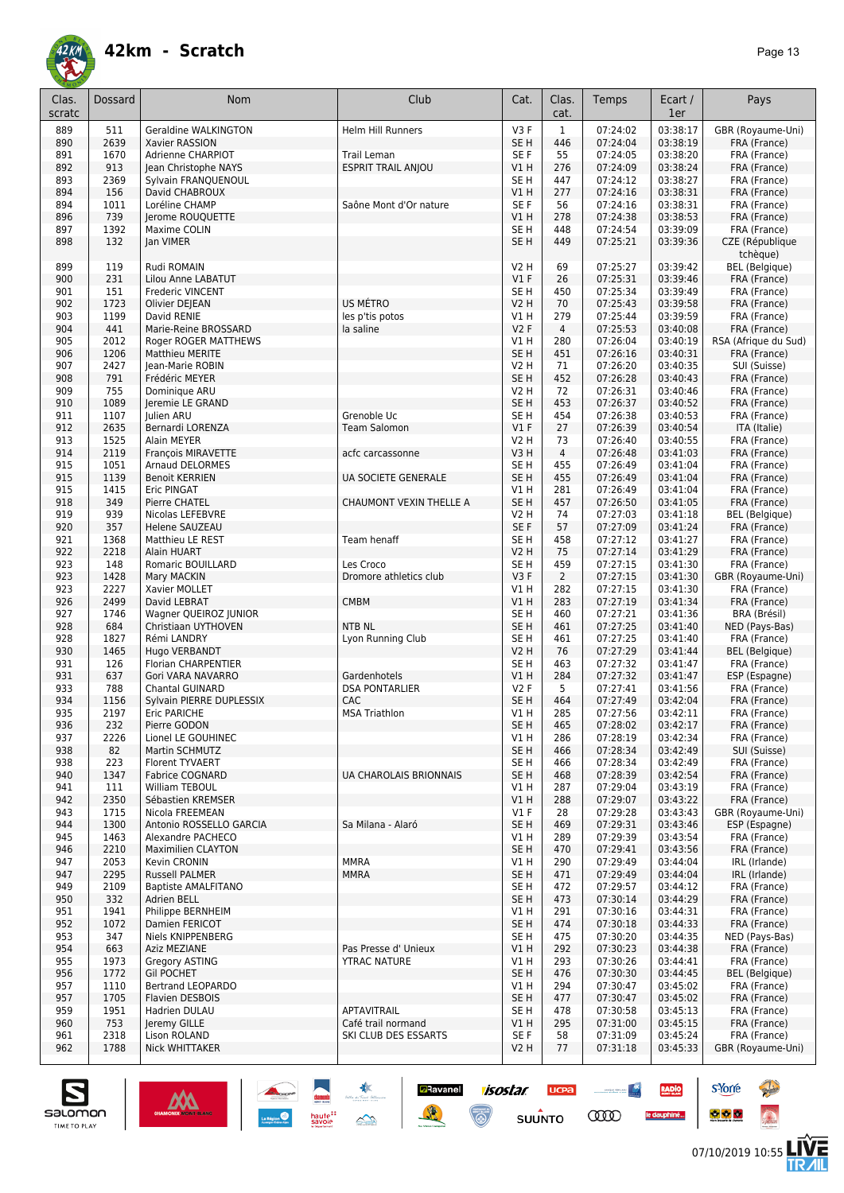# 42km - Scratch

| Clas. scratc | Dossard | Nom | Club | Cat. | Clas. cat. | Temps | Ecart / 1er | Pays |
|---|---|---|---|---|---|---|---|---|
| 889 | 511 | Geraldine WALKINGTON | Helm Hill Runners | V3 F | 1 | 07:24:02 | 03:38:17 | GBR (Royaume-Uni) |
| 890 | 2639 | Xavier RASSION | | SE H | 446 | 07:24:04 | 03:38:19 | FRA (France) |
| 891 | 1670 | Adrienne CHARPIOT | Trail Leman | SE F | 55 | 07:24:05 | 03:38:20 | FRA (France) |
| 892 | 913 | Jean Christophe NAYS | ESPRIT TRAIL ANJOU | V1 H | 276 | 07:24:09 | 03:38:24 | FRA (France) |
| 893 | 2369 | Sylvain FRANQUENOUL | | SE H | 447 | 07:24:12 | 03:38:27 | FRA (France) |
| 894 | 156 | David CHABROUX | | V1 H | 277 | 07:24:16 | 03:38:31 | FRA (France) |
| 894 | 1011 | Loréline CHAMP | Saône Mont d'Or nature | SE F | 56 | 07:24:16 | 03:38:31 | FRA (France) |
| 896 | 739 | Jerome ROUQUETTE | | V1 H | 278 | 07:24:38 | 03:38:53 | FRA (France) |
| 897 | 1392 | Maxime COLIN | | SE H | 448 | 07:24:54 | 03:39:09 | FRA (France) |
| 898 | 132 | Jan VIMER | | SE H | 449 | 07:25:21 | 03:39:36 | CZE (République tchèque) |
| 899 | 119 | Rudi ROMAIN | | V2 H | 69 | 07:25:27 | 03:39:42 | BEL (Belgique) |
| 900 | 231 | Lilou Anne LABATUT | | V1 F | 26 | 07:25:31 | 03:39:46 | FRA (France) |
| 901 | 151 | Frederic VINCENT | | SE H | 450 | 07:25:34 | 03:39:49 | FRA (France) |
| 902 | 1723 | Olivier DEJEAN | US MÉTRO | V2 H | 70 | 07:25:43 | 03:39:58 | FRA (France) |
| 903 | 1199 | David RENIE | les p'tis potos | V1 H | 279 | 07:25:44 | 03:39:59 | FRA (France) |
| 904 | 441 | Marie-Reine BROSSARD | la saline | V2 F | 4 | 07:25:53 | 03:40:08 | FRA (France) |
| 905 | 2012 | Roger ROGER MATTHEWS | | V1 H | 280 | 07:26:04 | 03:40:19 | RSA (Afrique du Sud) |
| 906 | 1206 | Matthieu MERITE | | SE H | 451 | 07:26:16 | 03:40:31 | FRA (France) |
| 907 | 2427 | Jean-Marie ROBIN | | V2 H | 71 | 07:26:20 | 03:40:35 | SUI (Suisse) |
| 908 | 791 | Frédéric MEYER | | SE H | 452 | 07:26:28 | 03:40:43 | FRA (France) |
| 909 | 755 | Dominique ARU | | V2 H | 72 | 07:26:31 | 03:40:46 | FRA (France) |
| 910 | 1089 | Jeremie LE GRAND | | SE H | 453 | 07:26:37 | 03:40:52 | FRA (France) |
| 911 | 1107 | Julien ARU | Grenoble Uc | SE H | 454 | 07:26:38 | 03:40:53 | FRA (France) |
| 912 | 2635 | Bernardi LORENZA | Team Salomon | V1 F | 27 | 07:26:39 | 03:40:54 | ITA (Italie) |
| 913 | 1525 | Alain MEYER | | V2 H | 73 | 07:26:40 | 03:40:55 | FRA (France) |
| 914 | 2119 | François MIRAVETTE | acfc carcassonne | V3 H | 4 | 07:26:48 | 03:41:03 | FRA (France) |
| 915 | 1051 | Arnaud DELORMES | | SE H | 455 | 07:26:49 | 03:41:04 | FRA (France) |
| 915 | 1139 | Benoit KERRIEN | UA SOCIETE GENERALE | SE H | 455 | 07:26:49 | 03:41:04 | FRA (France) |
| 915 | 1415 | Eric PINGAT | | V1 H | 281 | 07:26:49 | 03:41:04 | FRA (France) |
| 918 | 349 | Pierre CHATEL | CHAUMONT VEXIN THELLE A | SE H | 457 | 07:26:50 | 03:41:05 | FRA (France) |
| 919 | 939 | Nicolas LEFEBVRE | | V2 H | 74 | 07:27:03 | 03:41:18 | BEL (Belgique) |
| 920 | 357 | Helene SAUZEAU | | SE F | 57 | 07:27:09 | 03:41:24 | FRA (France) |
| 921 | 1368 | Matthieu LE REST | Team henaff | SE H | 458 | 07:27:12 | 03:41:27 | FRA (France) |
| 922 | 2218 | Alain HUART | | V2 H | 75 | 07:27:14 | 03:41:29 | FRA (France) |
| 923 | 148 | Romaric BOUILLARD | Les Croco | SE H | 459 | 07:27:15 | 03:41:30 | FRA (France) |
| 923 | 1428 | Mary MACKIN | Dromore athletics club | V3 F | 2 | 07:27:15 | 03:41:30 | GBR (Royaume-Uni) |
| 923 | 2227 | Xavier MOLLET | | V1 H | 282 | 07:27:15 | 03:41:30 | FRA (France) |
| 926 | 2499 | David LEBRAT | CMBM | V1 H | 283 | 07:27:19 | 03:41:34 | FRA (France) |
| 927 | 1746 | Wagner QUEIROZ JUNIOR | | SE H | 460 | 07:27:21 | 03:41:36 | BRA (Brésil) |
| 928 | 684 | Christiaan UYTHOVEN | NTB NL | SE H | 461 | 07:27:25 | 03:41:40 | NED (Pays-Bas) |
| 928 | 1827 | Rémi LANDRY | Lyon Running Club | SE H | 461 | 07:27:25 | 03:41:40 | FRA (France) |
| 930 | 1465 | Hugo VERBANDT | | V2 H | 76 | 07:27:29 | 03:41:44 | BEL (Belgique) |
| 931 | 126 | Florian CHARPENTIER | | SE H | 463 | 07:27:32 | 03:41:47 | FRA (France) |
| 931 | 637 | Gori VARA NAVARRO | Gardenhotels | V1 H | 284 | 07:27:32 | 03:41:47 | ESP (Espagne) |
| 933 | 788 | Chantal GUINARD | DSA PONTARLIER | V2 F | 5 | 07:27:41 | 03:41:56 | FRA (France) |
| 934 | 1156 | Sylvain PIERRE DUPLESSIX | CAC | SE H | 464 | 07:27:49 | 03:42:04 | FRA (France) |
| 935 | 2197 | Eric PARICHE | MSA Triathlon | V1 H | 285 | 07:27:56 | 03:42:11 | FRA (France) |
| 936 | 232 | Pierre GODON | | SE H | 465 | 07:28:02 | 03:42:17 | FRA (France) |
| 937 | 2226 | Lionel LE GOUHINEC | | V1 H | 286 | 07:28:19 | 03:42:34 | FRA (France) |
| 938 | 82 | Martin SCHMUTZ | | SE H | 466 | 07:28:34 | 03:42:49 | SUI (Suisse) |
| 938 | 223 | Florent TYVAERT | | SE H | 466 | 07:28:34 | 03:42:49 | FRA (France) |
| 940 | 1347 | Fabrice COGNARD | UA CHAROLAIS BRIONNAIS | SE H | 468 | 07:28:39 | 03:42:54 | FRA (France) |
| 941 | 111 | William TEBOUL | | V1 H | 287 | 07:29:04 | 03:43:19 | FRA (France) |
| 942 | 2350 | Sébastien KREMSER | | V1 H | 288 | 07:29:07 | 03:43:22 | FRA (France) |
| 943 | 1715 | Nicola FREEMEAN | | V1 F | 28 | 07:29:28 | 03:43:43 | GBR (Royaume-Uni) |
| 944 | 1300 | Antonio ROSSELLO GARCIA | Sa Milana - Alaró | SE H | 469 | 07:29:31 | 03:43:46 | ESP (Espagne) |
| 945 | 1463 | Alexandre PACHECO | | V1 H | 289 | 07:29:39 | 03:43:54 | FRA (France) |
| 946 | 2210 | Maximilien CLAYTON | | SE H | 470 | 07:29:41 | 03:43:56 | FRA (France) |
| 947 | 2053 | Kevin CRONIN | MMRA | V1 H | 290 | 07:29:49 | 03:44:04 | IRL (Irlande) |
| 947 | 2295 | Russell PALMER | MMRA | SE H | 471 | 07:29:49 | 03:44:04 | IRL (Irlande) |
| 949 | 2109 | Baptiste AMALFITANO | | SE H | 472 | 07:29:57 | 03:44:12 | FRA (France) |
| 950 | 332 | Adrien BELL | | SE H | 473 | 07:30:14 | 03:44:29 | FRA (France) |
| 951 | 1941 | Philippe BERNHEIM | | V1 H | 291 | 07:30:16 | 03:44:31 | FRA (France) |
| 952 | 1072 | Damien FERICOT | | SE H | 474 | 07:30:18 | 03:44:33 | FRA (France) |
| 953 | 347 | Niels KNIPPENBERG | | SE H | 475 | 07:30:20 | 03:44:35 | NED (Pays-Bas) |
| 954 | 663 | Aziz MEZIANE | Pas Presse d' Unieux | V1 H | 292 | 07:30:23 | 03:44:38 | FRA (France) |
| 955 | 1973 | Gregory ASTING | YTRAC NATURE | V1 H | 293 | 07:30:26 | 03:44:41 | FRA (France) |
| 956 | 1772 | Gil POCHET | | SE H | 476 | 07:30:30 | 03:44:45 | BEL (Belgique) |
| 957 | 1110 | Bertrand LEOPARDO | | V1 H | 294 | 07:30:47 | 03:45:02 | FRA (France) |
| 957 | 1705 | Flavien DESBOIS | | SE H | 477 | 07:30:47 | 03:45:02 | FRA (France) |
| 959 | 1951 | Hadrien DULAU | APTAVITRAIL | SE H | 478 | 07:30:58 | 03:45:13 | FRA (France) |
| 960 | 753 | Jeremy GILLE | Café trail normand | V1 H | 295 | 07:31:00 | 03:45:15 | FRA (France) |
| 961 | 2318 | Lison ROLAND | SKI CLUB DES ESSARTS | SE F | 58 | 07:31:09 | 03:45:24 | FRA (France) |
| 962 | 1788 | Nick WHITTAKER | | V2 H | 77 | 07:31:18 | 03:45:33 | GBR (Royaume-Uni) |

07/10/2019 10:55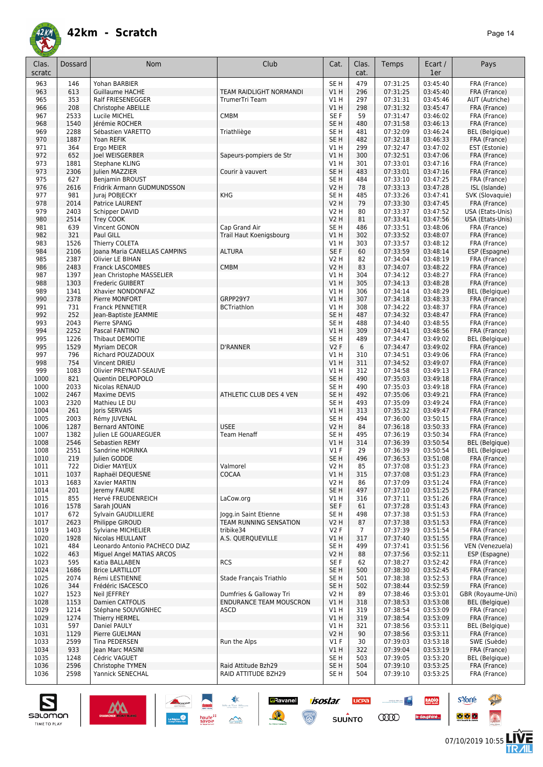# 42km - Scratch

| Clas. scratc | Dossard | Nom | Club | Cat. | Clas. cat. | Temps | Ecart / 1er | Pays |
|---|---|---|---|---|---|---|---|---|
| 963 | 146 | Yohan BARBIER | | SE H | 479 | 07:31:25 | 03:45:40 | FRA (France) |
| 963 | 613 | Guillaume HACHE | TEAM RAIDLIGHT NORMANDI | V1 H | 296 | 07:31:25 | 03:45:40 | FRA (France) |
| 965 | 353 | Ralf FRIESENEGGER | TrumerTri Team | V1 H | 297 | 07:31:31 | 03:45:46 | AUT (Autriche) |
| 966 | 208 | Christophe ABEILLE | | V1 H | 298 | 07:31:32 | 03:45:47 | FRA (France) |
| 967 | 2533 | Lucile MICHEL | CMBM | SE F | 59 | 07:31:47 | 03:46:02 | FRA (France) |
| 968 | 1540 | Jérémie ROCHER | | SE H | 480 | 07:31:58 | 03:46:13 | FRA (France) |
| 969 | 2288 | Sébastien VARETTO | Triathliège | SE H | 481 | 07:32:09 | 03:46:24 | BEL (Belgique) |
| 970 | 1887 | Yoan REFIK | | SE H | 482 | 07:32:18 | 03:46:33 | FRA (France) |
| 971 | 364 | Ergo MEIER | | V1 H | 299 | 07:32:47 | 03:47:02 | EST (Estonie) |
| 972 | 652 | Joel WEISGERBER | Sapeurs-pompiers de Str | V1 H | 300 | 07:32:51 | 03:47:06 | FRA (France) |
| 973 | 1881 | Stephane KLING | | V1 H | 301 | 07:33:01 | 03:47:16 | FRA (France) |
| 973 | 2306 | Julien MAZZIER | Courir à vauvert | SE H | 483 | 07:33:01 | 03:47:16 | FRA (France) |
| 975 | 627 | Benjamin BROUST | | SE H | 484 | 07:33:10 | 03:47:25 | FRA (France) |
| 976 | 2616 | Fridrik Armann GUDMUNDSSON | | V2 H | 78 | 07:33:13 | 03:47:28 | ISL (Islande) |
| 977 | 981 | Juraj POBJECKY | KHG | SE H | 485 | 07:33:26 | 03:47:41 | SVK (Slovaquie) |
| 978 | 2014 | Patrice LAURENT | | V2 H | 79 | 07:33:30 | 03:47:45 | FRA (France) |
| 979 | 2403 | Schipper DAVID | | V2 H | 80 | 07:33:37 | 03:47:52 | USA (Etats-Unis) |
| 980 | 2514 | Trey COOK | | V2 H | 81 | 07:33:41 | 03:47:56 | USA (Etats-Unis) |
| 981 | 639 | Vincent GONON | Cap Grand Air | SE H | 486 | 07:33:51 | 03:48:06 | FRA (France) |
| 982 | 321 | Paul GILL | Trail Haut Koenigsbourg | V1 H | 302 | 07:33:52 | 03:48:07 | FRA (France) |
| 983 | 1526 | Thierry COLETA | | V1 H | 303 | 07:33:57 | 03:48:12 | FRA (France) |
| 984 | 2106 | Joana Maria CANELLAS CAMPINS | ALTURA | SE F | 60 | 07:33:59 | 03:48:14 | ESP (Espagne) |
| 985 | 2387 | Olivier LE BIHAN | | V2 H | 82 | 07:34:04 | 03:48:19 | FRA (France) |
| 986 | 2483 | Franck LASCOMBES | CMBM | V2 H | 83 | 07:34:07 | 03:48:22 | FRA (France) |
| 987 | 1397 | Jean Christophe MASSELIER | | V1 H | 304 | 07:34:12 | 03:48:27 | FRA (France) |
| 988 | 1303 | Frederic GUIBERT | | V1 H | 305 | 07:34:13 | 03:48:28 | FRA (France) |
| 989 | 1341 | Xhavier NONDONFAZ | | V1 H | 306 | 07:34:14 | 03:48:29 | BEL (Belgique) |
| 990 | 2378 | Pierre MONFORT | GRPP29Y7 | V1 H | 307 | 07:34:18 | 03:48:33 | FRA (France) |
| 991 | 731 | Franck PENNETIER | BCTriathlon | V1 H | 308 | 07:34:22 | 03:48:37 | FRA (France) |
| 992 | 252 | Jean-Baptiste JEAMMIE | | SE H | 487 | 07:34:32 | 03:48:47 | FRA (France) |
| 993 | 2043 | Pierre SPANG | | SE H | 488 | 07:34:40 | 03:48:55 | FRA (France) |
| 994 | 2252 | Pascal FANTINO | | V1 H | 309 | 07:34:41 | 03:48:56 | FRA (France) |
| 995 | 1226 | Thibaut DEMOITIE | | SE H | 489 | 07:34:47 | 03:49:02 | BEL (Belgique) |
| 995 | 1529 | Myriam DECOR | D'RANNER | V2 F | 6 | 07:34:47 | 03:49:02 | FRA (France) |
| 997 | 796 | Richard POUZADOUX | | V1 H | 310 | 07:34:51 | 03:49:06 | FRA (France) |
| 998 | 754 | Vincent DRIEU | | V1 H | 311 | 07:34:52 | 03:49:07 | FRA (France) |
| 999 | 1083 | Olivier PREYNAT-SEAUVE | | V1 H | 312 | 07:34:58 | 03:49:13 | FRA (France) |
| 1000 | 821 | Quentin DELPOPOLO | | SE H | 490 | 07:35:03 | 03:49:18 | FRA (France) |
| 1000 | 2033 | Nicolas RENAUD | | SE H | 490 | 07:35:03 | 03:49:18 | FRA (France) |
| 1002 | 2467 | Maxime DEVIS | ATHLETIC CLUB DES 4 VEN | SE H | 492 | 07:35:06 | 03:49:21 | FRA (France) |
| 1003 | 2320 | Mathieu LE DU | | SE H | 493 | 07:35:09 | 03:49:24 | FRA (France) |
| 1004 | 261 | Joris SERVAIS | | V1 H | 313 | 07:35:32 | 03:49:47 | FRA (France) |
| 1005 | 2003 | Rémy JUVENAL | | SE H | 494 | 07:36:00 | 03:50:15 | FRA (France) |
| 1006 | 1287 | Bernard ANTOINE | USEE | V2 H | 84 | 07:36:18 | 03:50:33 | FRA (France) |
| 1007 | 1382 | Julien LE GOUAREGUER | Team Henaff | SE H | 495 | 07:36:19 | 03:50:34 | FRA (France) |
| 1008 | 2546 | Sebastien REMY | | V1 H | 314 | 07:36:39 | 03:50:54 | BEL (Belgique) |
| 1008 | 2551 | Sandrine HORINKA | | V1 F | 29 | 07:36:39 | 03:50:54 | BEL (Belgique) |
| 1010 | 219 | Julien GODDE | | SE H | 496 | 07:36:53 | 03:51:08 | FRA (France) |
| 1011 | 722 | Didier MAYEUX | Valmorel | V2 H | 85 | 07:37:08 | 03:51:23 | FRA (France) |
| 1011 | 1037 | Raphaël DEQUESNE | COCAA | V1 H | 315 | 07:37:08 | 03:51:23 | FRA (France) |
| 1013 | 1683 | Xavier MARTIN | | V2 H | 86 | 07:37:09 | 03:51:24 | FRA (France) |
| 1014 | 201 | Jeremy FAURE | | SE H | 497 | 07:37:10 | 03:51:25 | FRA (France) |
| 1015 | 855 | Hervé FREUDENREICH | LaCow.org | V1 H | 316 | 07:37:11 | 03:51:26 | FRA (France) |
| 1016 | 1578 | Sarah JOUAN | | SE F | 61 | 07:37:28 | 03:51:43 | FRA (France) |
| 1017 | 672 | Sylvain GAUDILLIERE | Jogg.in Saint Etienne | SE H | 498 | 07:37:38 | 03:51:53 | FRA (France) |
| 1017 | 2623 | Philippe GIROUD | TEAM RUNNING SENSATION | V2 H | 87 | 07:37:38 | 03:51:53 | FRA (France) |
| 1019 | 1403 | Sylviane MICHELIER | tribike34 | V2 F | 7 | 07:37:39 | 03:51:54 | FRA (France) |
| 1020 | 1928 | Nicolas HEULLANT | A.S. QUERQUEVILLE | V1 H | 317 | 07:37:40 | 03:51:55 | FRA (France) |
| 1021 | 484 | Leonardo Antonio PACHECO DIAZ | | SE H | 499 | 07:37:41 | 03:51:56 | VEN (Venezuela) |
| 1022 | 463 | Miguel Angel MATIAS ARCOS | | V2 H | 88 | 07:37:56 | 03:52:11 | ESP (Espagne) |
| 1023 | 595 | Katia BALLABEN | RCS | SE F | 62 | 07:38:27 | 03:52:42 | FRA (France) |
| 1024 | 1686 | Brice LARTILLOT | | SE H | 500 | 07:38:30 | 03:52:45 | FRA (France) |
| 1025 | 2074 | Rémi LESTIENNE | Stade Français Triathlo | SE H | 501 | 07:38:38 | 03:52:53 | FRA (France) |
| 1026 | 344 | Frédéric ISACESCO | | SE H | 502 | 07:38:44 | 03:52:59 | FRA (France) |
| 1027 | 1523 | Neil JEFFREY | Dumfries & Galloway Tri | V2 H | 89 | 07:38:46 | 03:53:01 | GBR (Royaume-Uni) |
| 1028 | 1153 | Damien CATFOLIS | ENDURANCE TEAM MOUSCRON | V1 H | 318 | 07:38:53 | 03:53:08 | BEL (Belgique) |
| 1029 | 1214 | Stéphane SOUVIGNHEC | ASCD | V1 H | 319 | 07:38:54 | 03:53:09 | FRA (France) |
| 1029 | 1274 | Thierry HERMEL | | V1 H | 319 | 07:38:54 | 03:53:09 | FRA (France) |
| 1031 | 597 | Daniel PAULY | | V1 H | 321 | 07:38:56 | 03:53:11 | BEL (Belgique) |
| 1031 | 1129 | Pierre GUELMAN | | V2 H | 90 | 07:38:56 | 03:53:11 | FRA (France) |
| 1033 | 2599 | Tina PEDERSEN | Run the Alps | V1 F | 30 | 07:39:03 | 03:53:18 | SWE (Suède) |
| 1034 | 933 | Jean Marc MASINI | | V1 H | 322 | 07:39:04 | 03:53:19 | FRA (France) |
| 1035 | 1248 | Cédric VAGUET | | SE H | 503 | 07:39:05 | 03:53:20 | BEL (Belgique) |
| 1036 | 2596 | Christophe TYMEN | Raid Attitude Bzh29 | SE H | 504 | 07:39:10 | 03:53:25 | FRA (France) |
| 1036 | 2598 | Yannick SENECHAL | RAID ATTITUDE BZH29 | SE H | 504 | 07:39:10 | 03:53:25 | FRA (France) |

07/10/2019 10:55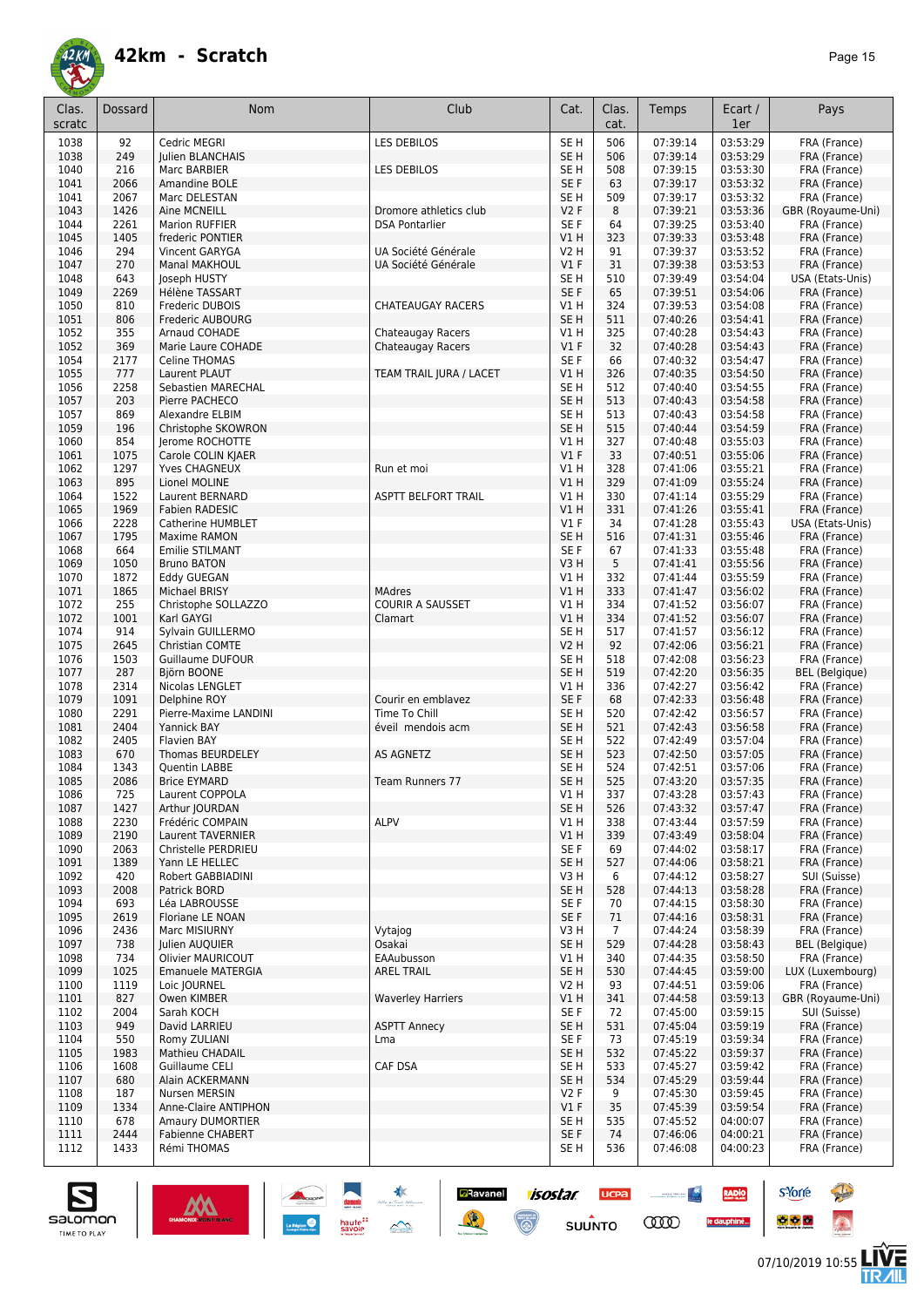# 42km - Scratch

| Clas. scratc | Dossard | Nom | Club | Cat. | Clas. cat. | Temps | Ecart / 1er | Pays |
|---|---|---|---|---|---|---|---|---|
| 1038 | 92 | Cedric MEGRI | LES DEBILOS | SE H | 506 | 07:39:14 | 03:53:29 | FRA (France) |
| 1038 | 249 | Julien BLANCHAIS | | SE H | 506 | 07:39:14 | 03:53:29 | FRA (France) |
| 1040 | 216 | Marc BARBIER | LES DEBILOS | SE H | 508 | 07:39:15 | 03:53:30 | FRA (France) |
| 1041 | 2066 | Amandine BOLE | | SE F | 63 | 07:39:17 | 03:53:32 | FRA (France) |
| 1041 | 2067 | Marc DELESTAN | | SE H | 509 | 07:39:17 | 03:53:32 | FRA (France) |
| 1043 | 1426 | Aine MCNEILL | Dromore athletics club | V2 F | 8 | 07:39:21 | 03:53:36 | GBR (Royaume-Uni) |
| 1044 | 2261 | Marion RUFFIER | DSA Pontarlier | SE F | 64 | 07:39:25 | 03:53:40 | FRA (France) |
| 1045 | 1405 | frederic PONTIER | | V1 H | 323 | 07:39:33 | 03:53:48 | FRA (France) |
| 1046 | 294 | Vincent GARYGA | UA Société Générale | V2 H | 91 | 07:39:37 | 03:53:52 | FRA (France) |
| 1047 | 270 | Manal MAKHOUL | UA Société Générale | V1 F | 31 | 07:39:38 | 03:53:53 | FRA (France) |
| 1048 | 643 | Joseph HUSTY | | SE H | 510 | 07:39:49 | 03:54:04 | USA (Etats-Unis) |
| 1049 | 2269 | Hélène TASSART | | SE F | 65 | 07:39:51 | 03:54:06 | FRA (France) |
| 1050 | 810 | Frederic DUBOIS | CHATEAUGAY RACERS | V1 H | 324 | 07:39:53 | 03:54:08 | FRA (France) |
| 1051 | 806 | Frederic AUBOURG | | SE H | 511 | 07:40:26 | 03:54:41 | FRA (France) |
| 1052 | 355 | Arnaud COHADE | Chateaugay Racers | V1 H | 325 | 07:40:28 | 03:54:43 | FRA (France) |
| 1052 | 369 | Marie Laure COHADE | Chateaugay Racers | V1 F | 32 | 07:40:28 | 03:54:43 | FRA (France) |
| 1054 | 2177 | Celine THOMAS | | SE F | 66 | 07:40:32 | 03:54:47 | FRA (France) |
| 1055 | 777 | Laurent PLAUT | TEAM TRAIL JURA / LACET | V1 H | 326 | 07:40:35 | 03:54:50 | FRA (France) |
| 1056 | 2258 | Sebastien MARECHAL | | SE H | 512 | 07:40:40 | 03:54:55 | FRA (France) |
| 1057 | 203 | Pierre PACHECO | | SE H | 513 | 07:40:43 | 03:54:58 | FRA (France) |
| 1057 | 869 | Alexandre ELBIM | | SE H | 513 | 07:40:43 | 03:54:58 | FRA (France) |
| 1059 | 196 | Christophe SKOWRON | | SE H | 515 | 07:40:44 | 03:54:59 | FRA (France) |
| 1060 | 854 | Jerome ROCHOTTE | | V1 H | 327 | 07:40:48 | 03:55:03 | FRA (France) |
| 1061 | 1075 | Carole COLIN KJAER | | V1 F | 33 | 07:40:51 | 03:55:06 | FRA (France) |
| 1062 | 1297 | Yves CHAGNEUX | Run et moi | V1 H | 328 | 07:41:06 | 03:55:21 | FRA (France) |
| 1063 | 895 | Lionel MOLINE | | V1 H | 329 | 07:41:09 | 03:55:24 | FRA (France) |
| 1064 | 1522 | Laurent BERNARD | ASPTT BELFORT TRAIL | V1 H | 330 | 07:41:14 | 03:55:29 | FRA (France) |
| 1065 | 1969 | Fabien RADESIC | | V1 H | 331 | 07:41:26 | 03:55:41 | FRA (France) |
| 1066 | 2228 | Catherine HUMBLET | | V1 F | 34 | 07:41:28 | 03:55:43 | USA (Etats-Unis) |
| 1067 | 1795 | Maxime RAMON | | SE H | 516 | 07:41:31 | 03:55:46 | FRA (France) |
| 1068 | 664 | Emilie STILMANT | | SE F | 67 | 07:41:33 | 03:55:48 | FRA (France) |
| 1069 | 1050 | Bruno BATON | | V3 H | 5 | 07:41:41 | 03:55:56 | FRA (France) |
| 1070 | 1872 | Eddy GUEGAN | | V1 H | 332 | 07:41:44 | 03:55:59 | FRA (France) |
| 1071 | 1865 | Michael BRISY | MAdres | V1 H | 333 | 07:41:47 | 03:56:02 | FRA (France) |
| 1072 | 255 | Christophe SOLLAZZO | COURIR A SAUSSET | V1 H | 334 | 07:41:52 | 03:56:07 | FRA (France) |
| 1072 | 1001 | Karl GAYGI | Clamart | V1 H | 334 | 07:41:52 | 03:56:07 | FRA (France) |
| 1074 | 914 | Sylvain GUILLERMO | | SE H | 517 | 07:41:57 | 03:56:12 | FRA (France) |
| 1075 | 2645 | Christian COMTE | | V2 H | 92 | 07:42:06 | 03:56:21 | FRA (France) |
| 1076 | 1503 | Guillaume DUFOUR | | SE H | 518 | 07:42:08 | 03:56:23 | FRA (France) |
| 1077 | 287 | Björn BOONE | | SE H | 519 | 07:42:20 | 03:56:35 | BEL (Belgique) |
| 1078 | 2314 | Nicolas LENGLET | | V1 H | 336 | 07:42:27 | 03:56:42 | FRA (France) |
| 1079 | 1091 | Delphine ROY | Courir en emblavez | SE F | 68 | 07:42:33 | 03:56:48 | FRA (France) |
| 1080 | 2291 | Pierre-Maxime LANDINI | Time To Chill | SE H | 520 | 07:42:42 | 03:56:57 | FRA (France) |
| 1081 | 2404 | Yannick BAY | éveil mendois acm | SE H | 521 | 07:42:43 | 03:56:58 | FRA (France) |
| 1082 | 2405 | Flavien BAY | | SE H | 522 | 07:42:49 | 03:57:04 | FRA (France) |
| 1083 | 670 | Thomas BEURDELEY | AS AGNETZ | SE H | 523 | 07:42:50 | 03:57:05 | FRA (France) |
| 1084 | 1343 | Quentin LABBE | | SE H | 524 | 07:42:51 | 03:57:06 | FRA (France) |
| 1085 | 2086 | Brice EYMARD | Team Runners 77 | SE H | 525 | 07:43:20 | 03:57:35 | FRA (France) |
| 1086 | 725 | Laurent COPPOLA | | V1 H | 337 | 07:43:28 | 03:57:43 | FRA (France) |
| 1087 | 1427 | Arthur JOURDAN | | SE H | 526 | 07:43:32 | 03:57:47 | FRA (France) |
| 1088 | 2230 | Frédéric COMPAIN | ALPV | V1 H | 338 | 07:43:44 | 03:57:59 | FRA (France) |
| 1089 | 2190 | Laurent TAVERNIER | | V1 H | 339 | 07:43:49 | 03:58:04 | FRA (France) |
| 1090 | 2063 | Christelle PERDRIEU | | SE F | 69 | 07:44:02 | 03:58:17 | FRA (France) |
| 1091 | 1389 | Yann LE HELLEC | | SE H | 527 | 07:44:06 | 03:58:21 | FRA (France) |
| 1092 | 420 | Robert GABBIADINI | | V3 H | 6 | 07:44:12 | 03:58:27 | SUI (Suisse) |
| 1093 | 2008 | Patrick BORD | | SE H | 528 | 07:44:13 | 03:58:28 | FRA (France) |
| 1094 | 693 | Léa LABROUSSE | | SE F | 70 | 07:44:15 | 03:58:30 | FRA (France) |
| 1095 | 2619 | Floriane LE NOAN | | SE F | 71 | 07:44:16 | 03:58:31 | FRA (France) |
| 1096 | 2436 | Marc MISIURNY | Vytajog | V3 H | 7 | 07:44:24 | 03:58:39 | FRA (France) |
| 1097 | 738 | Julien AUQUIER | Osakai | SE H | 529 | 07:44:28 | 03:58:43 | BEL (Belgique) |
| 1098 | 734 | Olivier MAURICOUT | EAAubusson | V1 H | 340 | 07:44:35 | 03:58:50 | FRA (France) |
| 1099 | 1025 | Emanuele MATERGIA | AREL TRAIL | SE H | 530 | 07:44:45 | 03:59:00 | LUX (Luxembourg) |
| 1100 | 1119 | Loic JOURNEL | | V2 H | 93 | 07:44:51 | 03:59:06 | FRA (France) |
| 1101 | 827 | Owen KIMBER | Waverley Harriers | V1 H | 341 | 07:44:58 | 03:59:13 | GBR (Royaume-Uni) |
| 1102 | 2004 | Sarah KOCH | | SE F | 72 | 07:45:00 | 03:59:15 | SUI (Suisse) |
| 1103 | 949 | David LARRIEU | ASPTT Annecy | SE H | 531 | 07:45:04 | 03:59:19 | FRA (France) |
| 1104 | 550 | Romy ZULIANI | Lma | SE F | 73 | 07:45:19 | 03:59:34 | FRA (France) |
| 1105 | 1983 | Mathieu CHADAIL | | SE H | 532 | 07:45:22 | 03:59:37 | FRA (France) |
| 1106 | 1608 | Guillaume CELI | CAF DSA | SE H | 533 | 07:45:27 | 03:59:42 | FRA (France) |
| 1107 | 680 | Alain ACKERMANN | | SE H | 534 | 07:45:29 | 03:59:44 | FRA (France) |
| 1108 | 187 | Nursen MERSIN | | V2 F | 9 | 07:45:30 | 03:59:45 | FRA (France) |
| 1109 | 1334 | Anne-Claire ANTIPHON | | V1 F | 35 | 07:45:39 | 03:59:54 | FRA (France) |
| 1110 | 678 | Amaury DUMORTIER | | SE H | 535 | 07:45:52 | 04:00:07 | FRA (France) |
| 1111 | 2444 | Fabienne CHABERT | | SE F | 74 | 07:46:06 | 04:00:21 | FRA (France) |
| 1112 | 1433 | Rémi THOMAS | | SE H | 536 | 07:46:08 | 04:00:23 | FRA (France) |

07/10/2019 10:55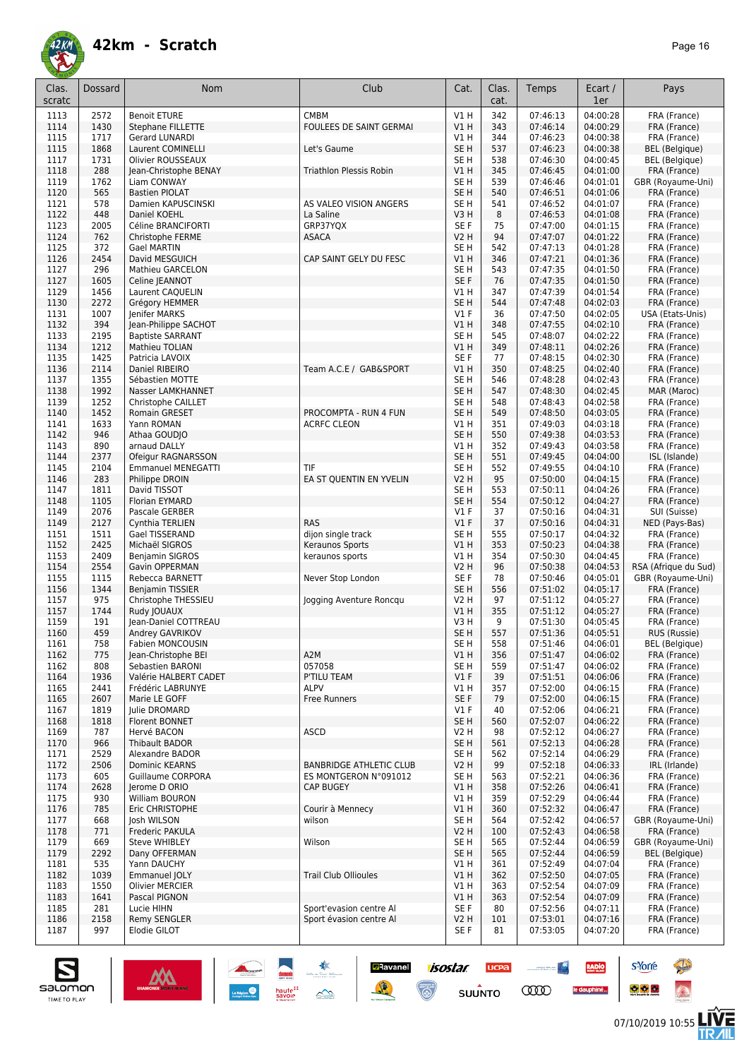# 42km - Scratch

| Clas. scratc | Dossard | Nom | Club | Cat. | Clas. cat. | Temps | Ecart / 1er | Pays |
|---|---|---|---|---|---|---|---|---|
| 1113 | 2572 | Benoit ETURE | CMBM | V1 H | 342 | 07:46:13 | 04:00:28 | FRA (France) |
| 1114 | 1430 | Stephane FILLETTE | FOULEES DE SAINT GERMAI | V1 H | 343 | 07:46:14 | 04:00:29 | FRA (France) |
| 1115 | 1717 | Gerard LUNARDI | | V1 H | 344 | 07:46:23 | 04:00:38 | FRA (France) |
| 1115 | 1868 | Laurent COMINELLI | Let's Gaume | SE H | 537 | 07:46:23 | 04:00:38 | BEL (Belgique) |
| 1117 | 1731 | Olivier ROUSSEAUX | | SE H | 538 | 07:46:30 | 04:00:45 | BEL (Belgique) |
| 1118 | 288 | Jean-Christophe BENAY | Triathlon Plessis Robin | V1 H | 345 | 07:46:45 | 04:01:00 | FRA (France) |
| 1119 | 1762 | Liam CONWAY | | SE H | 539 | 07:46:46 | 04:01:01 | GBR (Royaume-Uni) |
| 1120 | 565 | Bastien PIOLAT | | SE H | 540 | 07:46:51 | 04:01:06 | FRA (France) |
| 1121 | 578 | Damien KAPUSCINSKI | AS VALEO VISION ANGERS | SE H | 541 | 07:46:52 | 04:01:07 | FRA (France) |
| 1122 | 448 | Daniel KOEHL | La Saline | V3 H | 8 | 07:46:53 | 04:01:08 | FRA (France) |
| 1123 | 2005 | Céline BRANCIFORTI | GRP37YQX | SE F | 75 | 07:47:00 | 04:01:15 | FRA (France) |
| 1124 | 762 | Christophe FERME | ASACA | V2 H | 94 | 07:47:07 | 04:01:22 | FRA (France) |
| 1125 | 372 | Gael MARTIN | | SE H | 542 | 07:47:13 | 04:01:28 | FRA (France) |
| 1126 | 2454 | David MESGUICH | CAP SAINT GELY DU FESC | V1 H | 346 | 07:47:21 | 04:01:36 | FRA (France) |
| 1127 | 296 | Mathieu GARCELON | | SE H | 543 | 07:47:35 | 04:01:50 | FRA (France) |
| 1127 | 1605 | Celine JEANNOT | | SE F | 76 | 07:47:35 | 04:01:50 | FRA (France) |
| 1129 | 1456 | Laurent CAQUELIN | | V1 H | 347 | 07:47:39 | 04:01:54 | FRA (France) |
| 1130 | 2272 | Grégory HEMMER | | SE H | 544 | 07:47:48 | 04:02:03 | FRA (France) |
| 1131 | 1007 | Jenifer MARKS | | V1 F | 36 | 07:47:50 | 04:02:05 | USA (Etats-Unis) |
| 1132 | 394 | Jean-Philippe SACHOT | | V1 H | 348 | 07:47:55 | 04:02:10 | FRA (France) |
| 1133 | 2195 | Baptiste SARRANT | | SE H | 545 | 07:48:07 | 04:02:22 | FRA (France) |
| 1134 | 1212 | Mathieu TOLIAN | | V1 H | 349 | 07:48:11 | 04:02:26 | FRA (France) |
| 1135 | 1425 | Patricia LAVOIX | | SE F | 77 | 07:48:15 | 04:02:30 | FRA (France) |
| 1136 | 2114 | Daniel RIBEIRO | Team A.C.E / GAB&SPORT | V1 H | 350 | 07:48:25 | 04:02:40 | FRA (France) |
| 1137 | 1355 | Sébastien MOTTE | | SE H | 546 | 07:48:28 | 04:02:43 | FRA (France) |
| 1138 | 1992 | Nasser LAMKHANNET | | SE H | 547 | 07:48:30 | 04:02:45 | MAR (Maroc) |
| 1139 | 1252 | Christophe CAILLET | | SE H | 548 | 07:48:43 | 04:02:58 | FRA (France) |
| 1140 | 1452 | Romain GRESET | PROCOMPTA - RUN 4 FUN | SE H | 549 | 07:48:50 | 04:03:05 | FRA (France) |
| 1141 | 1633 | Yann ROMAN | ACRFC CLEON | V1 H | 351 | 07:49:03 | 04:03:18 | FRA (France) |
| 1142 | 946 | Athaa GOUDJO | | SE H | 550 | 07:49:38 | 04:03:53 | FRA (France) |
| 1143 | 890 | arnaud DALLY | | V1 H | 352 | 07:49:43 | 04:03:58 | FRA (France) |
| 1144 | 2377 | Ofeigur RAGNARSSON | | SE H | 551 | 07:49:45 | 04:04:00 | ISL (Islande) |
| 1145 | 2104 | Emmanuel MENEGATTI | TIF | SE H | 552 | 07:49:55 | 04:04:10 | FRA (France) |
| 1146 | 283 | Philippe DROIN | EA ST QUENTIN EN YVELIN | V2 H | 95 | 07:50:00 | 04:04:15 | FRA (France) |
| 1147 | 1811 | David TISSOT | | SE H | 553 | 07:50:11 | 04:04:26 | FRA (France) |
| 1148 | 1105 | Florian EYMARD | | SE H | 554 | 07:50:12 | 04:04:27 | FRA (France) |
| 1149 | 2076 | Pascale GERBER | | V1 F | 37 | 07:50:16 | 04:04:31 | SUI (Suisse) |
| 1149 | 2127 | Cynthia TERLIEN | RAS | V1 F | 37 | 07:50:16 | 04:04:31 | NED (Pays-Bas) |
| 1151 | 1511 | Gael TISSERAND | dijon single track | SE H | 555 | 07:50:17 | 04:04:32 | FRA (France) |
| 1152 | 2425 | Michaël SIGROS | Keraunos Sports | V1 H | 353 | 07:50:23 | 04:04:38 | FRA (France) |
| 1153 | 2409 | Benjamin SIGROS | keraunos sports | V1 H | 354 | 07:50:30 | 04:04:45 | FRA (France) |
| 1154 | 2554 | Gavin OPPERMAN | | V2 H | 96 | 07:50:38 | 04:04:53 | RSA (Afrique du Sud) |
| 1155 | 1115 | Rebecca BARNETT | Never Stop London | SE F | 78 | 07:50:46 | 04:05:01 | GBR (Royaume-Uni) |
| 1156 | 1344 | Benjamin TISSIER | | SE H | 556 | 07:51:02 | 04:05:17 | FRA (France) |
| 1157 | 975 | Christophe THESSIEU | Jogging Aventure Roncqu | V2 H | 97 | 07:51:12 | 04:05:27 | FRA (France) |
| 1157 | 1744 | Rudy JOUAUX | | V1 H | 355 | 07:51:12 | 04:05:27 | FRA (France) |
| 1159 | 191 | Jean-Daniel COTTREAU | | V3 H | 9 | 07:51:30 | 04:05:45 | FRA (France) |
| 1160 | 459 | Andrey GAVRIKOV | | SE H | 557 | 07:51:36 | 04:05:51 | RUS (Russie) |
| 1161 | 758 | Fabien MONCOUSIN | | SE H | 558 | 07:51:46 | 04:06:01 | BEL (Belgique) |
| 1162 | 775 | Jean-Christophe BEI | A2M | V1 H | 356 | 07:51:47 | 04:06:02 | FRA (France) |
| 1162 | 808 | Sebastien BARONI | 057058 | SE H | 559 | 07:51:47 | 04:06:02 | FRA (France) |
| 1164 | 1936 | Valérie HALBERT CADET | P'TILU TEAM | V1 F | 39 | 07:51:51 | 04:06:06 | FRA (France) |
| 1165 | 2441 | Frédéric LABRUNYE | ALPV | V1 H | 357 | 07:52:00 | 04:06:15 | FRA (France) |
| 1165 | 2607 | Marie LE GOFF | Free Runners | SE F | 79 | 07:52:00 | 04:06:15 | FRA (France) |
| 1167 | 1819 | Julie DROMARD | | V1 F | 40 | 07:52:06 | 04:06:21 | FRA (France) |
| 1168 | 1818 | Florent BONNET | | SE H | 560 | 07:52:07 | 04:06:22 | FRA (France) |
| 1169 | 787 | Hervé BACON | ASCD | V2 H | 98 | 07:52:12 | 04:06:27 | FRA (France) |
| 1170 | 966 | Thibault BADOR | | SE H | 561 | 07:52:13 | 04:06:28 | FRA (France) |
| 1171 | 2529 | Alexandre BADOR | | SE H | 562 | 07:52:14 | 04:06:29 | FRA (France) |
| 1172 | 2506 | Dominic KEARNS | BANBRIDGE ATHLETIC CLUB | V2 H | 99 | 07:52:18 | 04:06:33 | IRL (Irlande) |
| 1173 | 605 | Guillaume CORPORA | ES MONTGERON N°091012 | SE H | 563 | 07:52:21 | 04:06:36 | FRA (France) |
| 1174 | 2628 | Jerome D ORIO | CAP BUGEY | V1 H | 358 | 07:52:26 | 04:06:41 | FRA (France) |
| 1175 | 930 | William BOURON | | V1 H | 359 | 07:52:29 | 04:06:44 | FRA (France) |
| 1176 | 785 | Eric CHRISTOPHE | Courir à Mennecy | V1 H | 360 | 07:52:32 | 04:06:47 | FRA (France) |
| 1177 | 668 | Josh WILSON | wilson | SE H | 564 | 07:52:42 | 04:06:57 | GBR (Royaume-Uni) |
| 1178 | 771 | Frederic PAKULA | | V2 H | 100 | 07:52:43 | 04:06:58 | FRA (France) |
| 1179 | 669 | Steve WHIBLEY | Wilson | SE H | 565 | 07:52:44 | 04:06:59 | GBR (Royaume-Uni) |
| 1179 | 2292 | Dany OFFERMAN | | SE H | 565 | 07:52:44 | 04:06:59 | BEL (Belgique) |
| 1181 | 535 | Yann DAUCHY | | V1 H | 361 | 07:52:49 | 04:07:04 | FRA (France) |
| 1182 | 1039 | Emmanuel JOLY | Trail Club Ollioules | V1 H | 362 | 07:52:50 | 04:07:05 | FRA (France) |
| 1183 | 1550 | Olivier MERCIER | | V1 H | 363 | 07:52:54 | 04:07:09 | FRA (France) |
| 1183 | 1641 | Pascal PIGNON | | V1 H | 363 | 07:52:54 | 04:07:09 | FRA (France) |
| 1185 | 281 | Lucie HIHN | Sport'evasion centre Al | SE F | 80 | 07:52:56 | 04:07:11 | FRA (France) |
| 1186 | 2158 | Remy SENGLER | Sport évasion centre Al | V2 H | 101 | 07:53:01 | 04:07:16 | FRA (France) |
| 1187 | 997 | Elodie GILOT | | SE F | 81 | 07:53:05 | 04:07:20 | FRA (France) |

07/10/2019 10:55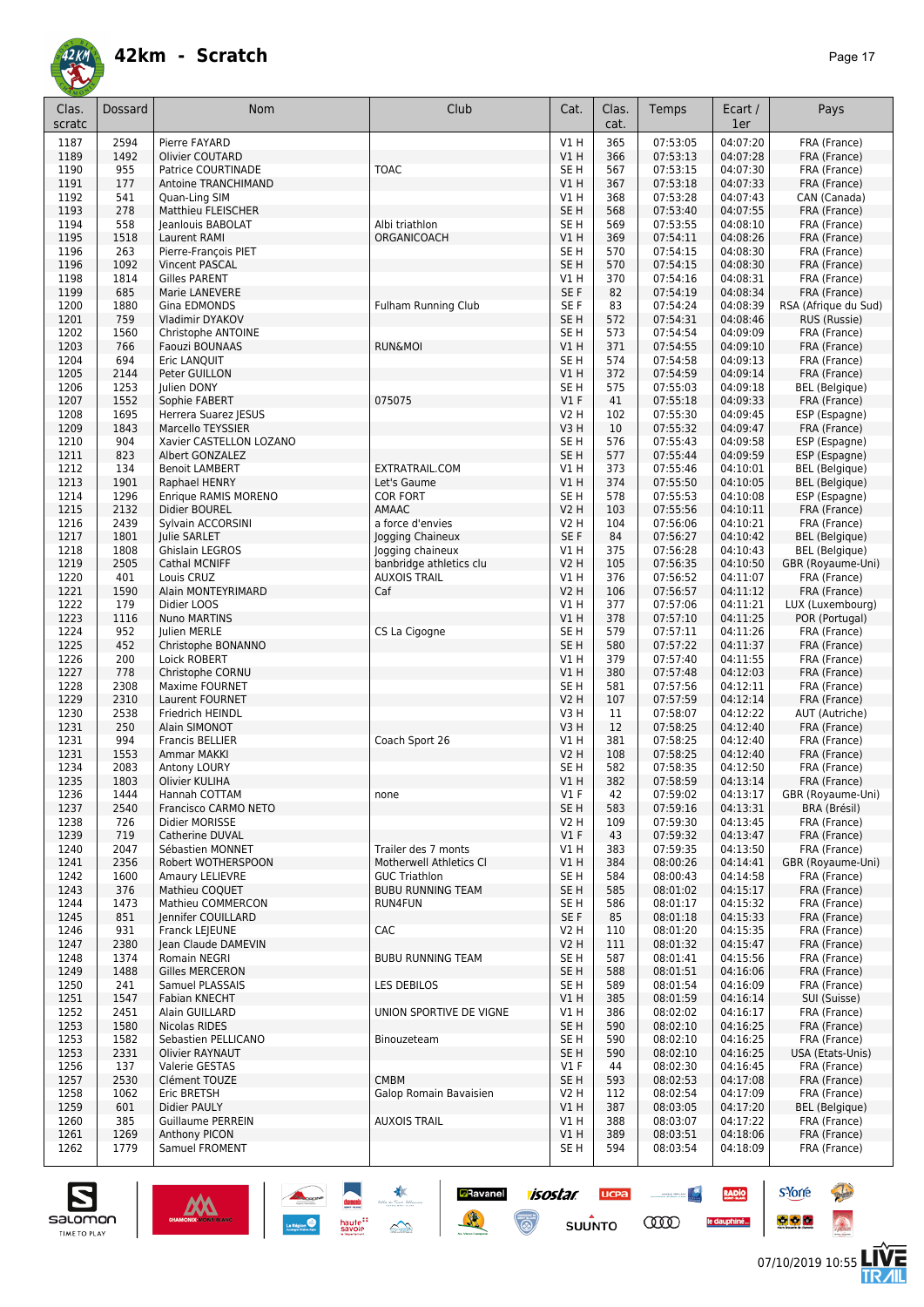# 42km - Scratch

| Clas. scratc | Dossard | Nom | Club | Cat. | Clas. cat. | Temps | Ecart / 1er | Pays |
|---|---|---|---|---|---|---|---|---|
| 1187 | 2594 | Pierre FAYARD | | V1 H | 365 | 07:53:05 | 04:07:20 | FRA (France) |
| 1189 | 1492 | Olivier COUTARD | | V1 H | 366 | 07:53:13 | 04:07:28 | FRA (France) |
| 1190 | 955 | Patrice COURTINADE | TOAC | SE H | 567 | 07:53:15 | 04:07:30 | FRA (France) |
| 1191 | 177 | Antoine TRANCHIMAND | | V1 H | 367 | 07:53:18 | 04:07:33 | FRA (France) |
| 1192 | 541 | Quan-Ling SIM | | V1 H | 368 | 07:53:28 | 04:07:43 | CAN (Canada) |
| 1193 | 278 | Matthieu FLEISCHER | | SE H | 568 | 07:53:40 | 04:07:55 | FRA (France) |
| 1194 | 558 | Jeanlouis BABOLAT | Albi triathlon | SE H | 569 | 07:53:55 | 04:08:10 | FRA (France) |
| 1195 | 1518 | Laurent RAMI | ORGANICOACH | V1 H | 369 | 07:54:11 | 04:08:26 | FRA (France) |
| 1196 | 263 | Pierre-François PIET | | SE H | 570 | 07:54:15 | 04:08:30 | FRA (France) |
| 1196 | 1092 | Vincent PASCAL | | SE H | 570 | 07:54:15 | 04:08:30 | FRA (France) |
| 1198 | 1814 | Gilles PARENT | | V1 H | 370 | 07:54:16 | 04:08:31 | FRA (France) |
| 1199 | 685 | Marie LANEVERE | | SE F | 82 | 07:54:19 | 04:08:34 | FRA (France) |
| 1200 | 1880 | Gina EDMONDS | Fulham Running Club | SE F | 83 | 07:54:24 | 04:08:39 | RSA (Afrique du Sud) |
| 1201 | 759 | Vladimir DYAKOV | | SE H | 572 | 07:54:31 | 04:08:46 | RUS (Russie) |
| 1202 | 1560 | Christophe ANTOINE | | SE H | 573 | 07:54:54 | 04:09:09 | FRA (France) |
| 1203 | 766 | Faouzi BOUNAAS | RUN&MOI | V1 H | 371 | 07:54:55 | 04:09:10 | FRA (France) |
| 1204 | 694 | Eric LANQUIT | | SE H | 574 | 07:54:58 | 04:09:13 | FRA (France) |
| 1205 | 2144 | Peter GUILLON | | V1 H | 372 | 07:54:59 | 04:09:14 | FRA (France) |
| 1206 | 1253 | Julien DONY | | SE H | 575 | 07:55:03 | 04:09:18 | BEL (Belgique) |
| 1207 | 1552 | Sophie FABERT | 075075 | V1 F | 41 | 07:55:18 | 04:09:33 | FRA (France) |
| 1208 | 1695 | Herrera Suarez JESUS | | V2 H | 102 | 07:55:30 | 04:09:45 | ESP (Espagne) |
| 1209 | 1843 | Marcello TEYSSIER | | V3 H | 10 | 07:55:32 | 04:09:47 | FRA (France) |
| 1210 | 904 | Xavier CASTELLON LOZANO | | SE H | 576 | 07:55:43 | 04:09:58 | ESP (Espagne) |
| 1211 | 823 | Albert GONZALEZ | | SE H | 577 | 07:55:44 | 04:09:59 | ESP (Espagne) |
| 1212 | 134 | Benoit LAMBERT | EXTRATRAIL.COM | V1 H | 373 | 07:55:46 | 04:10:01 | BEL (Belgique) |
| 1213 | 1901 | Raphael HENRY | Let's Gaume | V1 H | 374 | 07:55:50 | 04:10:05 | BEL (Belgique) |
| 1214 | 1296 | Enrique RAMIS MORENO | COR FORT | SE H | 578 | 07:55:53 | 04:10:08 | ESP (Espagne) |
| 1215 | 2132 | Didier BOUREL | AMAAC | V2 H | 103 | 07:55:56 | 04:10:11 | FRA (France) |
| 1216 | 2439 | Sylvain ACCORSINI | a force d'envies | V2 H | 104 | 07:56:06 | 04:10:21 | FRA (France) |
| 1217 | 1801 | Julie SARLET | Jogging Chaineux | SE F | 84 | 07:56:27 | 04:10:42 | BEL (Belgique) |
| 1218 | 1808 | Ghislain LEGROS | Jogging chaineux | V1 H | 375 | 07:56:28 | 04:10:43 | BEL (Belgique) |
| 1219 | 2505 | Cathal MCNIFF | banbridge athletics clu | V2 H | 105 | 07:56:35 | 04:10:50 | GBR (Royaume-Uni) |
| 1220 | 401 | Louis CRUZ | AUXOIS TRAIL | V1 H | 376 | 07:56:52 | 04:11:07 | FRA (France) |
| 1221 | 1590 | Alain MONTEYRIMARD | Caf | V2 H | 106 | 07:56:57 | 04:11:12 | FRA (France) |
| 1222 | 179 | Didier LOOS | | V1 H | 377 | 07:57:06 | 04:11:21 | LUX (Luxembourg) |
| 1223 | 1116 | Nuno MARTINS | | V1 H | 378 | 07:57:10 | 04:11:25 | POR (Portugal) |
| 1224 | 952 | Julien MERLE | CS La Cigogne | SE H | 579 | 07:57:11 | 04:11:26 | FRA (France) |
| 1225 | 452 | Christophe BONANNO | | SE H | 580 | 07:57:22 | 04:11:37 | FRA (France) |
| 1226 | 200 | Loick ROBERT | | V1 H | 379 | 07:57:40 | 04:11:55 | FRA (France) |
| 1227 | 778 | Christophe CORNU | | V1 H | 380 | 07:57:48 | 04:12:03 | FRA (France) |
| 1228 | 2308 | Maxime FOURNET | | SE H | 581 | 07:57:56 | 04:12:11 | FRA (France) |
| 1229 | 2310 | Laurent FOURNET | | V2 H | 107 | 07:57:59 | 04:12:14 | FRA (France) |
| 1230 | 2538 | Friedrich HEINDL | | V3 H | 11 | 07:58:07 | 04:12:22 | AUT (Autriche) |
| 1231 | 250 | Alain SIMONOT | | V3 H | 12 | 07:58:25 | 04:12:40 | FRA (France) |
| 1231 | 994 | Francis BELLIER | Coach Sport 26 | V1 H | 381 | 07:58:25 | 04:12:40 | FRA (France) |
| 1231 | 1553 | Ammar MAKKI | | V2 H | 108 | 07:58:25 | 04:12:40 | FRA (France) |
| 1234 | 2083 | Antony LOURY | | SE H | 582 | 07:58:35 | 04:12:50 | FRA (France) |
| 1235 | 1803 | Olivier KULIHA | | V1 H | 382 | 07:58:59 | 04:13:14 | FRA (France) |
| 1236 | 1444 | Hannah COTTAM | none | V1 F | 42 | 07:59:02 | 04:13:17 | GBR (Royaume-Uni) |
| 1237 | 2540 | Francisco CARMO NETO | | SE H | 583 | 07:59:16 | 04:13:31 | BRA (Brésil) |
| 1238 | 726 | Didier MORISSE | | V2 H | 109 | 07:59:30 | 04:13:45 | FRA (France) |
| 1239 | 719 | Catherine DUVAL | | V1 F | 43 | 07:59:32 | 04:13:47 | FRA (France) |
| 1240 | 2047 | Sébastien MONNET | Trailer des 7 monts | V1 H | 383 | 07:59:35 | 04:13:50 | FRA (France) |
| 1241 | 2356 | Robert WOTHERSPOON | Motherwell Athletics Cl | V1 H | 384 | 08:00:26 | 04:14:41 | GBR (Royaume-Uni) |
| 1242 | 1600 | Amaury LELIEVRE | GUC Triathlon | SE H | 584 | 08:00:43 | 04:14:58 | FRA (France) |
| 1243 | 376 | Mathieu COQUET | BUBU RUNNING TEAM | SE H | 585 | 08:01:02 | 04:15:17 | FRA (France) |
| 1244 | 1473 | Mathieu COMMERCON | RUN4FUN | SE H | 586 | 08:01:17 | 04:15:32 | FRA (France) |
| 1245 | 851 | Jennifer COUILLARD | | SE F | 85 | 08:01:18 | 04:15:33 | FRA (France) |
| 1246 | 931 | Franck LEJEUNE | CAC | V2 H | 110 | 08:01:20 | 04:15:35 | FRA (France) |
| 1247 | 2380 | Jean Claude DAMEVIN | | V2 H | 111 | 08:01:32 | 04:15:47 | FRA (France) |
| 1248 | 1374 | Romain NEGRI | BUBU RUNNING TEAM | SE H | 587 | 08:01:41 | 04:15:56 | FRA (France) |
| 1249 | 1488 | Gilles MERCERON | | SE H | 588 | 08:01:51 | 04:16:06 | FRA (France) |
| 1250 | 241 | Samuel PLASSAIS | LES DEBILOS | SE H | 589 | 08:01:54 | 04:16:09 | FRA (France) |
| 1251 | 1547 | Fabian KNECHT | | V1 H | 385 | 08:01:59 | 04:16:14 | SUI (Suisse) |
| 1252 | 2451 | Alain GUILLARD | UNION SPORTIVE DE VIGNE | V1 H | 386 | 08:02:02 | 04:16:17 | FRA (France) |
| 1253 | 1580 | Nicolas RIDES | | SE H | 590 | 08:02:10 | 04:16:25 | FRA (France) |
| 1253 | 1582 | Sebastien PELLICANO | Binouzeteam | SE H | 590 | 08:02:10 | 04:16:25 | FRA (France) |
| 1253 | 2331 | Olivier RAYNAUT | | SE H | 590 | 08:02:10 | 04:16:25 | USA (Etats-Unis) |
| 1256 | 137 | Valerie GESTAS | | V1 F | 44 | 08:02:30 | 04:16:45 | FRA (France) |
| 1257 | 2530 | Clément TOUZE | CMBM | SE H | 593 | 08:02:53 | 04:17:08 | FRA (France) |
| 1258 | 1062 | Eric BRETSH | Galop Romain Bavaisien | V2 H | 112 | 08:02:54 | 04:17:09 | FRA (France) |
| 1259 | 601 | Didier PAULY | | V1 H | 387 | 08:03:05 | 04:17:20 | BEL (Belgique) |
| 1260 | 385 | Guillaume PERREIN | AUXOIS TRAIL | V1 H | 388 | 08:03:07 | 04:17:22 | FRA (France) |
| 1261 | 1269 | Anthony PICON | | V1 H | 389 | 08:03:51 | 04:18:06 | FRA (France) |
| 1262 | 1779 | Samuel FROMENT | | SE H | 594 | 08:03:54 | 04:18:09 | FRA (France) |

07/10/2019 10:55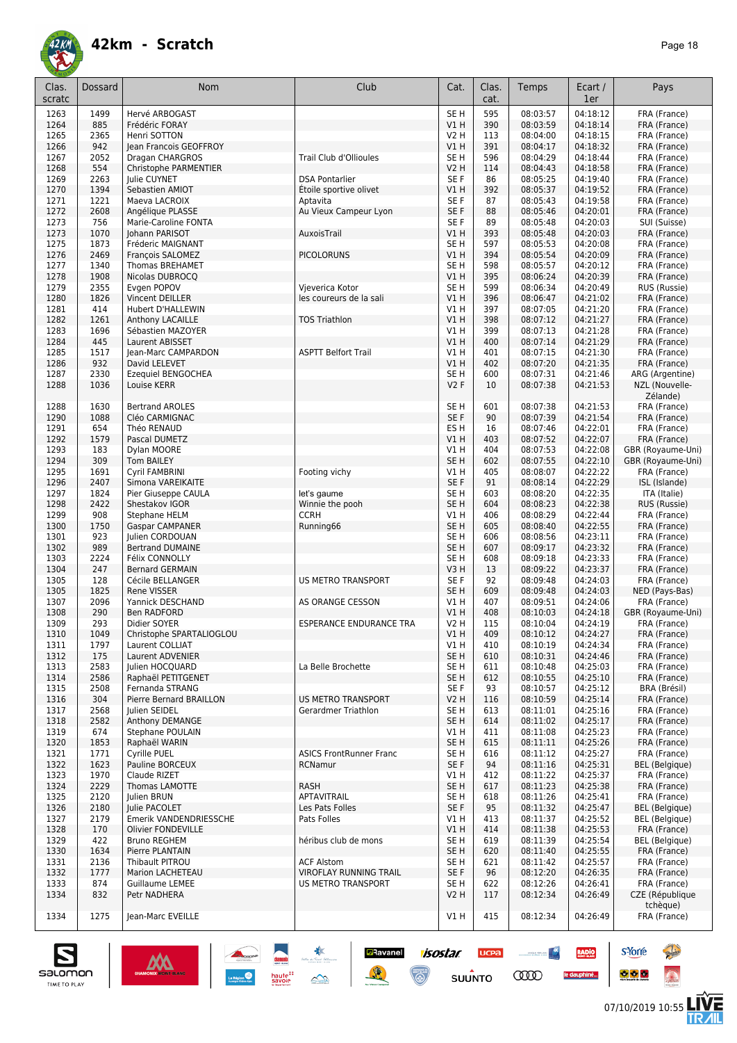# 42km - Scratch

| Clas. scratc | Dossard | Nom | Club | Cat. | Clas. cat. | Temps | Ecart / 1er | Pays |
|---|---|---|---|---|---|---|---|---|
| 1263 | 1499 | Hervé ARBOGAST | | SE H | 595 | 08:03:57 | 04:18:12 | FRA (France) |
| 1264 | 885 | Frédéric FORAY | | V1 H | 390 | 08:03:59 | 04:18:14 | FRA (France) |
| 1265 | 2365 | Henri SOTTON | | V2 H | 113 | 08:04:00 | 04:18:15 | FRA (France) |
| 1266 | 942 | Jean Francois GEOFFROY | | V1 H | 391 | 08:04:17 | 04:18:32 | FRA (France) |
| 1267 | 2052 | Dragan CHARGROS | Trail Club d'Ollioules | SE H | 596 | 08:04:29 | 04:18:44 | FRA (France) |
| 1268 | 554 | Christophe PARMENTIER | | V2 H | 114 | 08:04:43 | 04:18:58 | FRA (France) |
| 1269 | 2263 | Julie CUYNET | DSA Pontarlier | SE F | 86 | 08:05:25 | 04:19:40 | FRA (France) |
| 1270 | 1394 | Sebastien AMIOT | Étoile sportive olivet | V1 H | 392 | 08:05:37 | 04:19:52 | FRA (France) |
| 1271 | 1221 | Maeva LACROIX | Aptavita | SE F | 87 | 08:05:43 | 04:19:58 | FRA (France) |
| 1272 | 2608 | Angélique PLASSE | Au Vieux Campeur Lyon | SE F | 88 | 08:05:46 | 04:20:01 | FRA (France) |
| 1273 | 756 | Marie-Caroline FONTA | | SE F | 89 | 08:05:48 | 04:20:03 | SUI (Suisse) |
| 1273 | 1070 | Johann PARISOT | AuxoisTrail | V1 H | 393 | 08:05:48 | 04:20:03 | FRA (France) |
| 1275 | 1873 | Fréderic MAIGNANT | | SE H | 597 | 08:05:53 | 04:20:08 | FRA (France) |
| 1276 | 2469 | François SALOMEZ | PICOLORUNS | V1 H | 394 | 08:05:54 | 04:20:09 | FRA (France) |
| 1277 | 1340 | Thomas BREHAMET | | SE H | 598 | 08:05:57 | 04:20:12 | FRA (France) |
| 1278 | 1908 | Nicolas DUBROCQ | | V1 H | 395 | 08:06:24 | 04:20:39 | FRA (France) |
| 1279 | 2355 | Evgen POPOV | Vjeverica Kotor | SE H | 599 | 08:06:34 | 04:20:49 | RUS (Russie) |
| 1280 | 1826 | Vincent DEILLER | les coureurs de la sali | V1 H | 396 | 08:06:47 | 04:21:02 | FRA (France) |
| 1281 | 414 | Hubert D'HALLEWIN | | V1 H | 397 | 08:07:05 | 04:21:20 | FRA (France) |
| 1282 | 1261 | Anthony LACAILLE | TOS Triathlon | V1 H | 398 | 08:07:12 | 04:21:27 | FRA (France) |
| 1283 | 1696 | Sébastien MAZOYER | | V1 H | 399 | 08:07:13 | 04:21:28 | FRA (France) |
| 1284 | 445 | Laurent ABISSET | | V1 H | 400 | 08:07:14 | 04:21:29 | FRA (France) |
| 1285 | 1517 | Jean-Marc CAMPARDON | ASPTT Belfort Trail | V1 H | 401 | 08:07:15 | 04:21:30 | FRA (France) |
| 1286 | 932 | David LELEVET | | V1 H | 402 | 08:07:20 | 04:21:35 | FRA (France) |
| 1287 | 2330 | Ezequiel BENGOCHEA | | SE H | 600 | 08:07:31 | 04:21:46 | ARG (Argentine) |
| 1288 | 1036 | Louise KERR | | V2 F | 10 | 08:07:38 | 04:21:53 | NZL (Nouvelle-Zélande) |
| 1288 | 1630 | Bertrand AROLES | | SE H | 601 | 08:07:38 | 04:21:53 | FRA (France) |
| 1290 | 1088 | Cléo CARMIGNAC | | SE F | 90 | 08:07:39 | 04:21:54 | FRA (France) |
| 1291 | 654 | Théo RENAUD | | ES H | 16 | 08:07:46 | 04:22:01 | FRA (France) |
| 1292 | 1579 | Pascal DUMETZ | | V1 H | 403 | 08:07:52 | 04:22:07 | FRA (France) |
| 1293 | 183 | Dylan MOORE | | V1 H | 404 | 08:07:53 | 04:22:08 | GBR (Royaume-Uni) |
| 1294 | 309 | Tom BAILEY | | SE H | 602 | 08:07:55 | 04:22:10 | GBR (Royaume-Uni) |
| 1295 | 1691 | Cyril FAMBRINI | Footing vichy | V1 H | 405 | 08:08:07 | 04:22:22 | FRA (France) |
| 1296 | 2407 | Simona VAREIKAITE | | SE F | 91 | 08:08:14 | 04:22:29 | ISL (Islande) |
| 1297 | 1824 | Pier Giuseppe CAULA | let's gaume | SE H | 603 | 08:08:20 | 04:22:35 | ITA (Italie) |
| 1298 | 2422 | Shestakov IGOR | Winnie the pooh | SE H | 604 | 08:08:23 | 04:22:38 | RUS (Russie) |
| 1299 | 908 | Stephane HELM | CCRH | V1 H | 406 | 08:08:29 | 04:22:44 | FRA (France) |
| 1300 | 1750 | Gaspar CAMPANER | Running66 | SE H | 605 | 08:08:40 | 04:22:55 | FRA (France) |
| 1301 | 923 | Julien CORDOUAN | | SE H | 606 | 08:08:56 | 04:23:11 | FRA (France) |
| 1302 | 989 | Bertrand DUMAINE | | SE H | 607 | 08:09:17 | 04:23:32 | FRA (France) |
| 1303 | 2224 | Félix CONNOLLY | | SE H | 608 | 08:09:18 | 04:23:33 | FRA (France) |
| 1304 | 247 | Bernard GERMAIN | | V3 H | 13 | 08:09:22 | 04:23:37 | FRA (France) |
| 1305 | 128 | Cécile BELLANGER | US METRO TRANSPORT | SE F | 92 | 08:09:48 | 04:24:03 | FRA (France) |
| 1305 | 1825 | Rene VISSER | | SE H | 609 | 08:09:48 | 04:24:03 | NED (Pays-Bas) |
| 1307 | 2096 | Yannick DESCHAND | AS ORANGE CESSON | V1 H | 407 | 08:09:51 | 04:24:06 | FRA (France) |
| 1308 | 290 | Ben RADFORD | | V1 H | 408 | 08:10:03 | 04:24:18 | GBR (Royaume-Uni) |
| 1309 | 293 | Didier SOYER | ESPERANCE ENDURANCE TRA | V2 H | 115 | 08:10:04 | 04:24:19 | FRA (France) |
| 1310 | 1049 | Christophe SPARTALIOGLOU | | V1 H | 409 | 08:10:12 | 04:24:27 | FRA (France) |
| 1311 | 1797 | Laurent COLLIAT | | V1 H | 410 | 08:10:19 | 04:24:34 | FRA (France) |
| 1312 | 175 | Laurent ADVENIER | | SE H | 610 | 08:10:31 | 04:24:46 | FRA (France) |
| 1313 | 2583 | Julien HOCQUARD | La Belle Brochette | SE H | 611 | 08:10:48 | 04:25:03 | FRA (France) |
| 1314 | 2586 | Raphaël PETITGENET | | SE H | 612 | 08:10:55 | 04:25:10 | FRA (France) |
| 1315 | 2508 | Fernanda STRANG | | SE F | 93 | 08:10:57 | 04:25:12 | BRA (Brésil) |
| 1316 | 304 | Pierre Bernard BRAILLON | US METRO TRANSPORT | V2 H | 116 | 08:10:59 | 04:25:14 | FRA (France) |
| 1317 | 2568 | Julien SEIDEL | Gerardmer Triathlon | SE H | 613 | 08:11:01 | 04:25:16 | FRA (France) |
| 1318 | 2582 | Anthony DEMANGE | | SE H | 614 | 08:11:02 | 04:25:17 | FRA (France) |
| 1319 | 674 | Stephane POULAIN | | V1 H | 411 | 08:11:08 | 04:25:23 | FRA (France) |
| 1320 | 1853 | Raphaël WARIN | | SE H | 615 | 08:11:11 | 04:25:26 | FRA (France) |
| 1321 | 1771 | Cyrille PUEL | ASICS FrontRunner Franc | SE H | 616 | 08:11:12 | 04:25:27 | FRA (France) |
| 1322 | 1623 | Pauline BORCEUX | RCNamur | SE F | 94 | 08:11:16 | 04:25:31 | BEL (Belgique) |
| 1323 | 1970 | Claude RIZET | | V1 H | 412 | 08:11:22 | 04:25:37 | FRA (France) |
| 1324 | 2229 | Thomas LAMOTTE | RASH | SE H | 617 | 08:11:23 | 04:25:38 | FRA (France) |
| 1325 | 2120 | Julien BRUN | APTAVITRAIL | SE H | 618 | 08:11:26 | 04:25:41 | FRA (France) |
| 1326 | 2180 | Julie PACOLET | Les Pats Folles | SE F | 95 | 08:11:32 | 04:25:47 | BEL (Belgique) |
| 1327 | 2179 | Emerik VANDENDRIESSCHE | Pats Folles | V1 H | 413 | 08:11:37 | 04:25:52 | BEL (Belgique) |
| 1328 | 170 | Olivier FONDEVILLE | | V1 H | 414 | 08:11:38 | 04:25:53 | FRA (France) |
| 1329 | 422 | Bruno REGHEM | héribus club de mons | SE H | 619 | 08:11:39 | 04:25:54 | BEL (Belgique) |
| 1330 | 1634 | Pierre PLANTAIN | | SE H | 620 | 08:11:40 | 04:25:55 | FRA (France) |
| 1331 | 2136 | Thibault PITROU | ACF Alstom | SE H | 621 | 08:11:42 | 04:25:57 | FRA (France) |
| 1332 | 1777 | Marion LACHETEAU | VIROFLAY RUNNING TRAIL | SE F | 96 | 08:12:20 | 04:26:35 | FRA (France) |
| 1333 | 874 | Guillaume LEMEE | US METRO TRANSPORT | SE H | 622 | 08:12:26 | 04:26:41 | FRA (France) |
| 1334 | 832 | Petr NADHERA | | V2 H | 117 | 08:12:34 | 04:26:49 | CZE (République tchèque) |
| 1334 | 1275 | Jean-Marc EVEILLE | | V1 H | 415 | 08:12:34 | 04:26:49 | FRA (France) |

07/10/2019 10:55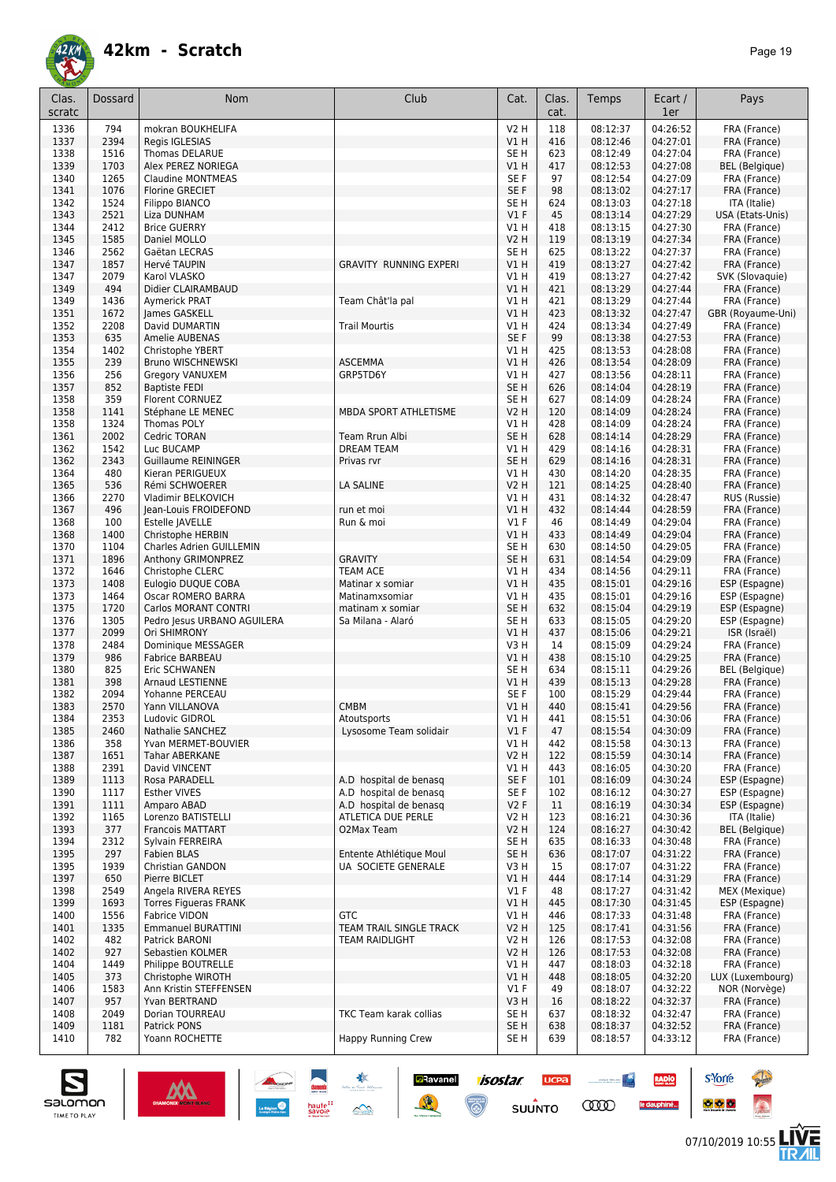# 42km - Scratch

| Clas. scratc | Dossard | Nom | Club | Cat. | Clas. cat. | Temps | Ecart / 1er | Pays |
|---|---|---|---|---|---|---|---|---|
| 1336 | 794 | mokran BOUKHELIFA | | V2 H | 118 | 08:12:37 | 04:26:52 | FRA (France) |
| 1337 | 2394 | Regis IGLESIAS | | V1 H | 416 | 08:12:46 | 04:27:01 | FRA (France) |
| 1338 | 1516 | Thomas DELARUE | | SE H | 623 | 08:12:49 | 04:27:04 | FRA (France) |
| 1339 | 1703 | Alex PEREZ NORIEGA | | V1 H | 417 | 08:12:53 | 04:27:08 | BEL (Belgique) |
| 1340 | 1265 | Claudine MONTMEAS | | SE F | 97 | 08:12:54 | 04:27:09 | FRA (France) |
| 1341 | 1076 | Florine GRECIET | | SE F | 98 | 08:13:02 | 04:27:17 | FRA (France) |
| 1342 | 1524 | Filippo BIANCO | | SE H | 624 | 08:13:03 | 04:27:18 | ITA (Italie) |
| 1343 | 2521 | Liza DUNHAM | | V1 F | 45 | 08:13:14 | 04:27:29 | USA (Etats-Unis) |
| 1344 | 2412 | Brice GUERRY | | V1 H | 418 | 08:13:15 | 04:27:30 | FRA (France) |
| 1345 | 1585 | Daniel MOLLO | | V2 H | 119 | 08:13:19 | 04:27:34 | FRA (France) |
| 1346 | 2562 | Gaëtan LECRAS | | SE H | 625 | 08:13:22 | 04:27:37 | FRA (France) |
| 1347 | 1857 | Hervé TAUPIN | GRAVITY RUNNING EXPERI | V1 H | 419 | 08:13:27 | 04:27:42 | FRA (France) |
| 1347 | 2079 | Karol VLASKO | | V1 H | 419 | 08:13:27 | 04:27:42 | SVK (Slovaquie) |
| 1349 | 494 | Didier CLAIRAMBAUD | | V1 H | 421 | 08:13:29 | 04:27:44 | FRA (France) |
| 1349 | 1436 | Aymerick PRAT | Team Chât'la pal | V1 H | 421 | 08:13:29 | 04:27:44 | FRA (France) |
| 1351 | 1672 | James GASKELL | | V1 H | 423 | 08:13:32 | 04:27:47 | GBR (Royaume-Uni) |
| 1352 | 2208 | David DUMARTIN | Trail Mourtis | V1 H | 424 | 08:13:34 | 04:27:49 | FRA (France) |
| 1353 | 635 | Amelie AUBENAS | | SE F | 99 | 08:13:38 | 04:27:53 | FRA (France) |
| 1354 | 1402 | Christophe YBERT | | V1 H | 425 | 08:13:53 | 04:28:08 | FRA (France) |
| 1355 | 239 | Bruno WISCHNEWSKI | ASCEMMA | V1 H | 426 | 08:13:54 | 04:28:09 | FRA (France) |
| 1356 | 256 | Gregory VANUXEM | GRP5TD6Y | V1 H | 427 | 08:13:56 | 04:28:11 | FRA (France) |
| 1357 | 852 | Baptiste FEDI | | SE H | 626 | 08:14:04 | 04:28:19 | FRA (France) |
| 1358 | 359 | Florent CORNUEZ | | SE H | 627 | 08:14:09 | 04:28:24 | FRA (France) |
| 1358 | 1141 | Stéphane LE MENEC | MBDA SPORT ATHLETISME | V2 H | 120 | 08:14:09 | 04:28:24 | FRA (France) |
| 1358 | 1324 | Thomas POLY | | V1 H | 428 | 08:14:09 | 04:28:24 | FRA (France) |
| 1361 | 2002 | Cedric TORAN | Team Rrun Albi | SE H | 628 | 08:14:14 | 04:28:29 | FRA (France) |
| 1362 | 1542 | Luc BUCAMP | DREAM TEAM | V1 H | 429 | 08:14:16 | 04:28:31 | FRA (France) |
| 1362 | 2343 | Guillaume REININGER | Privas rvr | SE H | 629 | 08:14:16 | 04:28:31 | FRA (France) |
| 1364 | 480 | Kieran PERIGUEUX | | V1 H | 430 | 08:14:20 | 04:28:35 | FRA (France) |
| 1365 | 536 | Rémi SCHWOERER | LA SALINE | V2 H | 121 | 08:14:25 | 04:28:40 | FRA (France) |
| 1366 | 2270 | Vladimir BELKOVICH | | V1 H | 431 | 08:14:32 | 04:28:47 | RUS (Russie) |
| 1367 | 496 | Jean-Louis FROIDEFOND | run et moi | V1 H | 432 | 08:14:44 | 04:28:59 | FRA (France) |
| 1368 | 100 | Estelle JAVELLE | Run & moi | V1 F | 46 | 08:14:49 | 04:29:04 | FRA (France) |
| 1368 | 1400 | Christophe HERBIN | | V1 H | 433 | 08:14:49 | 04:29:04 | FRA (France) |
| 1370 | 1104 | Charles Adrien GUILLEMIN | | SE H | 630 | 08:14:50 | 04:29:05 | FRA (France) |
| 1371 | 1896 | Anthony GRIMONPREZ | GRAVITY | SE H | 631 | 08:14:54 | 04:29:09 | FRA (France) |
| 1372 | 1646 | Christophe CLERC | TEAM ACE | V1 H | 434 | 08:14:56 | 04:29:11 | FRA (France) |
| 1373 | 1408 | Eulogio DUQUE COBA | Matinar x somiar | V1 H | 435 | 08:15:01 | 04:29:16 | ESP (Espagne) |
| 1373 | 1464 | Oscar ROMERO BARRA | Matinamxsomiar | V1 H | 435 | 08:15:01 | 04:29:16 | ESP (Espagne) |
| 1375 | 1720 | Carlos MORANT CONTRI | matinam x somiar | SE H | 632 | 08:15:04 | 04:29:19 | ESP (Espagne) |
| 1376 | 1305 | Pedro Jesus URBANO AGUILERA | Sa Milana - Alaró | SE H | 633 | 08:15:05 | 04:29:20 | ESP (Espagne) |
| 1377 | 2099 | Ori SHIMRONY | | V1 H | 437 | 08:15:06 | 04:29:21 | ISR (Israël) |
| 1378 | 2484 | Dominique MESSAGER | | V3 H | 14 | 08:15:09 | 04:29:24 | FRA (France) |
| 1379 | 986 | Fabrice BARBEAU | | V1 H | 438 | 08:15:10 | 04:29:25 | FRA (France) |
| 1380 | 825 | Eric SCHWANEN | | SE H | 634 | 08:15:11 | 04:29:26 | BEL (Belgique) |
| 1381 | 398 | Arnaud LESTIENNE | | V1 H | 439 | 08:15:13 | 04:29:28 | FRA (France) |
| 1382 | 2094 | Yohanne PERCEAU | | SE F | 100 | 08:15:29 | 04:29:44 | FRA (France) |
| 1383 | 2570 | Yann VILLANOVA | CMBM | V1 H | 440 | 08:15:41 | 04:29:56 | FRA (France) |
| 1384 | 2353 | Ludovic GIDROL | Atoutsports | V1 H | 441 | 08:15:51 | 04:30:06 | FRA (France) |
| 1385 | 2460 | Nathalie SANCHEZ | Lysosome Team solidair | V1 F | 47 | 08:15:54 | 04:30:09 | FRA (France) |
| 1386 | 358 | Yvan MERMET-BOUVIER | | V1 H | 442 | 08:15:58 | 04:30:13 | FRA (France) |
| 1387 | 1651 | Tahar ABERKANE | | V2 H | 122 | 08:15:59 | 04:30:14 | FRA (France) |
| 1388 | 2391 | David VINCENT | | V1 H | 443 | 08:16:05 | 04:30:20 | FRA (France) |
| 1389 | 1113 | Rosa PARADELL | A.D hospital de benasq | SE F | 101 | 08:16:09 | 04:30:24 | ESP (Espagne) |
| 1390 | 1117 | Esther VIVES | A.D hospital de benasq | SE F | 102 | 08:16:12 | 04:30:27 | ESP (Espagne) |
| 1391 | 1111 | Amparo ABAD | A.D hospital de benasq | V2 F | 11 | 08:16:19 | 04:30:34 | ESP (Espagne) |
| 1392 | 1165 | Lorenzo BATISTELLI | ATLETICA DUE PERLE | V2 H | 123 | 08:16:21 | 04:30:36 | ITA (Italie) |
| 1393 | 377 | Francois MATTART | O2Max Team | V2 H | 124 | 08:16:27 | 04:30:42 | BEL (Belgique) |
| 1394 | 2312 | Sylvain FERREIRA | | SE H | 635 | 08:16:33 | 04:30:48 | FRA (France) |
| 1395 | 297 | Fabien BLAS | Entente Athlétique Moul | SE H | 636 | 08:17:07 | 04:31:22 | FRA (France) |
| 1395 | 1939 | Christian GANDON | UA SOCIETE GENERALE | V3 H | 15 | 08:17:07 | 04:31:22 | FRA (France) |
| 1397 | 650 | Pierre BICLET | | V1 H | 444 | 08:17:14 | 04:31:29 | FRA (France) |
| 1398 | 2549 | Angela RIVERA REYES | | V1 F | 48 | 08:17:27 | 04:31:42 | MEX (Mexique) |
| 1399 | 1693 | Torres Figueras FRANK | | V1 H | 445 | 08:17:30 | 04:31:45 | ESP (Espagne) |
| 1400 | 1556 | Fabrice VIDON | GTC | V1 H | 446 | 08:17:33 | 04:31:48 | FRA (France) |
| 1401 | 1335 | Emmanuel BURATTINI | TEAM TRAIL SINGLE TRACK | V2 H | 125 | 08:17:41 | 04:31:56 | FRA (France) |
| 1402 | 482 | Patrick BARONI | TEAM RAIDLIGHT | V2 H | 126 | 08:17:53 | 04:32:08 | FRA (France) |
| 1402 | 927 | Sebastien KOLMER | | V2 H | 126 | 08:17:53 | 04:32:08 | FRA (France) |
| 1404 | 1449 | Philippe BOUTRELLE | | V1 H | 447 | 08:18:03 | 04:32:18 | FRA (France) |
| 1405 | 373 | Christophe WIROTH | | V1 H | 448 | 08:18:05 | 04:32:20 | LUX (Luxembourg) |
| 1406 | 1583 | Ann Kristin STEFFENSEN | | V1 F | 49 | 08:18:07 | 04:32:22 | NOR (Norvège) |
| 1407 | 957 | Yvan BERTRAND | | V3 H | 16 | 08:18:22 | 04:32:37 | FRA (France) |
| 1408 | 2049 | Dorian TOURREAU | TKC Team karak collias | SE H | 637 | 08:18:32 | 04:32:47 | FRA (France) |
| 1409 | 1181 | Patrick PONS | | SE H | 638 | 08:18:37 | 04:32:52 | FRA (France) |
| 1410 | 782 | Yoann ROCHETTE | Happy Running Crew | SE H | 639 | 08:18:57 | 04:33:12 | FRA (France) |

07/10/2019 10:55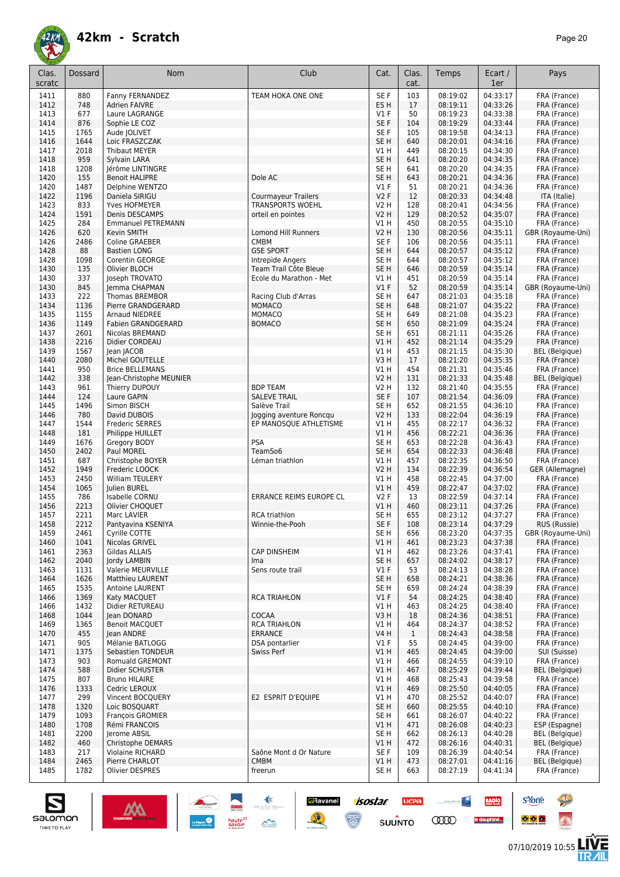# 42km - Scratch

| Clas. scratc | Dossard | Nom | Club | Cat. | Clas. cat. | Temps | Ecart / 1er | Pays |
|---|---|---|---|---|---|---|---|---|
| 1411 | 880 | Fanny FERNANDEZ | TEAM HOKA ONE ONE | SE F | 103 | 08:19:02 | 04:33:17 | FRA (France) |
| 1412 | 748 | Adrien FAIVRE | | ES H | 17 | 08:19:11 | 04:33:26 | FRA (France) |
| 1413 | 677 | Laure LAGRANGE | | V1 F | 50 | 08:19:23 | 04:33:38 | FRA (France) |
| 1414 | 876 | Sophie LE COZ | | SE F | 104 | 08:19:29 | 04:33:44 | FRA (France) |
| 1415 | 1765 | Aude JOLIVET | | SE F | 105 | 08:19:58 | 04:34:13 | FRA (France) |
| 1416 | 1644 | Loic FRASZCZAK | | SE H | 640 | 08:20:01 | 04:34:16 | FRA (France) |
| 1417 | 2018 | Thibaut MEYER | | V1 H | 449 | 08:20:15 | 04:34:30 | FRA (France) |
| 1418 | 959 | Sylvain LARA | | SE H | 641 | 08:20:20 | 04:34:35 | FRA (France) |
| 1418 | 1208 | Jérôme LINTINGRE | | SE H | 641 | 08:20:20 | 04:34:35 | FRA (France) |
| 1420 | 155 | Benoit HALIPRE | Dole AC | SE H | 643 | 08:20:21 | 04:34:36 | FRA (France) |
| 1420 | 1487 | Delphine WENTZO | | V1 F | 51 | 08:20:21 | 04:34:36 | FRA (France) |
| 1422 | 1196 | Daniela SIRIGU | Courmayeur Trailers | V2 F | 12 | 08:20:33 | 04:34:48 | ITA (Italie) |
| 1423 | 833 | Yves HOFMEYER | TRANSPORTS WOEHL | V2 H | 128 | 08:20:41 | 04:34:56 | FRA (France) |
| 1424 | 1591 | Denis DESCAMPS | orteil en pointes | V2 H | 129 | 08:20:52 | 04:35:07 | FRA (France) |
| 1425 | 284 | Emmanuel PETREMANN | | V1 H | 450 | 08:20:55 | 04:35:10 | FRA (France) |
| 1426 | 620 | Kevin SMITH | Lomond Hill Runners | V2 H | 130 | 08:20:56 | 04:35:11 | GBR (Royaume-Uni) |
| 1426 | 2486 | Coline GRAEBER | CMBM | SE F | 106 | 08:20:56 | 04:35:11 | FRA (France) |
| 1428 | 88 | Bastien LONG | GSE SPORT | SE H | 644 | 08:20:57 | 04:35:12 | FRA (France) |
| 1428 | 1098 | Corentin GEORGE | Intrepide Angers | SE H | 644 | 08:20:57 | 04:35:12 | FRA (France) |
| 1430 | 135 | Olivier BLOCH | Team Trail Côte Bleue | SE H | 646 | 08:20:59 | 04:35:14 | FRA (France) |
| 1430 | 337 | Joseph TROVATO | Ecole du Marathon - Met | V1 H | 451 | 08:20:59 | 04:35:14 | FRA (France) |
| 1430 | 845 | Jemma CHAPMAN | | V1 F | 52 | 08:20:59 | 04:35:14 | GBR (Royaume-Uni) |
| 1433 | 222 | Thomas BREMBOR | Racing Club d'Arras | SE H | 647 | 08:21:03 | 04:35:18 | FRA (France) |
| 1434 | 1136 | Pierre GRANDGERARD | MOMACO | SE H | 648 | 08:21:07 | 04:35:22 | FRA (France) |
| 1435 | 1155 | Arnaud NIEDREE | MOMACO | SE H | 649 | 08:21:08 | 04:35:23 | FRA (France) |
| 1436 | 1149 | Fabien GRANDGERARD | BOMACO | SE H | 650 | 08:21:09 | 04:35:24 | FRA (France) |
| 1437 | 2601 | Nicolas BREMAND | | SE H | 651 | 08:21:11 | 04:35:26 | FRA (France) |
| 1438 | 2216 | Didier CORDEAU | | V1 H | 452 | 08:21:14 | 04:35:29 | FRA (France) |
| 1439 | 1567 | Jean JACOB | | V1 H | 453 | 08:21:15 | 04:35:30 | BEL (Belgique) |
| 1440 | 2080 | Michel GOUTELLE | | V3 H | 17 | 08:21:20 | 04:35:35 | FRA (France) |
| 1441 | 950 | Brice BELLEMANS | | V1 H | 454 | 08:21:31 | 04:35:46 | FRA (France) |
| 1442 | 338 | Jean-Christophe MEUNIER | | V2 H | 131 | 08:21:33 | 04:35:48 | BEL (Belgique) |
| 1443 | 961 | Thierry DUPOUY | BDP TEAM | V2 H | 132 | 08:21:40 | 04:35:55 | FRA (France) |
| 1444 | 124 | Laure GAPIN | SALEVE TRAIL | SE F | 107 | 08:21:54 | 04:36:09 | FRA (France) |
| 1445 | 1496 | Simon BISCH | Salève Trail | SE H | 652 | 08:21:55 | 04:36:10 | FRA (France) |
| 1446 | 780 | David DUBOIS | Jogging aventure Roncqu | V2 H | 133 | 08:22:04 | 04:36:19 | FRA (France) |
| 1447 | 1544 | Frederic SERRES | EP MANOSQUE ATHLETISME | V1 H | 455 | 08:22:17 | 04:36:32 | FRA (France) |
| 1448 | 181 | Philippe HUILLET | | V1 H | 456 | 08:22:21 | 04:36:36 | FRA (France) |
| 1449 | 1676 | Gregory BODY | PSA | SE H | 653 | 08:22:28 | 04:36:43 | FRA (France) |
| 1450 | 2402 | Paul MOREL | TeamSo6 | SE H | 654 | 08:22:33 | 04:36:48 | FRA (France) |
| 1451 | 687 | Christophe BOYER | Léman triathlon | V1 H | 457 | 08:22:35 | 04:36:50 | FRA (France) |
| 1452 | 1949 | Frederic LOOCK | | V2 H | 134 | 08:22:39 | 04:36:54 | GER (Allemagne) |
| 1453 | 2450 | William TEULERY | | V1 H | 458 | 08:22:45 | 04:37:00 | FRA (France) |
| 1454 | 1065 | Julien BUREL | | V1 H | 459 | 08:22:47 | 04:37:02 | FRA (France) |
| 1455 | 786 | Isabelle CORNU | ERRANCE REIMS EUROPE CL | V2 F | 13 | 08:22:59 | 04:37:14 | FRA (France) |
| 1456 | 2213 | Olivier CHOQUET | | V1 H | 460 | 08:23:11 | 04:37:26 | FRA (France) |
| 1457 | 2211 | Marc LAVIER | RCA triathlon | SE H | 655 | 08:23:12 | 04:37:27 | FRA (France) |
| 1458 | 2212 | Pantyavina KSENIYA | Winnie-the-Pooh | SE F | 108 | 08:23:14 | 04:37:29 | RUS (Russie) |
| 1459 | 2461 | Cyrille COTTE | | SE H | 656 | 08:23:20 | 04:37:35 | GBR (Royaume-Uni) |
| 1460 | 1041 | Nicolas GRIVEL | | V1 H | 461 | 08:23:23 | 04:37:38 | FRA (France) |
| 1461 | 2363 | Gildas ALLAIS | CAP DINSHEIM | V1 H | 462 | 08:23:26 | 04:37:41 | FRA (France) |
| 1462 | 2040 | Jordy LAMBIN | lma | SE H | 657 | 08:24:02 | 04:38:17 | FRA (France) |
| 1463 | 1131 | Valerie MEURVILLE | Sens route trail | V1 F | 53 | 08:24:13 | 04:38:28 | FRA (France) |
| 1464 | 1626 | Matthieu LAURENT | | SE H | 658 | 08:24:21 | 04:38:36 | FRA (France) |
| 1465 | 1535 | Antoine LAURENT | | SE H | 659 | 08:24:24 | 04:38:39 | FRA (France) |
| 1466 | 1369 | Katy MACQUET | RCA TRIAHLON | V1 F | 54 | 08:24:25 | 04:38:40 | FRA (France) |
| 1466 | 1432 | Didier RETUREAU | | V1 H | 463 | 08:24:25 | 04:38:40 | FRA (France) |
| 1468 | 1044 | Jean DONARD | COCAA | V3 H | 18 | 08:24:36 | 04:38:51 | FRA (France) |
| 1469 | 1365 | Benoit MACQUET | RCA TRIAHLON | V1 H | 464 | 08:24:37 | 04:38:52 | FRA (France) |
| 1470 | 455 | Jean ANDRE | ERRANCE | V4 H | 1 | 08:24:43 | 04:38:58 | FRA (France) |
| 1471 | 905 | Mélanie BATLOGG | DSA pontarlier | V1 F | 55 | 08:24:45 | 04:39:00 | FRA (France) |
| 1471 | 1375 | Sebastien TONDEUR | Swiss Perf | V1 H | 465 | 08:24:45 | 04:39:00 | SUI (Suisse) |
| 1473 | 903 | Romuald GREMONT | | V1 H | 466 | 08:24:55 | 04:39:10 | FRA (France) |
| 1474 | 588 | Didier SCHUSTER | | V1 H | 467 | 08:25:29 | 04:39:44 | BEL (Belgique) |
| 1475 | 807 | Bruno HILAIRE | | V1 H | 468 | 08:25:43 | 04:39:58 | FRA (France) |
| 1476 | 1333 | Cedric LEROUX | | V1 H | 469 | 08:25:50 | 04:40:05 | FRA (France) |
| 1477 | 299 | Vincent BOCQUERY | E2 ESPRIT D'EQUIPE | V1 H | 470 | 08:25:52 | 04:40:07 | FRA (France) |
| 1478 | 1320 | Loic BOSQUART | | SE H | 660 | 08:25:55 | 04:40:10 | FRA (France) |
| 1479 | 1093 | François GROMIER | | SE H | 661 | 08:26:07 | 04:40:22 | FRA (France) |
| 1480 | 1708 | Rémi FRANCOIS | | V1 H | 471 | 08:26:08 | 04:40:23 | ESP (Espagne) |
| 1481 | 2200 | Jerome ABSIL | | SE H | 662 | 08:26:13 | 04:40:28 | BEL (Belgique) |
| 1482 | 460 | Christophe DEMARS | | V1 H | 472 | 08:26:16 | 04:40:31 | BEL (Belgique) |
| 1483 | 217 | Violaine RICHARD | Saône Mont d Or Nature | SE F | 109 | 08:26:39 | 04:40:54 | FRA (France) |
| 1484 | 2465 | Pierre CHARLOT | CMBM | V1 H | 473 | 08:27:01 | 04:41:16 | BEL (Belgique) |
| 1485 | 1782 | Olivier DESPRES | freerun | SE H | 663 | 08:27:19 | 04:41:34 | FRA (France) |

07/10/2019 10:55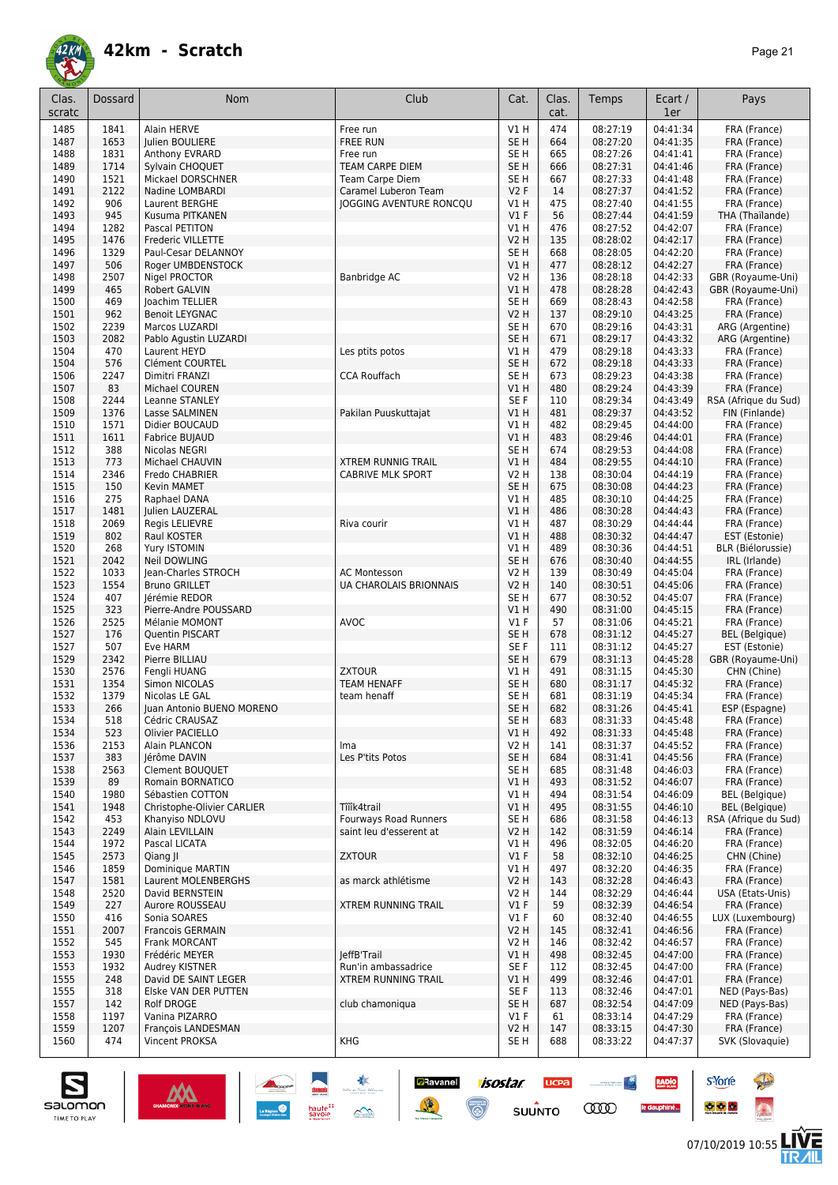# 42km - Scratch

| Clas. scratc | Dossard | Nom | Club | Cat. | Clas. cat. | Temps | Ecart / 1er | Pays |
|---|---|---|---|---|---|---|---|---|
| 1485 | 1841 | Alain HERVE | Free run | V1 H | 474 | 08:27:19 | 04:41:34 | FRA (France) |
| 1487 | 1653 | Julien BOULIERE | FREE RUN | SE H | 664 | 08:27:20 | 04:41:35 | FRA (France) |
| 1488 | 1831 | Anthony EVRARD | Free run | SE H | 665 | 08:27:26 | 04:41:41 | FRA (France) |
| 1489 | 1714 | Sylvain CHOQUET | TEAM CARPE DIEM | SE H | 666 | 08:27:31 | 04:41:46 | FRA (France) |
| 1490 | 1521 | Mickael DORSCHNER | Team Carpe Diem | SE H | 667 | 08:27:33 | 04:41:48 | FRA (France) |
| 1491 | 2122 | Nadine LOMBARDI | Caramel Luberon Team | V2 F | 14 | 08:27:37 | 04:41:52 | FRA (France) |
| 1492 | 906 | Laurent BERGHE | JOGGING AVENTURE RONCQU | V1 H | 475 | 08:27:40 | 04:41:55 | FRA (France) |
| 1493 | 945 | Kusuma PITKANEN | | V1 F | 56 | 08:27:44 | 04:41:59 | THA (Thaïlande) |
| 1494 | 1282 | Pascal PETITON | | V1 H | 476 | 08:27:52 | 04:42:07 | FRA (France) |
| 1495 | 1476 | Frederic VILLETTE | | V2 H | 135 | 08:28:02 | 04:42:17 | FRA (France) |
| 1496 | 1329 | Paul-Cesar DELANNOY | | SE H | 668 | 08:28:05 | 04:42:20 | FRA (France) |
| 1497 | 506 | Roger UMBDENSTOCK | | V1 H | 477 | 08:28:12 | 04:42:27 | FRA (France) |
| 1498 | 2507 | Nigel PROCTOR | Banbridge AC | V2 H | 136 | 08:28:18 | 04:42:33 | GBR (Royaume-Uni) |
| 1499 | 465 | Robert GALVIN | | V1 H | 478 | 08:28:28 | 04:42:43 | GBR (Royaume-Uni) |
| 1500 | 469 | Joachim TELLIER | | SE H | 669 | 08:28:43 | 04:42:58 | FRA (France) |
| 1501 | 962 | Benoit LEYGNAC | | V2 H | 137 | 08:29:10 | 04:43:25 | FRA (France) |
| 1502 | 2239 | Marcos LUZARDI | | SE H | 670 | 08:29:16 | 04:43:31 | ARG (Argentine) |
| 1503 | 2082 | Pablo Agustin LUZARDI | | SE H | 671 | 08:29:17 | 04:43:32 | ARG (Argentine) |
| 1504 | 470 | Laurent HEYD | Les ptits potos | V1 H | 479 | 08:29:18 | 04:43:33 | FRA (France) |
| 1504 | 576 | Clément COURTEL | | SE H | 672 | 08:29:18 | 04:43:33 | FRA (France) |
| 1506 | 2247 | Dimitri FRANZI | CCA Rouffach | SE H | 673 | 08:29:23 | 04:43:38 | FRA (France) |
| 1507 | 83 | Michael COUREN | | V1 H | 480 | 08:29:24 | 04:43:39 | FRA (France) |
| 1508 | 2244 | Leanne STANLEY | | SE F | 110 | 08:29:34 | 04:43:49 | RSA (Afrique du Sud) |
| 1509 | 1376 | Lasse SALMINEN | Pakilan Puuskuttajat | V1 H | 481 | 08:29:37 | 04:43:52 | FIN (Finlande) |
| 1510 | 1571 | Didier BOUCAUD | | V1 H | 482 | 08:29:45 | 04:44:00 | FRA (France) |
| 1511 | 1611 | Fabrice BUJAUD | | V1 H | 483 | 08:29:46 | 04:44:01 | FRA (France) |
| 1512 | 388 | Nicolas NEGRI | | SE H | 674 | 08:29:53 | 04:44:08 | FRA (France) |
| 1513 | 773 | Michael CHAUVIN | XTREM RUNNIG TRAIL | V1 H | 484 | 08:29:55 | 04:44:10 | FRA (France) |
| 1514 | 2346 | Fredo CHABRIER | CABRIVE MLK SPORT | V2 H | 138 | 08:30:04 | 04:44:19 | FRA (France) |
| 1515 | 150 | Kevin MAMET | | SE H | 675 | 08:30:08 | 04:44:23 | FRA (France) |
| 1516 | 275 | Raphael DANA | | V1 H | 485 | 08:30:10 | 04:44:25 | FRA (France) |
| 1517 | 1481 | Julien LAUZERAL | | V1 H | 486 | 08:30:28 | 04:44:43 | FRA (France) |
| 1518 | 2069 | Regis LELIEVRE | Riva courir | V1 H | 487 | 08:30:29 | 04:44:44 | FRA (France) |
| 1519 | 802 | Raul KOSTER | | V1 H | 488 | 08:30:32 | 04:44:47 | EST (Estonie) |
| 1520 | 268 | Yury ISTOMIN | | V1 H | 489 | 08:30:36 | 04:44:51 | BLR (Biélorussie) |
| 1521 | 2042 | Neil DOWLING | | SE H | 676 | 08:30:40 | 04:44:55 | IRL (Irlande) |
| 1522 | 1033 | Jean-Charles STROCH | AC Montesson | V2 H | 139 | 08:30:49 | 04:45:04 | FRA (France) |
| 1523 | 1554 | Bruno GRILLET | UA CHAROLAIS BRIONNAIS | V2 H | 140 | 08:30:51 | 04:45:06 | FRA (France) |
| 1524 | 407 | Jérémie REDOR | | SE H | 677 | 08:30:52 | 04:45:07 | FRA (France) |
| 1525 | 323 | Pierre-Andre POUSSARD | | V1 H | 490 | 08:31:00 | 04:45:15 | FRA (France) |
| 1526 | 2525 | Mélanie MOMONT | AVOC | V1 F | 57 | 08:31:06 | 04:45:21 | FRA (France) |
| 1527 | 176 | Quentin PISCART | | SE H | 678 | 08:31:12 | 04:45:27 | BEL (Belgique) |
| 1527 | 507 | Eve HARM | | SE F | 111 | 08:31:12 | 04:45:27 | EST (Estonie) |
| 1529 | 2342 | Pierre BILLIAU | | SE H | 679 | 08:31:13 | 04:45:28 | GBR (Royaume-Uni) |
| 1530 | 2576 | Fengli HUANG | ZXTOUR | V1 H | 491 | 08:31:15 | 04:45:30 | CHN (Chine) |
| 1531 | 1354 | Simon NICOLAS | TEAM HENAFF | SE H | 680 | 08:31:17 | 04:45:32 | FRA (France) |
| 1532 | 1379 | Nicolas LE GAL | team henaff | SE H | 681 | 08:31:19 | 04:45:34 | FRA (France) |
| 1533 | 266 | Juan Antonio BUENO MORENO | | SE H | 682 | 08:31:26 | 04:45:41 | ESP (Espagne) |
| 1534 | 518 | Cédric CRAUSAZ | | SE H | 683 | 08:31:33 | 04:45:48 | FRA (France) |
| 1534 | 523 | Olivier PACIELLO | | V1 H | 492 | 08:31:33 | 04:45:48 | FRA (France) |
| 1536 | 2153 | Alain PLANCON | lma | V2 H | 141 | 08:31:37 | 04:45:52 | FRA (France) |
| 1537 | 383 | Jérôme DAVIN | Les P'tits Potos | SE H | 684 | 08:31:41 | 04:45:56 | FRA (France) |
| 1538 | 2563 | Clement BOUQUET | | SE H | 685 | 08:31:48 | 04:46:03 | FRA (France) |
| 1539 | 89 | Romain BORNATICO | | V1 H | 493 | 08:31:52 | 04:46:07 | FRA (France) |
| 1540 | 1980 | Sébastien COTTON | | V1 H | 494 | 08:31:54 | 04:46:09 | BEL (Belgique) |
| 1541 | 1948 | Christophe-Olivier CARLIER | Tiiik4trail | V1 H | 495 | 08:31:55 | 04:46:10 | BEL (Belgique) |
| 1542 | 453 | Khanyiso NDLOVU | Fourways Road Runners | SE H | 686 | 08:31:58 | 04:46:13 | RSA (Afrique du Sud) |
| 1543 | 2249 | Alain LEVILLAIN | saint leu d'esserent at | V2 H | 142 | 08:31:59 | 04:46:14 | FRA (France) |
| 1544 | 1972 | Pascal LICATA | | V1 H | 496 | 08:32:05 | 04:46:20 | FRA (France) |
| 1545 | 2573 | Qiang JI | ZXTOUR | V1 F | 58 | 08:32:10 | 04:46:25 | CHN (Chine) |
| 1546 | 1859 | Dominique MARTIN | | V1 H | 497 | 08:32:20 | 04:46:35 | FRA (France) |
| 1547 | 1581 | Laurent MOLENBERGHS | as marck athlétisme | V2 H | 143 | 08:32:28 | 04:46:43 | FRA (France) |
| 1548 | 2520 | David BERNSTEIN | | V2 H | 144 | 08:32:29 | 04:46:44 | USA (Etats-Unis) |
| 1549 | 227 | Aurore ROUSSEAU | XTREM RUNNING TRAIL | V1 F | 59 | 08:32:39 | 04:46:54 | FRA (France) |
| 1550 | 416 | Sonia SOARES | | V1 F | 60 | 08:32:40 | 04:46:55 | LUX (Luxembourg) |
| 1551 | 2007 | Francois GERMAIN | | V2 H | 145 | 08:32:41 | 04:46:56 | FRA (France) |
| 1552 | 545 | Frank MORCANT | | V2 H | 146 | 08:32:42 | 04:46:57 | FRA (France) |
| 1553 | 1930 | Frédéric MEYER | JeffB'Trail | V1 H | 498 | 08:32:45 | 04:47:00 | FRA (France) |
| 1553 | 1932 | Audrey KISTNER | Run'in ambassadrice | SE F | 112 | 08:32:45 | 04:47:00 | FRA (France) |
| 1555 | 248 | David DE SAINT LEGER | XTREM RUNNING TRAIL | V1 H | 499 | 08:32:46 | 04:47:01 | FRA (France) |
| 1555 | 318 | Elske VAN DER PUTTEN | | SE F | 113 | 08:32:46 | 04:47:01 | NED (Pays-Bas) |
| 1557 | 142 | Rolf DROGE | club chamoniqua | SE H | 687 | 08:32:54 | 04:47:09 | NED (Pays-Bas) |
| 1558 | 1197 | Vanina PIZARRO | | V1 F | 61 | 08:33:14 | 04:47:29 | FRA (France) |
| 1559 | 1207 | François LANDESMAN | | V2 H | 147 | 08:33:15 | 04:47:30 | FRA (France) |
| 1560 | 474 | Vincent PROKSA | KHG | SE H | 688 | 08:33:22 | 04:47:37 | SVK (Slovaquie) |

07/10/2019 10:55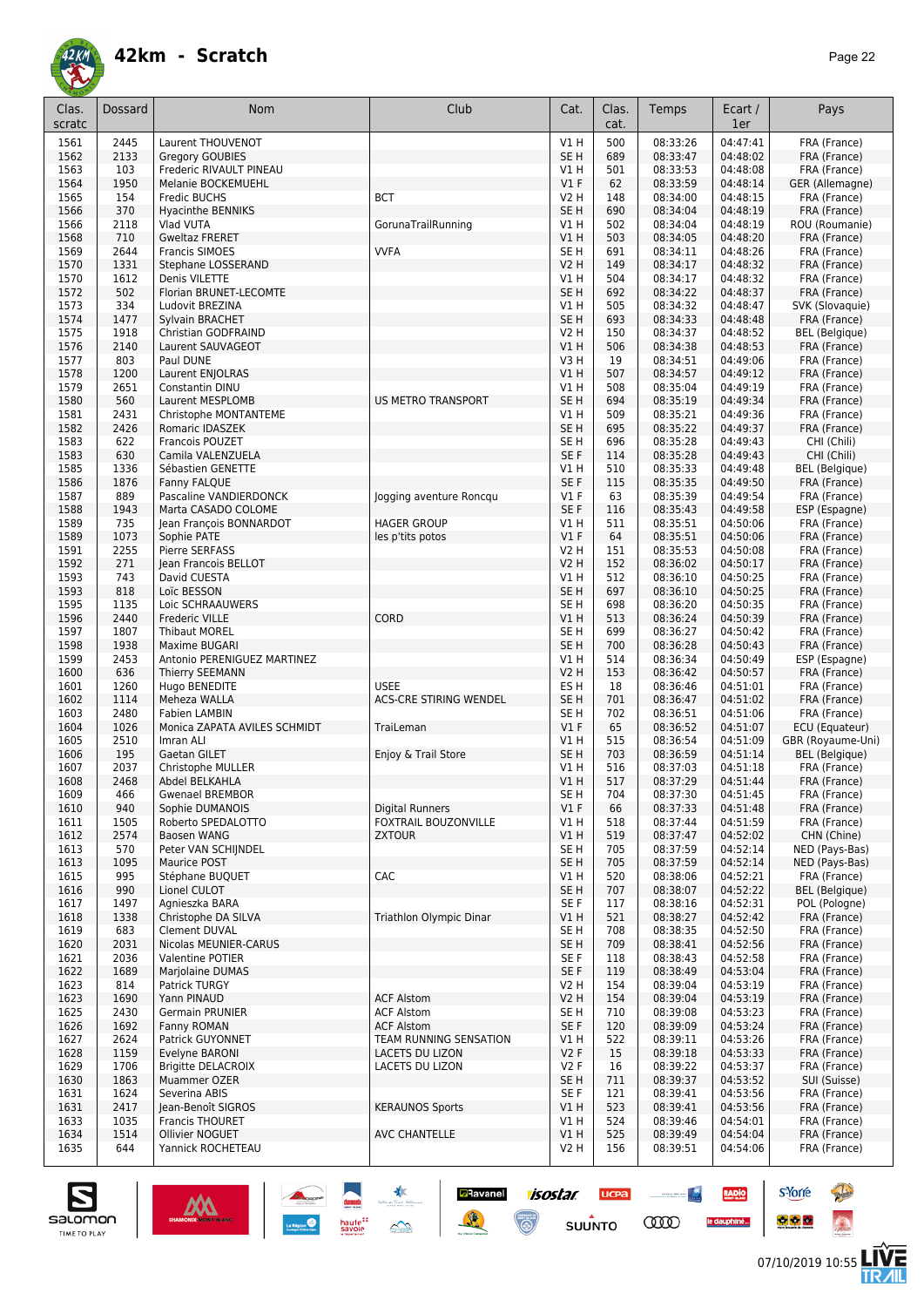# 42km - Scratch

| Clas. scratc | Dossard | Nom | Club | Cat. | Clas. cat. | Temps | Ecart / 1er | Pays |
|---|---|---|---|---|---|---|---|---|
| 1561 | 2445 | Laurent THOUVENOT | | V1 H | 500 | 08:33:26 | 04:47:41 | FRA (France) |
| 1562 | 2133 | Gregory GOUBIES | | SE H | 689 | 08:33:47 | 04:48:02 | FRA (France) |
| 1563 | 103 | Frederic RIVAULT PINEAU | | V1 H | 501 | 08:33:53 | 04:48:08 | FRA (France) |
| 1564 | 1950 | Melanie BOCKEMUEHL | | V1 F | 62 | 08:33:59 | 04:48:14 | GER (Allemagne) |
| 1565 | 154 | Fredic BUCHS | BCT | V2 H | 148 | 08:34:00 | 04:48:15 | FRA (France) |
| 1566 | 370 | Hyacinthe BENNIKS | | SE H | 690 | 08:34:04 | 04:48:19 | FRA (France) |
| 1566 | 2118 | Vlad VUTA | GorunaTrailRunning | V1 H | 502 | 08:34:04 | 04:48:19 | ROU (Roumanie) |
| 1568 | 710 | Gweltaz FRERET | | V1 H | 503 | 08:34:05 | 04:48:20 | FRA (France) |
| 1569 | 2644 | Francis SIMOES | VVFA | SE H | 691 | 08:34:11 | 04:48:26 | FRA (France) |
| 1570 | 1331 | Stephane LOSSERAND | | V2 H | 149 | 08:34:17 | 04:48:32 | FRA (France) |
| 1570 | 1612 | Denis VILETTE | | V1 H | 504 | 08:34:17 | 04:48:32 | FRA (France) |
| 1572 | 502 | Florian BRUNET-LECOMTE | | SE H | 692 | 08:34:22 | 04:48:37 | FRA (France) |
| 1573 | 334 | Ludovit BREZINA | | V1 H | 505 | 08:34:32 | 04:48:47 | SVK (Slovaquie) |
| 1574 | 1477 | Sylvain BRACHET | | SE H | 693 | 08:34:33 | 04:48:48 | FRA (France) |
| 1575 | 1918 | Christian GODFRAIND | | V2 H | 150 | 08:34:37 | 04:48:52 | BEL (Belgique) |
| 1576 | 2140 | Laurent SAUVAGEOT | | V1 H | 506 | 08:34:38 | 04:48:53 | FRA (France) |
| 1577 | 803 | Paul DUNE | | V3 H | 19 | 08:34:51 | 04:49:06 | FRA (France) |
| 1578 | 1200 | Laurent ENJOLRAS | | V1 H | 507 | 08:34:57 | 04:49:12 | FRA (France) |
| 1579 | 2651 | Constantin DINU | | V1 H | 508 | 08:35:04 | 04:49:19 | FRA (France) |
| 1580 | 560 | Laurent MESPLOMB | US METRO TRANSPORT | SE H | 694 | 08:35:19 | 04:49:34 | FRA (France) |
| 1581 | 2431 | Christophe MONTANTEME | | V1 H | 509 | 08:35:21 | 04:49:36 | FRA (France) |
| 1582 | 2426 | Romaric IDASZEK | | SE H | 695 | 08:35:22 | 04:49:37 | FRA (France) |
| 1583 | 622 | Francois POUZET | | SE H | 696 | 08:35:28 | 04:49:43 | CHI (Chili) |
| 1583 | 630 | Camila VALENZUELA | | SE F | 114 | 08:35:28 | 04:49:43 | CHI (Chili) |
| 1585 | 1336 | Sébastien GENETTE | | V1 H | 510 | 08:35:33 | 04:49:48 | BEL (Belgique) |
| 1586 | 1876 | Fanny FALQUE | | SE F | 115 | 08:35:35 | 04:49:50 | FRA (France) |
| 1587 | 889 | Pascaline VANDIERDONCK | Jogging aventure Roncq | V1 F | 63 | 08:35:39 | 04:49:54 | FRA (France) |
| 1588 | 1943 | Marta CASADO COLOME | | SE F | 116 | 08:35:43 | 04:49:58 | ESP (Espagne) |
| 1589 | 735 | Jean François BONNARDOT | HAGER GROUP | V1 H | 511 | 08:35:51 | 04:50:06 | FRA (France) |
| 1589 | 1073 | Sophie PATE | les p'tits potos | V1 F | 64 | 08:35:51 | 04:50:06 | FRA (France) |
| 1591 | 2255 | Pierre SERFASS | | V2 H | 151 | 08:35:53 | 04:50:08 | FRA (France) |
| 1592 | 271 | Jean Francois BELLOT | | V2 H | 152 | 08:36:02 | 04:50:17 | FRA (France) |
| 1593 | 743 | David CUESTA | | V1 H | 512 | 08:36:10 | 04:50:25 | FRA (France) |
| 1593 | 818 | Loïc BESSON | | SE H | 697 | 08:36:10 | 04:50:25 | FRA (France) |
| 1595 | 1135 | Loic SCHRAAUWERS | | SE H | 698 | 08:36:20 | 04:50:35 | FRA (France) |
| 1596 | 2440 | Frederic VILLE | CORD | V1 H | 513 | 08:36:24 | 04:50:39 | FRA (France) |
| 1597 | 1807 | Thibaut MOREL | | SE H | 699 | 08:36:27 | 04:50:42 | FRA (France) |
| 1598 | 1938 | Maxime BUGARI | | SE H | 700 | 08:36:28 | 04:50:43 | FRA (France) |
| 1599 | 2453 | Antonio PERENIGUEZ MARTINEZ | | V1 H | 514 | 08:36:34 | 04:50:49 | ESP (Espagne) |
| 1600 | 636 | Thierry SEEMANN | | V2 H | 153 | 08:36:42 | 04:50:57 | FRA (France) |
| 1601 | 1260 | Hugo BENEDITE | USEE | ES H | 18 | 08:36:46 | 04:51:01 | FRA (France) |
| 1602 | 1114 | Meheza WALLA | ACS-CRE STIRING WENDEL | SE H | 701 | 08:36:47 | 04:51:02 | FRA (France) |
| 1603 | 2480 | Fabien LAMBIN | | SE H | 702 | 08:36:51 | 04:51:06 | FRA (France) |
| 1604 | 1026 | Monica ZAPATA AVILES SCHMIDT | TraiLeman | V1 F | 65 | 08:36:52 | 04:51:07 | ECU (Equateur) |
| 1605 | 2510 | Imran ALI | | V1 H | 515 | 08:36:54 | 04:51:09 | GBR (Royaume-Uni) |
| 1606 | 195 | Gaetan GILET | Enjoy & Trail Store | SE H | 703 | 08:36:59 | 04:51:14 | BEL (Belgique) |
| 1607 | 2037 | Christophe MULLER | | V1 H | 516 | 08:37:03 | 04:51:18 | FRA (France) |
| 1608 | 2468 | Abdel BELKAHLA | | V1 H | 517 | 08:37:29 | 04:51:44 | FRA (France) |
| 1609 | 466 | Gwenael BREMBOR | | SE H | 704 | 08:37:30 | 04:51:45 | FRA (France) |
| 1610 | 940 | Sophie DUMANOIS | Digital Runners | V1 F | 66 | 08:37:33 | 04:51:48 | FRA (France) |
| 1611 | 1505 | Roberto SPEDALOTTO | FOXTRAIL BOUZONVILLE | V1 H | 518 | 08:37:44 | 04:51:59 | FRA (France) |
| 1612 | 2574 | Baosen WANG | ZXTOUR | V1 H | 519 | 08:37:47 | 04:52:02 | CHN (Chine) |
| 1613 | 570 | Peter VAN SCHIJNDEL | | SE H | 705 | 08:37:59 | 04:52:14 | NED (Pays-Bas) |
| 1613 | 1095 | Maurice POST | | SE H | 705 | 08:37:59 | 04:52:14 | NED (Pays-Bas) |
| 1615 | 995 | Stéphane BUQUET | CAC | V1 H | 520 | 08:38:06 | 04:52:21 | FRA (France) |
| 1616 | 990 | Lionel CULOT | | SE H | 707 | 08:38:07 | 04:52:22 | BEL (Belgique) |
| 1617 | 1497 | Agnieszka BARA | | SE F | 117 | 08:38:16 | 04:52:31 | POL (Pologne) |
| 1618 | 1338 | Christophe DA SILVA | Triathlon Olympic Dinar | V1 H | 521 | 08:38:27 | 04:52:42 | FRA (France) |
| 1619 | 683 | Clement DUVAL | | SE H | 708 | 08:38:35 | 04:52:50 | FRA (France) |
| 1620 | 2031 | Nicolas MEUNIER-CARUS | | SE H | 709 | 08:38:41 | 04:52:56 | FRA (France) |
| 1621 | 2036 | Valentine POTIER | | SE F | 118 | 08:38:43 | 04:52:58 | FRA (France) |
| 1622 | 1689 | Marjolaine DUMAS | | SE F | 119 | 08:38:49 | 04:53:04 | FRA (France) |
| 1623 | 814 | Patrick TURGY | | V2 H | 154 | 08:39:04 | 04:53:19 | FRA (France) |
| 1623 | 1690 | Yann PINAUD | ACF Alstom | V2 H | 154 | 08:39:04 | 04:53:19 | FRA (France) |
| 1625 | 2430 | Germain PRUNIER | ACF Alstom | SE H | 710 | 08:39:08 | 04:53:23 | FRA (France) |
| 1626 | 1692 | Fanny ROMAN | ACF Alstom | SE F | 120 | 08:39:09 | 04:53:24 | FRA (France) |
| 1627 | 2624 | Patrick GUYONNET | TEAM RUNNING SENSATION | V1 H | 522 | 08:39:11 | 04:53:26 | FRA (France) |
| 1628 | 1159 | Evelyne BARONI | LACETS DU LIZON | V2 F | 15 | 08:39:18 | 04:53:33 | FRA (France) |
| 1629 | 1706 | Brigitte DELACROIX | LACETS DU LIZON | V2 F | 16 | 08:39:22 | 04:53:37 | FRA (France) |
| 1630 | 1863 | Muammer OZER | | SE H | 711 | 08:39:37 | 04:53:52 | SUI (Suisse) |
| 1631 | 1624 | Severina ABIS | | SE F | 121 | 08:39:41 | 04:53:56 | FRA (France) |
| 1631 | 2417 | Jean-Benoît SIGROS | KERAUNOS Sports | V1 H | 523 | 08:39:41 | 04:53:56 | FRA (France) |
| 1633 | 1035 | Francis THOURET | | V1 H | 524 | 08:39:46 | 04:54:01 | FRA (France) |
| 1634 | 1514 | Ollivier NOGUET | AVC CHANTELLE | V1 H | 525 | 08:39:49 | 04:54:04 | FRA (France) |
| 1635 | 644 | Yannick ROCHETEAU | | V2 H | 156 | 08:39:51 | 04:54:06 | FRA (France) |

07/10/2019 10:55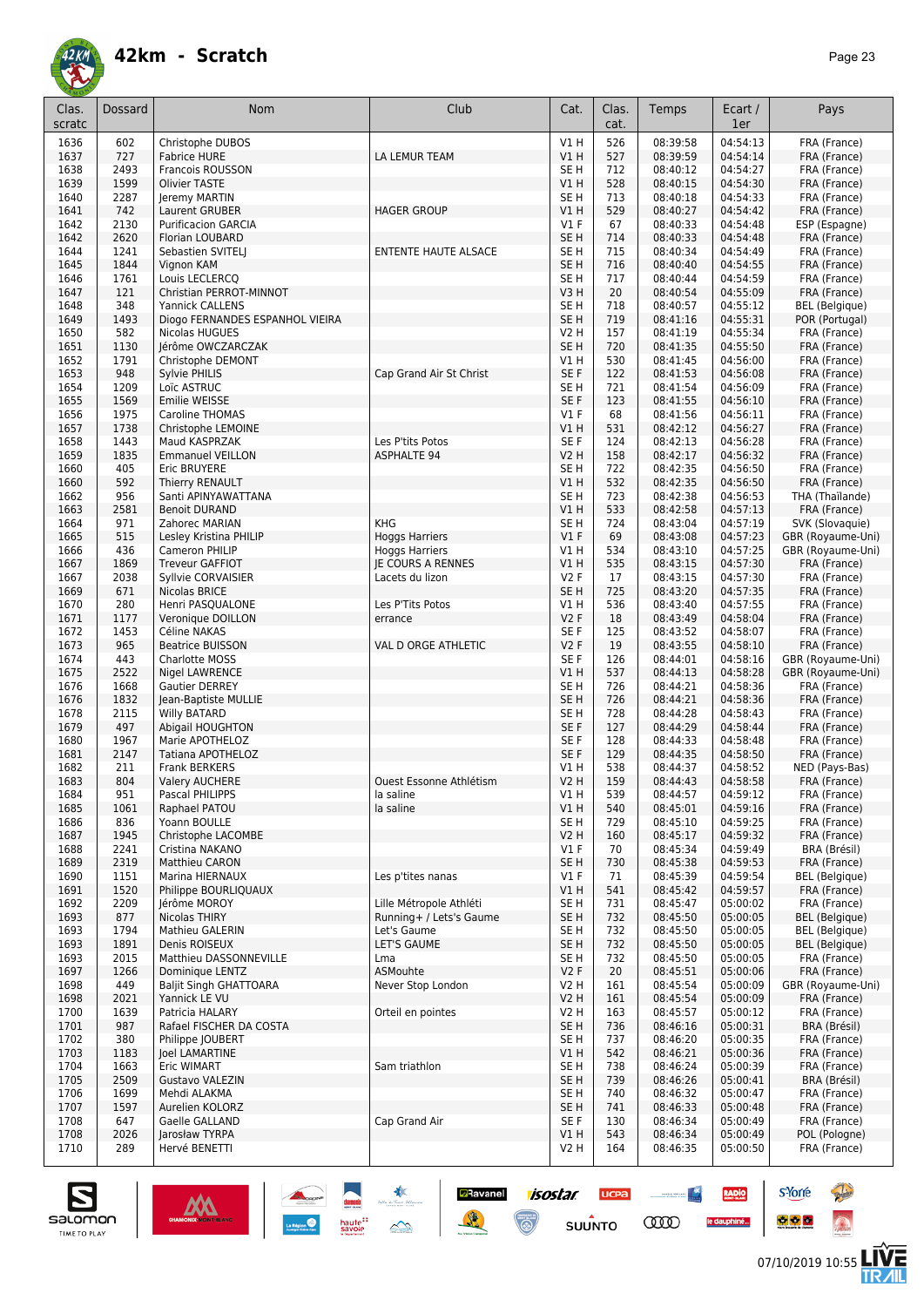# 42km - Scratch

| Clas. scratc | Dossard | Nom | Club | Cat. | Clas. cat. | Temps | Ecart / 1er | Pays |
|---|---|---|---|---|---|---|---|---|
| 1636 | 602 | Christophe DUBOS | | V1 H | 526 | 08:39:58 | 04:54:13 | FRA (France) |
| 1637 | 727 | Fabrice HURE | LA LEMUR TEAM | V1 H | 527 | 08:39:59 | 04:54:14 | FRA (France) |
| 1638 | 2493 | Francois ROUSSON | | SE H | 712 | 08:40:12 | 04:54:27 | FRA (France) |
| 1639 | 1599 | Olivier TASTE | | V1 H | 528 | 08:40:15 | 04:54:30 | FRA (France) |
| 1640 | 2287 | Jeremy MARTIN | | SE H | 713 | 08:40:18 | 04:54:33 | FRA (France) |
| 1641 | 742 | Laurent GRUBER | HAGER GROUP | V1 H | 529 | 08:40:27 | 04:54:42 | FRA (France) |
| 1642 | 2130 | Purificacion GARCIA | | V1 F | 67 | 08:40:33 | 04:54:48 | ESP (Espagne) |
| 1642 | 2620 | Florian LOUBARD | | SE H | 714 | 08:40:33 | 04:54:48 | FRA (France) |
| 1644 | 1241 | Sebastien SVITELJ | ENTENTE HAUTE ALSACE | SE H | 715 | 08:40:34 | 04:54:49 | FRA (France) |
| 1645 | 1844 | Vignon KAM | | SE H | 716 | 08:40:40 | 04:54:55 | FRA (France) |
| 1646 | 1761 | Louis LECLERCQ | | SE H | 717 | 08:40:44 | 04:54:59 | FRA (France) |
| 1647 | 121 | Christian PERROT-MINNOT | | V3 H | 20 | 08:40:54 | 04:55:09 | FRA (France) |
| 1648 | 348 | Yannick CALLENS | | SE H | 718 | 08:40:57 | 04:55:12 | BEL (Belgique) |
| 1649 | 1493 | Diogo FERNANDES ESPANHOL VIEIRA | | SE H | 719 | 08:41:16 | 04:55:31 | POR (Portugal) |
| 1650 | 582 | Nicolas HUGUES | | V2 H | 157 | 08:41:19 | 04:55:34 | FRA (France) |
| 1651 | 1130 | Jérôme OWCZARCZAK | | SE H | 720 | 08:41:35 | 04:55:50 | FRA (France) |
| 1652 | 1791 | Christophe DEMONT | | V1 H | 530 | 08:41:45 | 04:56:00 | FRA (France) |
| 1653 | 948 | Sylvie PHILIS | Cap Grand Air St Christ | SE F | 122 | 08:41:53 | 04:56:08 | FRA (France) |
| 1654 | 1209 | Loïc ASTRUC | | SE H | 721 | 08:41:54 | 04:56:09 | FRA (France) |
| 1655 | 1569 | Emilie WEISSE | | SE F | 123 | 08:41:55 | 04:56:10 | FRA (France) |
| 1656 | 1975 | Caroline THOMAS | | V1 F | 68 | 08:41:56 | 04:56:11 | FRA (France) |
| 1657 | 1738 | Christophe LEMOINE | | V1 H | 531 | 08:42:12 | 04:56:27 | FRA (France) |
| 1658 | 1443 | Maud KASPRZAK | Les P'tits Potos | SE F | 124 | 08:42:13 | 04:56:28 | FRA (France) |
| 1659 | 1835 | Emmanuel VEILLON | ASPHALTE 94 | V2 H | 158 | 08:42:17 | 04:56:32 | FRA (France) |
| 1660 | 405 | Eric BRUYERE | | SE H | 722 | 08:42:35 | 04:56:50 | FRA (France) |
| 1660 | 592 | Thierry RENAULT | | V1 H | 532 | 08:42:35 | 04:56:50 | FRA (France) |
| 1662 | 956 | Santi APINYAWATTANA | | SE H | 723 | 08:42:38 | 04:56:53 | THA (Thaïlande) |
| 1663 | 2581 | Benoit DURAND | | V1 H | 533 | 08:42:58 | 04:57:13 | FRA (France) |
| 1664 | 971 | Zahorec MARIAN | KHG | SE H | 724 | 08:43:04 | 04:57:19 | SVK (Slovaquie) |
| 1665 | 515 | Lesley Kristina PHILIP | Hoggs Harriers | V1 F | 69 | 08:43:08 | 04:57:23 | GBR (Royaume-Uni) |
| 1666 | 436 | Cameron PHILIP | Hoggs Harriers | V1 H | 534 | 08:43:10 | 04:57:25 | GBR (Royaume-Uni) |
| 1667 | 1869 | Treveur GAFFIOT | JE COURS A RENNES | V1 H | 535 | 08:43:15 | 04:57:30 | FRA (France) |
| 1667 | 2038 | Syllvie CORVAISIER | Lacets du lizon | V2 F | 17 | 08:43:15 | 04:57:30 | FRA (France) |
| 1669 | 671 | Nicolas BRICE | | SE H | 725 | 08:43:20 | 04:57:35 | FRA (France) |
| 1670 | 280 | Henri PASQUALONE | Les P'Tits Potos | V1 H | 536 | 08:43:40 | 04:57:55 | FRA (France) |
| 1671 | 1177 | Veronique DOILLON | errance | V2 F | 18 | 08:43:49 | 04:58:04 | FRA (France) |
| 1672 | 1453 | Céline NAKAS | | SE F | 125 | 08:43:52 | 04:58:07 | FRA (France) |
| 1673 | 965 | Beatrice BUISSON | VAL D ORGE ATHLETIC | V2 F | 19 | 08:43:55 | 04:58:10 | FRA (France) |
| 1674 | 443 | Charlotte MOSS | | SE F | 126 | 08:44:01 | 04:58:16 | GBR (Royaume-Uni) |
| 1675 | 2522 | Nigel LAWRENCE | | V1 H | 537 | 08:44:13 | 04:58:28 | GBR (Royaume-Uni) |
| 1676 | 1668 | Gautier DERREY | | SE H | 726 | 08:44:21 | 04:58:36 | FRA (France) |
| 1676 | 1832 | Jean-Baptiste MULLIE | | SE H | 726 | 08:44:21 | 04:58:36 | FRA (France) |
| 1678 | 2115 | Willy BATARD | | SE H | 728 | 08:44:28 | 04:58:43 | FRA (France) |
| 1679 | 497 | Abigail HOUGHTON | | SE F | 127 | 08:44:29 | 04:58:44 | FRA (France) |
| 1680 | 1967 | Marie APOTHELOZ | | SE F | 128 | 08:44:33 | 04:58:48 | FRA (France) |
| 1681 | 2147 | Tatiana APOTHELOZ | | SE F | 129 | 08:44:35 | 04:58:50 | FRA (France) |
| 1682 | 211 | Frank BERKERS | | V1 H | 538 | 08:44:37 | 04:58:52 | NED (Pays-Bas) |
| 1683 | 804 | Valery AUCHERE | Ouest Essonne Athlétism | V2 H | 159 | 08:44:43 | 04:58:58 | FRA (France) |
| 1684 | 951 | Pascal PHILIPPS | la saline | V1 H | 539 | 08:44:57 | 04:59:12 | FRA (France) |
| 1685 | 1061 | Raphael PATOU | la saline | V1 H | 540 | 08:45:01 | 04:59:16 | FRA (France) |
| 1686 | 836 | Yoann BOULLE | | SE H | 729 | 08:45:10 | 04:59:25 | FRA (France) |
| 1687 | 1945 | Christophe LACOMBE | | V2 H | 160 | 08:45:17 | 04:59:32 | FRA (France) |
| 1688 | 2241 | Cristina NAKANO | | V1 F | 70 | 08:45:34 | 04:59:49 | BRA (Brésil) |
| 1689 | 2319 | Matthieu CARON | | SE H | 730 | 08:45:38 | 04:59:53 | FRA (France) |
| 1690 | 1151 | Marina HIERNAUX | Les p'tites nanas | V1 F | 71 | 08:45:39 | 04:59:54 | BEL (Belgique) |
| 1691 | 1520 | Philippe BOURLIQUAUX | | V1 H | 541 | 08:45:42 | 04:59:57 | FRA (France) |
| 1692 | 2209 | Jérôme MOROY | Lille Métropole Athléti | SE H | 731 | 08:45:47 | 05:00:02 | FRA (France) |
| 1693 | 877 | Nicolas THIRY | Running+ / Let's Gaume | SE H | 732 | 08:45:50 | 05:00:05 | BEL (Belgique) |
| 1693 | 1794 | Mathieu GALERIN | Let's Gaume | SE H | 732 | 08:45:50 | 05:00:05 | BEL (Belgique) |
| 1693 | 1891 | Denis ROISEUX | LET'S GAUME | SE H | 732 | 08:45:50 | 05:00:05 | BEL (Belgique) |
| 1693 | 2015 | Matthieu DASSONNEVILLE | Lma | SE H | 732 | 08:45:50 | 05:00:05 | FRA (France) |
| 1697 | 1266 | Dominique LENTZ | ASMouhte | V2 F | 20 | 08:45:51 | 05:00:06 | FRA (France) |
| 1698 | 449 | Baljit Singh GHATTOARA | Never Stop London | V2 H | 161 | 08:45:54 | 05:00:09 | GBR (Royaume-Uni) |
| 1698 | 2021 | Yannick LE VU | | V2 H | 161 | 08:45:54 | 05:00:09 | FRA (France) |
| 1700 | 1639 | Patricia HALARY | Orteil en pointes | V2 H | 163 | 08:45:57 | 05:00:12 | FRA (France) |
| 1701 | 987 | Rafael FISCHER DA COSTA | | SE H | 736 | 08:46:16 | 05:00:31 | BRA (Brésil) |
| 1702 | 380 | Philippe JOUBERT | | SE H | 737 | 08:46:20 | 05:00:35 | FRA (France) |
| 1703 | 1183 | Joel LAMARTINE | | V1 H | 542 | 08:46:21 | 05:00:36 | FRA (France) |
| 1704 | 1663 | Eric WIMART | Sam triathlon | SE H | 738 | 08:46:24 | 05:00:39 | FRA (France) |
| 1705 | 2509 | Gustavo VALEZIN | | SE H | 739 | 08:46:26 | 05:00:41 | BRA (Brésil) |
| 1706 | 1699 | Mehdi ALAKMA | | SE H | 740 | 08:46:32 | 05:00:47 | FRA (France) |
| 1707 | 1597 | Aurelien KOLORZ | | SE H | 741 | 08:46:33 | 05:00:48 | FRA (France) |
| 1708 | 647 | Gaelle GALLAND | Cap Grand Air | SE F | 130 | 08:46:34 | 05:00:49 | FRA (France) |
| 1708 | 2026 | Jarosław TYRPA | | V1 H | 543 | 08:46:34 | 05:00:49 | POL (Pologne) |
| 1710 | 289 | Hervé BENETTI | | V2 H | 164 | 08:46:35 | 05:00:50 | FRA (France) |

07/10/2019 10:55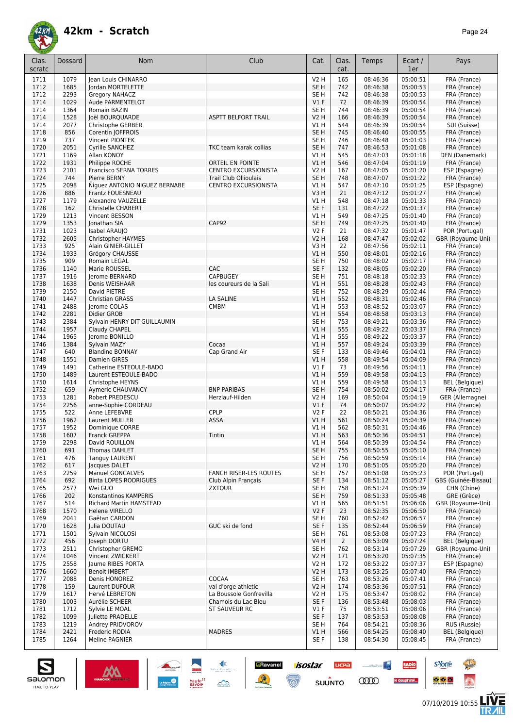# 42km - Scratch

| Clas. scratc | Dossard | Nom | Club | Cat. | Clas. cat. | Temps | Ecart / 1er | Pays |
|---|---|---|---|---|---|---|---|---|
| 1711 | 1079 | Jean Louis CHINARRO | | V2 H | 165 | 08:46:36 | 05:00:51 | FRA (France) |
| 1712 | 1685 | Jordan MORTELETTE | | SE H | 742 | 08:46:38 | 05:00:53 | FRA (France) |
| 1712 | 2293 | Gregory NAHACZ | | SE H | 742 | 08:46:38 | 05:00:53 | FRA (France) |
| 1714 | 1029 | Aude PARMENTELOT | | V1 F | 72 | 08:46:39 | 05:00:54 | FRA (France) |
| 1714 | 1364 | Romain BAZIN | | SE H | 744 | 08:46:39 | 05:00:54 | FRA (France) |
| 1714 | 1528 | Joël BOURQUARDE | ASPTT BELFORT TRAIL | V2 H | 166 | 08:46:39 | 05:00:54 | FRA (France) |
| 1714 | 2077 | Christophe GERBER | | V1 H | 544 | 08:46:39 | 05:00:54 | SUI (Suisse) |
| 1718 | 856 | Corentin JOFFROIS | | SE H | 745 | 08:46:40 | 05:00:55 | FRA (France) |
| 1719 | 737 | Vincent PIONTEK | | SE H | 746 | 08:46:48 | 05:01:03 | FRA (France) |
| 1720 | 2051 | Cyrille SANCHEZ | TKC team karak collias | SE H | 747 | 08:46:53 | 05:01:08 | FRA (France) |
| 1721 | 1169 | Allan KONOY | | V1 H | 545 | 08:47:03 | 05:01:18 | DEN (Danemark) |
| 1722 | 1931 | Philippe ROCHE | ORTEIL EN POINTE | V1 H | 546 | 08:47:04 | 05:01:19 | FRA (France) |
| 1723 | 2101 | Francisco SERNA TORRES | CENTRO EXCURSIONISTA | V2 H | 167 | 08:47:05 | 05:01:20 | ESP (Espagne) |
| 1724 | 744 | Pierre BERNY | Trail Club Ollioulais | SE H | 748 | 08:47:07 | 05:01:22 | FRA (France) |
| 1725 | 2098 | Ñiguez ANTONIO NIGUEZ BERNABE | CENTRO EXCURSIONISTA | V1 H | 547 | 08:47:10 | 05:01:25 | ESP (Espagne) |
| 1726 | 886 | Frantz FOUESNEAU | | V3 H | 21 | 08:47:12 | 05:01:27 | FRA (France) |
| 1727 | 1179 | Alexandre VAUZELLE | | V1 H | 548 | 08:47:18 | 05:01:33 | FRA (France) |
| 1728 | 162 | Christelle CHABERT | | SE F | 131 | 08:47:22 | 05:01:37 | FRA (France) |
| 1729 | 1213 | Vincent BESSON | | V1 H | 549 | 08:47:25 | 05:01:40 | FRA (France) |
| 1729 | 1353 | Jonathan SIA | CAP92 | SE H | 749 | 08:47:25 | 05:01:40 | FRA (France) |
| 1731 | 1023 | Isabel ARAUJO | | V2 F | 21 | 08:47:32 | 05:01:47 | POR (Portugal) |
| 1732 | 2605 | Christopher HAYMES | | V2 H | 168 | 08:47:47 | 05:02:02 | GBR (Royaume-Uni) |
| 1733 | 925 | Alain GINIER-GILLET | | V3 H | 22 | 08:47:56 | 05:02:11 | FRA (France) |
| 1734 | 1933 | Grégory CHAUSSE | | V1 H | 550 | 08:48:01 | 05:02:16 | FRA (France) |
| 1735 | 909 | Romain LEGAL | | SE H | 750 | 08:48:02 | 05:02:17 | FRA (France) |
| 1736 | 1140 | Marie ROUSSEL | CAC | SE F | 132 | 08:48:05 | 05:02:20 | FRA (France) |
| 1737 | 1916 | Jerome BERNARD | CAPBUGEY | SE H | 751 | 08:48:18 | 05:02:33 | FRA (France) |
| 1738 | 1638 | Denis WEISHAAR | les coureurs de la Sali | V1 H | 551 | 08:48:28 | 05:02:43 | FRA (France) |
| 1739 | 2150 | David PIETRE | | SE H | 752 | 08:48:29 | 05:02:44 | FRA (France) |
| 1740 | 1447 | Christian GRASS | LA SALINE | V1 H | 552 | 08:48:31 | 05:02:46 | FRA (France) |
| 1741 | 2488 | Jerome COLAS | CMBM | V1 H | 553 | 08:48:52 | 05:03:07 | FRA (France) |
| 1742 | 2281 | Didier GROB | | V1 H | 554 | 08:48:58 | 05:03:13 | FRA (France) |
| 1743 | 2384 | Sylvain HENRY DIT GUILLAUMIN | | SE H | 753 | 08:49:21 | 05:03:36 | FRA (France) |
| 1744 | 1957 | Claudy CHAPEL | | V1 H | 555 | 08:49:22 | 05:03:37 | FRA (France) |
| 1744 | 1965 | Jerome BONILLO | | V1 H | 555 | 08:49:22 | 05:03:37 | FRA (France) |
| 1746 | 1384 | Sylvain MAZY | Cocaa | V1 H | 557 | 08:49:24 | 05:03:39 | FRA (France) |
| 1747 | 640 | Blandine BONNAY | Cap Grand Air | SE F | 133 | 08:49:46 | 05:04:01 | FRA (France) |
| 1748 | 1551 | Damien GIRES | | V1 H | 558 | 08:49:54 | 05:04:09 | FRA (France) |
| 1749 | 1491 | Catherine ESTEOULE-BADO | | V1 F | 73 | 08:49:56 | 05:04:11 | FRA (France) |
| 1750 | 1489 | Laurent ESTEOULE-BADO | | V1 H | 559 | 08:49:58 | 05:04:13 | FRA (France) |
| 1750 | 1614 | Christophe HEYNS | | V1 H | 559 | 08:49:58 | 05:04:13 | BEL (Belgique) |
| 1752 | 659 | Aymeric CHAUVANCY | BNP PARIBAS | SE H | 754 | 08:50:02 | 05:04:17 | FRA (France) |
| 1753 | 1281 | Robert PREDESCU | Herzlauf-Hilden | V2 H | 169 | 08:50:04 | 05:04:19 | GER (Allemagne) |
| 1754 | 2256 | anne-Sophie CORDEAU | | V1 F | 74 | 08:50:07 | 05:04:22 | FRA (France) |
| 1755 | 522 | Anne LEFEBVRE | CPLP | V2 F | 22 | 08:50:21 | 05:04:36 | FRA (France) |
| 1756 | 1962 | Laurent MULLER | ASSA | V1 H | 561 | 08:50:24 | 05:04:39 | FRA (France) |
| 1757 | 1952 | Dominique CORRE | | V1 H | 562 | 08:50:31 | 05:04:46 | FRA (France) |
| 1758 | 1607 | Franck GREPPA | Tintin | V1 H | 563 | 08:50:36 | 05:04:51 | FRA (France) |
| 1759 | 2298 | David ROUILLON | | V1 H | 564 | 08:50:39 | 05:04:54 | FRA (France) |
| 1760 | 691 | Thomas DAHLET | | SE H | 755 | 08:50:55 | 05:05:10 | FRA (France) |
| 1761 | 476 | Tanguy LAURENT | | SE H | 756 | 08:50:59 | 05:05:14 | FRA (France) |
| 1762 | 617 | Jacques DALET | | V2 H | 170 | 08:51:05 | 05:05:20 | FRA (France) |
| 1763 | 2259 | Manuel GONCALVES | FANCH RISER-LES ROUTES | SE H | 757 | 08:51:08 | 05:05:23 | POR (Portugal) |
| 1764 | 692 | Binta LOPES RODRIGUES | Club Alpin Français | SE F | 134 | 08:51:12 | 05:05:27 | GBS (Guinée-Bissau) |
| 1765 | 2577 | Wei GUO | ZXTOUR | SE H | 758 | 08:51:24 | 05:05:39 | CHN (Chine) |
| 1766 | 202 | Konstantinos KAMPERIS | | SE H | 759 | 08:51:33 | 05:05:48 | GRE (Grèce) |
| 1767 | 514 | Richard Martin HAMSTEAD | | V1 H | 565 | 08:51:51 | 05:06:06 | GBR (Royaume-Uni) |
| 1768 | 1570 | Helene VIRELLO | | V2 F | 23 | 08:52:35 | 05:06:50 | FRA (France) |
| 1769 | 2041 | Gaëtan CARDON | | SE H | 760 | 08:52:42 | 05:06:57 | FRA (France) |
| 1770 | 1628 | Julia DOUTAU | GUC ski de fond | SE F | 135 | 08:52:44 | 05:06:59 | FRA (France) |
| 1771 | 1501 | Sylvain NICOLOSI | | SE H | 761 | 08:53:08 | 05:07:23 | FRA (France) |
| 1772 | 456 | Joseph DORTU | | V4 H | 2 | 08:53:09 | 05:07:24 | BEL (Belgique) |
| 1773 | 2511 | Christopher GREMO | | SE H | 762 | 08:53:14 | 05:07:29 | GBR (Royaume-Uni) |
| 1774 | 1046 | Vincent ZWICKERT | | V2 H | 171 | 08:53:20 | 05:07:35 | FRA (France) |
| 1775 | 2558 | Jaume RIBES PORTA | | V2 H | 172 | 08:53:22 | 05:07:37 | ESP (Espagne) |
| 1776 | 1660 | Benoit IMBERT | | V2 H | 173 | 08:53:25 | 05:07:40 | FRA (France) |
| 1777 | 2088 | Denis HONOREZ | COCAA | SE H | 763 | 08:53:26 | 05:07:41 | FRA (France) |
| 1778 | 159 | Laurent DUFOUR | val d'orge athletic | V2 H | 174 | 08:53:36 | 05:07:51 | FRA (France) |
| 1779 | 1617 | Hervé LEBRETON | La Boussole Gonfrevilla | V2 H | 175 | 08:53:47 | 05:08:02 | FRA (France) |
| 1780 | 1003 | Aurélie SCHEER | Chamois du Lac Bleu | SE F | 136 | 08:53:48 | 05:08:03 | FRA (France) |
| 1781 | 1712 | Sylvie LE MOAL | ST SAUVEUR RC | V1 F | 75 | 08:53:51 | 05:08:06 | FRA (France) |
| 1782 | 1099 | Juliette PRADELLE | | SE F | 137 | 08:53:53 | 05:08:08 | FRA (France) |
| 1783 | 1219 | Andrey PRIDVOROV | | SE H | 764 | 08:54:21 | 05:08:36 | RUS (Russie) |
| 1784 | 2421 | Frederic RODIA | MADRES | V1 H | 566 | 08:54:25 | 05:08:40 | BEL (Belgique) |
| 1785 | 1264 | Meline PAGNIER | | SE F | 138 | 08:54:30 | 05:08:45 | FRA (France) |

07/10/2019 10:55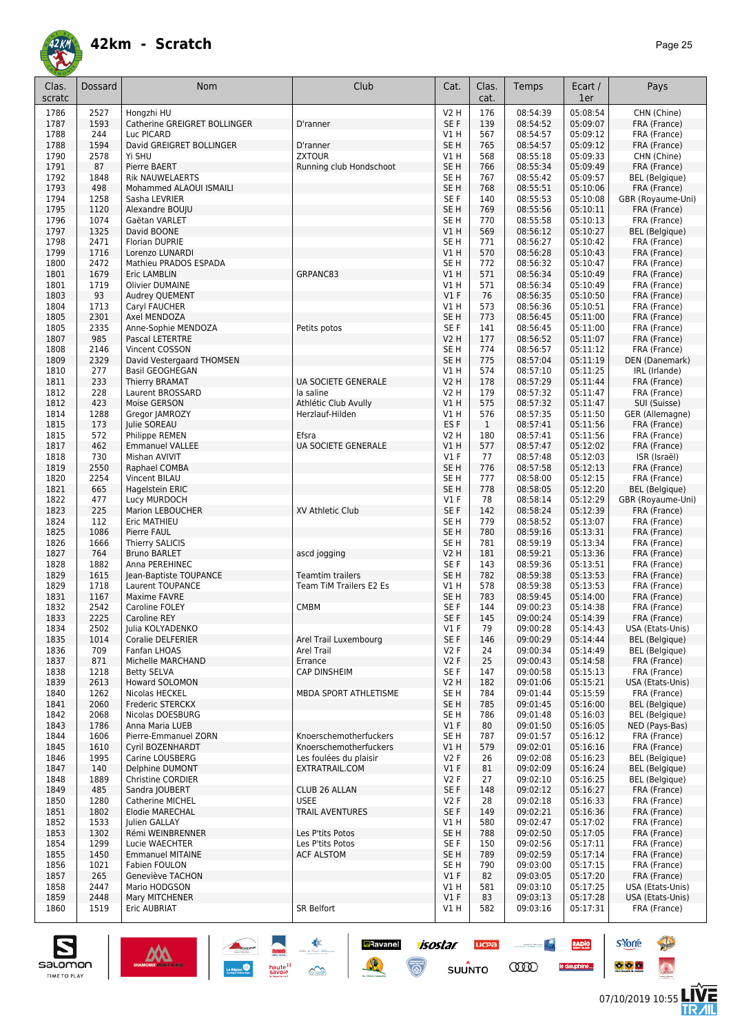# 42km - Scratch

| Clas. scratc | Dossard | Nom | Club | Cat. | Clas. cat. | Temps | Ecart / 1er | Pays |
|---|---|---|---|---|---|---|---|---|
| 1786 | 2527 | Hongzhi HU | | V2 H | 176 | 08:54:39 | 05:08:54 | CHN (Chine) |
| 1787 | 1593 | Catherine GREIGERT BOLLINGER | D'ranner | SE F | 139 | 08:54:52 | 05:09:07 | FRA (France) |
| 1788 | 244 | Luc PICARD | | V1 H | 567 | 08:54:57 | 05:09:12 | FRA (France) |
| 1788 | 1594 | David GREIGERT BOLLINGER | D'ranner | SE H | 765 | 08:54:57 | 05:09:12 | FRA (France) |
| 1790 | 2578 | Yi SHU | ZXTOUR | V1 H | 568 | 08:55:18 | 05:09:33 | CHN (Chine) |
| 1791 | 87 | Pierre BAERT | Running club Hondschoot | SE H | 766 | 08:55:34 | 05:09:49 | FRA (France) |
| 1792 | 1848 | Rik NAUWELAERTS | | SE H | 767 | 08:55:42 | 05:09:57 | BEL (Belgique) |
| 1793 | 498 | Mohammed ALAOUI ISMAILI | | SE H | 768 | 08:55:51 | 05:10:06 | FRA (France) |
| 1794 | 1258 | Sasha LEVRIER | | SE F | 140 | 08:55:53 | 05:10:08 | GBR (Royaume-Uni) |
| 1795 | 1120 | Alexandre BOUJU | | SE H | 769 | 08:55:56 | 05:10:11 | FRA (France) |
| 1796 | 1074 | Gaëtan VARLET | | SE H | 770 | 08:55:58 | 05:10:13 | FRA (France) |
| 1797 | 1325 | David BOONE | | V1 H | 569 | 08:56:12 | 05:10:27 | BEL (Belgique) |
| 1798 | 2471 | Florian DUPRIE | | SE H | 771 | 08:56:27 | 05:10:42 | FRA (France) |
| 1799 | 1716 | Lorenzo LUNARDI | | V1 H | 570 | 08:56:28 | 05:10:43 | FRA (France) |
| 1800 | 2472 | Mathieu PRADOS ESPADA | | SE H | 772 | 08:56:32 | 05:10:47 | FRA (France) |
| 1801 | 1679 | Eric LAMBLIN | GRPANC83 | V1 H | 571 | 08:56:34 | 05:10:49 | FRA (France) |
| 1801 | 1719 | Olivier DUMAINE | | V1 H | 571 | 08:56:34 | 05:10:49 | FRA (France) |
| 1803 | 93 | Audrey QUEMENT | | V1 F | 76 | 08:56:35 | 05:10:50 | FRA (France) |
| 1804 | 1713 | Caryl FAUCHER | | V1 H | 573 | 08:56:36 | 05:10:51 | FRA (France) |
| 1805 | 2301 | Axel MENDOZA | | SE H | 773 | 08:56:45 | 05:11:00 | FRA (France) |
| 1805 | 2335 | Anne-Sophie MENDOZA | Petits potos | SE F | 141 | 08:56:45 | 05:11:00 | FRA (France) |
| 1807 | 985 | Pascal LETERTRE | | V2 H | 177 | 08:56:52 | 05:11:07 | FRA (France) |
| 1808 | 2146 | Vincent COSSON | | SE H | 774 | 08:56:57 | 05:11:12 | FRA (France) |
| 1809 | 2329 | David Vestergaard THOMSEN | | SE H | 775 | 08:57:04 | 05:11:19 | DEN (Danemark) |
| 1810 | 277 | Basil GEOGHEGAN | | V1 H | 574 | 08:57:10 | 05:11:25 | IRL (Irlande) |
| 1811 | 233 | Thierry BRAMAT | UA SOCIETE GENERALE | V2 H | 178 | 08:57:29 | 05:11:44 | FRA (France) |
| 1812 | 228 | Laurent BROSSARD | la saline | V2 H | 179 | 08:57:32 | 05:11:47 | FRA (France) |
| 1812 | 423 | Moise GERSON | Athlétic Club Avully | V1 H | 575 | 08:57:32 | 05:11:47 | SUI (Suisse) |
| 1814 | 1288 | Gregor JAMROZY | Herzlauf-Hilden | V1 H | 576 | 08:57:35 | 05:11:50 | GER (Allemagne) |
| 1815 | 173 | Julie SOREAU | | ES F | 1 | 08:57:41 | 05:11:56 | FRA (France) |
| 1815 | 572 | Philippe REMEN | Efsra | V2 H | 180 | 08:57:41 | 05:11:56 | FRA (France) |
| 1817 | 462 | Emmanuel VALLEE | UA SOCIETE GENERALE | V1 H | 577 | 08:57:47 | 05:12:02 | FRA (France) |
| 1818 | 730 | Mishan AVIVIT | | V1 F | 77 | 08:57:48 | 05:12:03 | ISR (Israël) |
| 1819 | 2550 | Raphael COMBA | | SE H | 776 | 08:57:58 | 05:12:13 | FRA (France) |
| 1820 | 2254 | Vincent BILAU | | SE H | 777 | 08:58:00 | 05:12:15 | FRA (France) |
| 1821 | 665 | Hagelstein ERIC | | SE H | 778 | 08:58:05 | 05:12:20 | BEL (Belgique) |
| 1822 | 477 | Lucy MURDOCH | | V1 F | 78 | 08:58:14 | 05:12:29 | GBR (Royaume-Uni) |
| 1823 | 225 | Marion LEBOUCHER | XV Athletic Club | SE F | 142 | 08:58:24 | 05:12:39 | FRA (France) |
| 1824 | 112 | Eric MATHIEU | | SE H | 779 | 08:58:52 | 05:13:07 | FRA (France) |
| 1825 | 1086 | Pierre FAUL | | SE H | 780 | 08:59:16 | 05:13:31 | FRA (France) |
| 1826 | 1666 | Thierry SALICIS | | SE H | 781 | 08:59:19 | 05:13:34 | FRA (France) |
| 1827 | 764 | Bruno BARLET | ascd jogging | V2 H | 181 | 08:59:21 | 05:13:36 | FRA (France) |
| 1828 | 1882 | Anna PEREHINEC | | SE F | 143 | 08:59:36 | 05:13:51 | FRA (France) |
| 1829 | 1615 | Jean-Baptiste TOUPANCE | Teamtim trailers | SE H | 782 | 08:59:38 | 05:13:53 | FRA (France) |
| 1829 | 1718 | Laurent TOUPANCE | Team TiM Trailers E2 Es | V1 H | 578 | 08:59:38 | 05:13:53 | FRA (France) |
| 1831 | 1167 | Maxime FAVRE | | SE H | 783 | 08:59:45 | 05:14:00 | FRA (France) |
| 1832 | 2542 | Caroline FOLEY | CMBM | SE F | 144 | 09:00:23 | 05:14:38 | FRA (France) |
| 1833 | 2225 | Caroline REY | | SE F | 145 | 09:00:24 | 05:14:39 | FRA (France) |
| 1834 | 2502 | Julia KOLYADENKO | | V1 F | 79 | 09:00:28 | 05:14:43 | USA (Etats-Unis) |
| 1835 | 1014 | Coralie DELFERIER | Arel Trail Luxembourg | SE F | 146 | 09:00:29 | 05:14:44 | BEL (Belgique) |
| 1836 | 709 | Fanfan LHOAS | Arel Trail | V2 F | 24 | 09:00:34 | 05:14:49 | BEL (Belgique) |
| 1837 | 871 | Michelle MARCHAND | Errance | V2 F | 25 | 09:00:43 | 05:14:58 | FRA (France) |
| 1838 | 1218 | Betty SELVA | CAP DINSHEIM | SE F | 147 | 09:00:58 | 05:15:13 | FRA (France) |
| 1839 | 2613 | Howard SOLOMON | | V2 H | 182 | 09:01:06 | 05:15:21 | USA (Etats-Unis) |
| 1840 | 1262 | Nicolas HECKEL | MBDA SPORT ATHLETISME | SE H | 784 | 09:01:44 | 05:15:59 | FRA (France) |
| 1841 | 2060 | Frederic STERCKX | | SE H | 785 | 09:01:45 | 05:16:00 | BEL (Belgique) |
| 1842 | 2068 | Nicolas DOESBURG | | SE H | 786 | 09:01:48 | 05:16:03 | BEL (Belgique) |
| 1843 | 1786 | Anna Maria LUEB | | V1 F | 80 | 09:01:50 | 05:16:05 | NED (Pays-Bas) |
| 1844 | 1606 | Pierre-Emmanuel ZORN | Knoerschemotherfuckers | SE H | 787 | 09:01:57 | 05:16:12 | FRA (France) |
| 1845 | 1610 | Cyril BOZENHARDT | Knoerschemotherfuckers | V1 H | 579 | 09:02:01 | 05:16:16 | FRA (France) |
| 1846 | 1995 | Carine LOUSBERG | Les foulées du plaisir | V2 F | 26 | 09:02:08 | 05:16:23 | BEL (Belgique) |
| 1847 | 140 | Delphine DUMONT | EXTRATRAIL.COM | V1 F | 81 | 09:02:09 | 05:16:24 | BEL (Belgique) |
| 1848 | 1889 | Christine CORDIER | | V2 F | 27 | 09:02:10 | 05:16:25 | BEL (Belgique) |
| 1849 | 485 | Sandra JOUBERT | CLUB 26 ALLAN | SE F | 148 | 09:02:12 | 05:16:27 | FRA (France) |
| 1850 | 1280 | Catherine MICHEL | USEE | V2 F | 28 | 09:02:18 | 05:16:33 | FRA (France) |
| 1851 | 1802 | Elodie MARECHAL | TRAIL AVENTURES | SE F | 149 | 09:02:21 | 05:16:36 | FRA (France) |
| 1852 | 1533 | Julien GALLAY | | V1 H | 580 | 09:02:47 | 05:17:02 | FRA (France) |
| 1853 | 1302 | Rémi WEINBRENNER | Les P'tits Potos | SE H | 788 | 09:02:50 | 05:17:05 | FRA (France) |
| 1854 | 1299 | Lucie WAECHTER | Les P'tits Potos | SE F | 150 | 09:02:56 | 05:17:11 | FRA (France) |
| 1855 | 1450 | Emmanuel MITAINE | ACF ALSTOM | SE H | 789 | 09:02:59 | 05:17:14 | FRA (France) |
| 1856 | 1021 | Fabien FOULON | | SE H | 790 | 09:03:00 | 05:17:15 | FRA (France) |
| 1857 | 265 | Geneviève TACHON | | V1 F | 82 | 09:03:05 | 05:17:20 | FRA (France) |
| 1858 | 2447 | Mario HODGSON | | V1 H | 581 | 09:03:10 | 05:17:25 | USA (Etats-Unis) |
| 1859 | 2448 | Mary MITCHENER | | V1 F | 83 | 09:03:13 | 05:17:28 | USA (Etats-Unis) |
| 1860 | 1519 | Eric AUBRIAT | SR Belfort | V1 H | 582 | 09:03:16 | 05:17:31 | FRA (France) |

07/10/2019 10:55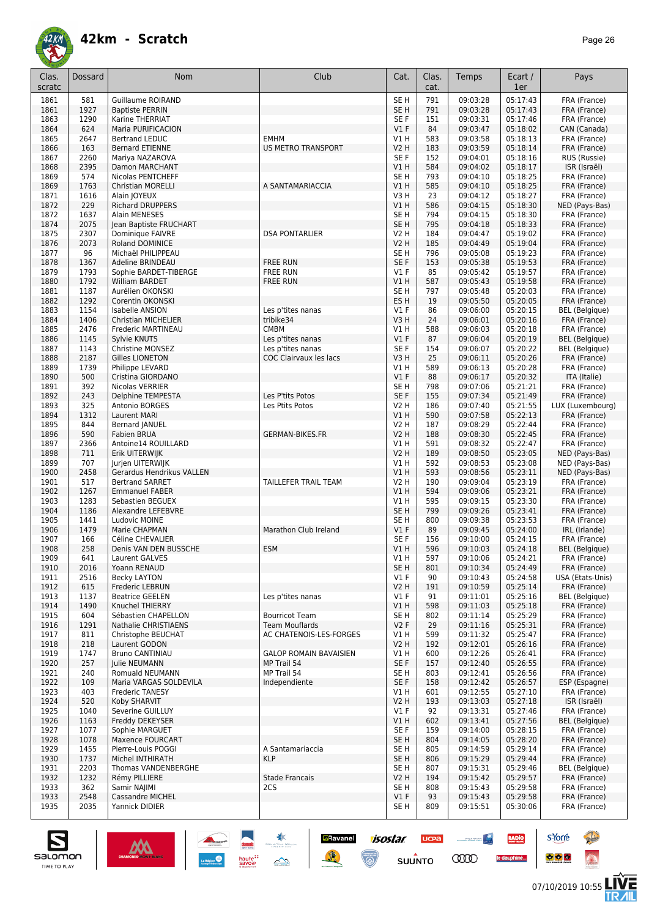# 42km - Scratch

| Clas. scratc | Dossard | Nom | Club | Cat. | Clas. cat. | Temps | Ecart / 1er | Pays |
|---|---|---|---|---|---|---|---|---|
| 1861 | 581 | Guillaume ROIRAND | | SE H | 791 | 09:03:28 | 05:17:43 | FRA (France) |
| 1861 | 1927 | Baptiste PERRIN | | SE H | 791 | 09:03:28 | 05:17:43 | FRA (France) |
| 1863 | 1290 | Karine THERRIAT | | SE F | 151 | 09:03:31 | 05:17:46 | FRA (France) |
| 1864 | 624 | Maria PURIFICACION | | V1 F | 84 | 09:03:47 | 05:18:02 | CAN (Canada) |
| 1865 | 2647 | Bertrand LEDUC | EMHM | V1 H | 583 | 09:03:58 | 05:18:13 | FRA (France) |
| 1866 | 163 | Bernard ETIENNE | US METRO TRANSPORT | V2 H | 183 | 09:03:59 | 05:18:14 | FRA (France) |
| 1867 | 2260 | Mariya NAZAROVA | | SE F | 152 | 09:04:01 | 05:18:16 | RUS (Russie) |
| 1868 | 2395 | Damon MARCHANT | | V1 H | 584 | 09:04:02 | 05:18:17 | ISR (Israël) |
| 1869 | 574 | Nicolas PENTCHEFF | | SE H | 793 | 09:04:10 | 05:18:25 | FRA (France) |
| 1869 | 1763 | Christian MORELLI | A SANTAMARIACCIA | V1 H | 585 | 09:04:10 | 05:18:25 | FRA (France) |
| 1871 | 1616 | Alain JOYEUX | | V3 H | 23 | 09:04:12 | 05:18:27 | FRA (France) |
| 1872 | 229 | Richard DRUPPERS | | V1 H | 586 | 09:04:15 | 05:18:30 | NED (Pays-Bas) |
| 1872 | 1637 | Alain MENESES | | SE H | 794 | 09:04:15 | 05:18:30 | FRA (France) |
| 1874 | 2075 | Jean Baptiste FRUCHART | | SE H | 795 | 09:04:18 | 05:18:33 | FRA (France) |
| 1875 | 2307 | Dominique FAIVRE | DSA PONTARLIER | V2 H | 184 | 09:04:47 | 05:19:02 | FRA (France) |
| 1876 | 2073 | Roland DOMINICE | | V2 H | 185 | 09:04:49 | 05:19:04 | FRA (France) |
| 1877 | 96 | Michaël PHILIPPEAU | | SE H | 796 | 09:05:08 | 05:19:23 | FRA (France) |
| 1878 | 1367 | Adeline BRINDEAU | FREE RUN | SE F | 153 | 09:05:38 | 05:19:53 | FRA (France) |
| 1879 | 1793 | Sophie BARDET-TIBERGE | FREE RUN | V1 F | 85 | 09:05:42 | 05:19:57 | FRA (France) |
| 1880 | 1792 | William BARDET | FREE RUN | V1 H | 587 | 09:05:43 | 05:19:58 | FRA (France) |
| 1881 | 1187 | Aurélien OKONSKI | | SE H | 797 | 09:05:48 | 05:20:03 | FRA (France) |
| 1882 | 1292 | Corentin OKONSKI | | ES H | 19 | 09:05:50 | 05:20:05 | FRA (France) |
| 1883 | 1154 | Isabelle ANSION | Les p'tites nanas | V1 F | 86 | 09:06:00 | 05:20:15 | BEL (Belgique) |
| 1884 | 1406 | Christian MICHELIER | tribike34 | V3 H | 24 | 09:06:01 | 05:20:16 | FRA (France) |
| 1885 | 2476 | Frederic MARTINEAU | CMBM | V1 H | 588 | 09:06:03 | 05:20:18 | FRA (France) |
| 1886 | 1145 | Sylvie KNUTS | Les p'tites nanas | V1 F | 87 | 09:06:04 | 05:20:19 | BEL (Belgique) |
| 1887 | 1143 | Christine MONSEZ | Les p'tites nanas | SE F | 154 | 09:06:07 | 05:20:22 | BEL (Belgique) |
| 1888 | 2187 | Gilles LIONETON | COC Clairvaux les lacs | V3 H | 25 | 09:06:11 | 05:20:26 | FRA (France) |
| 1889 | 1739 | Philippe LEVARD | | V1 H | 589 | 09:06:13 | 05:20:28 | FRA (France) |
| 1890 | 500 | Cristina GIORDANO | | V1 F | 88 | 09:06:17 | 05:20:32 | ITA (Italie) |
| 1891 | 392 | Nicolas VERRIER | | SE H | 798 | 09:07:06 | 05:21:21 | FRA (France) |
| 1892 | 243 | Delphine TEMPESTA | Les P'tits Potos | SE F | 155 | 09:07:34 | 05:21:49 | FRA (France) |
| 1893 | 325 | Antonio BORGES | Les Ptits Potos | V2 H | 186 | 09:07:40 | 05:21:55 | LUX (Luxembourg) |
| 1894 | 1312 | Laurent MARI | | V1 H | 590 | 09:07:58 | 05:22:13 | FRA (France) |
| 1895 | 844 | Bernard JANUEL | | V2 H | 187 | 09:08:29 | 05:22:44 | FRA (France) |
| 1896 | 590 | Fabien BRUA | GERMAN-BIKES.FR | V2 H | 188 | 09:08:30 | 05:22:45 | FRA (France) |
| 1897 | 2366 | Antoine14 ROUILLARD | | V1 H | 591 | 09:08:32 | 05:22:47 | FRA (France) |
| 1898 | 711 | Erik UITERWIJK | | V2 H | 189 | 09:08:50 | 05:23:05 | NED (Pays-Bas) |
| 1899 | 707 | Jurjen UITERWIJK | | V1 H | 592 | 09:08:53 | 05:23:08 | NED (Pays-Bas) |
| 1900 | 2458 | Gerardus Hendrikus VALLEN | | V1 H | 593 | 09:08:56 | 05:23:11 | NED (Pays-Bas) |
| 1901 | 517 | Bertrand SARRET | TAILLEFER TRAIL TEAM | V2 H | 190 | 09:09:04 | 05:23:19 | FRA (France) |
| 1902 | 1267 | Emmanuel FABER | | V1 H | 594 | 09:09:06 | 05:23:21 | FRA (France) |
| 1903 | 1283 | Sebastien BEGUEX | | V1 H | 595 | 09:09:15 | 05:23:30 | FRA (France) |
| 1904 | 1186 | Alexandre LEFEBVRE | | SE H | 799 | 09:09:26 | 05:23:41 | FRA (France) |
| 1905 | 1441 | Ludovic MOINE | | SE H | 800 | 09:09:38 | 05:23:53 | FRA (France) |
| 1906 | 1479 | Marie CHAPMAN | Marathon Club Ireland | V1 F | 89 | 09:09:45 | 05:24:00 | IRL (Irlande) |
| 1907 | 166 | Céline CHEVALIER | | SE F | 156 | 09:10:00 | 05:24:15 | FRA (France) |
| 1908 | 258 | Denis VAN DEN BUSSCHE | ESM | V1 H | 596 | 09:10:03 | 05:24:18 | BEL (Belgique) |
| 1909 | 641 | Laurent GALVES | | V1 H | 597 | 09:10:06 | 05:24:21 | FRA (France) |
| 1910 | 2016 | Yoann RENAUD | | SE H | 801 | 09:10:34 | 05:24:49 | FRA (France) |
| 1911 | 2516 | Becky LAYTON | | V1 F | 90 | 09:10:43 | 05:24:58 | USA (Etats-Unis) |
| 1912 | 615 | Frederic LEBRUN | | V2 H | 191 | 09:10:59 | 05:25:14 | FRA (France) |
| 1913 | 1137 | Beatrice GEELEN | Les p'tites nanas | V1 F | 91 | 09:11:01 | 05:25:16 | BEL (Belgique) |
| 1914 | 1490 | Knuchel THIERRY | | V1 H | 598 | 09:11:03 | 05:25:18 | FRA (France) |
| 1915 | 604 | Sébastien CHAPELLON | Bourricot Team | SE H | 802 | 09:11:14 | 05:25:29 | FRA (France) |
| 1916 | 1291 | Nathalie CHRISTIAENS | Team Mouflards | V2 F | 29 | 09:11:16 | 05:25:31 | FRA (France) |
| 1917 | 811 | Christophe BEUCHAT | AC CHATENOIS-LES-FORGES | V1 H | 599 | 09:11:32 | 05:25:47 | FRA (France) |
| 1918 | 218 | Laurent GODON | | V2 H | 192 | 09:12:01 | 05:26:16 | FRA (France) |
| 1919 | 1747 | Bruno CANTINIAU | GALOP ROMAIN BAVAISIEN | V1 H | 600 | 09:12:26 | 05:26:41 | FRA (France) |
| 1920 | 257 | Julie NEUMANN | MP Trail 54 | SE F | 157 | 09:12:40 | 05:26:55 | FRA (France) |
| 1921 | 240 | Romuald NEUMANN | MP Trail 54 | SE H | 803 | 09:12:41 | 05:26:56 | FRA (France) |
| 1922 | 109 | Maria VARGAS SOLDEVILA | Independiente | SE F | 158 | 09:12:42 | 05:26:57 | ESP (Espagne) |
| 1923 | 403 | Frederic TANESY | | V1 H | 601 | 09:12:55 | 05:27:10 | FRA (France) |
| 1924 | 520 | Koby SHARVIT | | V2 H | 193 | 09:13:03 | 05:27:18 | ISR (Israël) |
| 1925 | 1040 | Severine GUILLUY | | V1 F | 92 | 09:13:31 | 05:27:46 | FRA (France) |
| 1926 | 1163 | Freddy DEKEYSER | | V1 H | 602 | 09:13:41 | 05:27:56 | BEL (Belgique) |
| 1927 | 1077 | Sophie MARGUET | | SE F | 159 | 09:14:00 | 05:28:15 | FRA (France) |
| 1928 | 1078 | Maxence FOURCART | | SE H | 804 | 09:14:05 | 05:28:20 | FRA (France) |
| 1929 | 1455 | Pierre-Louis POGGI | A Santamariaccia | SE H | 805 | 09:14:59 | 05:29:14 | FRA (France) |
| 1930 | 1737 | Michel INTHIRATH | KLP | SE H | 806 | 09:15:29 | 05:29:44 | FRA (France) |
| 1931 | 2203 | Thomas VANDENBERGHE | | SE H | 807 | 09:15:31 | 05:29:46 | BEL (Belgique) |
| 1932 | 1232 | Rémy PILLIERE | Stade Francais | V2 H | 194 | 09:15:42 | 05:29:57 | FRA (France) |
| 1933 | 362 | Samir NAJIMI | 2CS | SE H | 808 | 09:15:43 | 05:29:58 | FRA (France) |
| 1933 | 2548 | Cassandre MICHEL | | V1 F | 93 | 09:15:43 | 05:29:58 | FRA (France) |
| 1935 | 2035 | Yannick DIDIER | | SE H | 809 | 09:15:51 | 05:30:06 | FRA (France) |

07/10/2019 10:55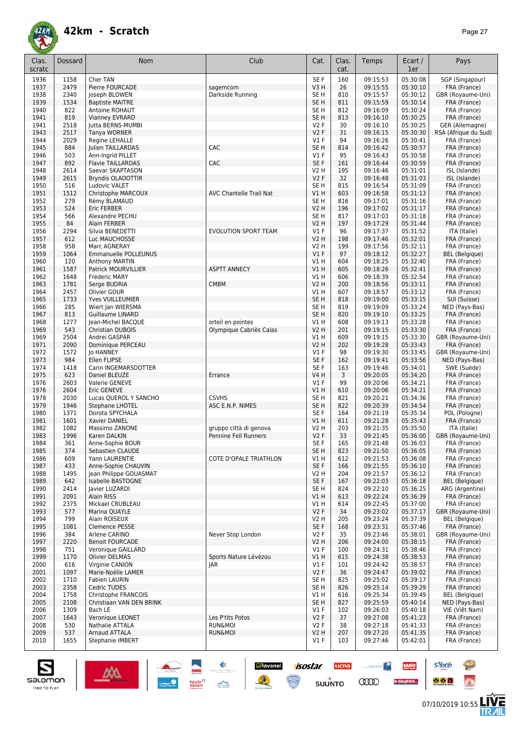# 42km - Scratch

| Clas. scratc | Dossard | Nom | Club | Cat. | Clas. cat. | Temps | Ecart / 1er | Pays |
|---|---|---|---|---|---|---|---|---|
| 1936 | 1158 | Cher TAN | | SE F | 160 | 09:15:53 | 05:30:08 | SGP (Singapour) |
| 1937 | 2479 | Pierre FOURCADE | sagemcom | V3 H | 26 | 09:15:55 | 05:30:10 | FRA (France) |
| 1938 | 2340 | Joseph BLOWEN | Darkside Running | SE H | 810 | 09:15:57 | 05:30:12 | GBR (Royaume-Uni) |
| 1939 | 1534 | Baptiste MAITRE | | SE H | 811 | 09:15:59 | 05:30:14 | FRA (France) |
| 1940 | 822 | Antoine ROHAUT | | SE H | 812 | 09:16:09 | 05:30:24 | FRA (France) |
| 1941 | 819 | Vianney EVRARD | | SE H | 813 | 09:16:10 | 05:30:25 | FRA (France) |
| 1941 | 2518 | Jutta BERNS-MUMBI | | V2 F | 30 | 09:16:10 | 05:30:25 | GER (Allemagne) |
| 1943 | 2517 | Tanya WORNER | | V2 F | 31 | 09:16:15 | 05:30:30 | RSA (Afrique du Sud) |
| 1944 | 2029 | Regine LEHALLE | | V1 F | 94 | 09:16:26 | 05:30:41 | FRA (France) |
| 1945 | 884 | Julien TAILLARDAS | CAC | SE H | 814 | 09:16:42 | 05:30:57 | FRA (France) |
| 1946 | 503 | Ann-Ingrid PILLET | | V1 F | 95 | 09:16:43 | 05:30:58 | FRA (France) |
| 1947 | 892 | Flavie TAILLARDAS | CAC | SE F | 161 | 09:16:44 | 05:30:59 | FRA (France) |
| 1948 | 2614 | Saevar SKAPTASON | | V2 H | 195 | 09:16:46 | 05:31:01 | ISL (Islande) |
| 1949 | 2615 | Bryndis OLADOTTIR | | V2 F | 32 | 09:16:48 | 05:31:03 | ISL (Islande) |
| 1950 | 516 | Ludovic VALET | | SE H | 815 | 09:16:54 | 05:31:09 | FRA (France) |
| 1951 | 1512 | Christophe MARCOUX | AVC Chantelle Trail Nat | V1 H | 603 | 09:16:58 | 05:31:13 | FRA (France) |
| 1952 | 279 | Rémy BLAMAUD | | SE H | 816 | 09:17:01 | 05:31:16 | FRA (France) |
| 1953 | 524 | Eric FERBER | | V2 H | 196 | 09:17:02 | 05:31:17 | FRA (France) |
| 1954 | 566 | Alexandre PECHU | | SE H | 817 | 09:17:03 | 05:31:18 | FRA (France) |
| 1955 | 84 | Alain FERBER | | V2 H | 197 | 09:17:29 | 05:31:44 | FRA (France) |
| 1956 | 2294 | Silvia BENEDETTI | EVOLUTION SPORT TEAM | V1 F | 96 | 09:17:37 | 05:31:52 | ITA (Italie) |
| 1957 | 612 | Luc MAUCHOSSE | | V2 H | 198 | 09:17:46 | 05:32:01 | FRA (France) |
| 1958 | 958 | Marc AGNERAY | | V2 H | 199 | 09:17:56 | 05:32:11 | FRA (France) |
| 1959 | 1064 | Emmanuelle POLLEUNUS | | V1 F | 97 | 09:18:12 | 05:32:27 | BEL (Belgique) |
| 1960 | 120 | Anthony MARTIN | | V1 H | 604 | 09:18:25 | 05:32:40 | FRA (France) |
| 1961 | 1587 | Patrick MOURVILLIER | ASPTT ANNECY | V1 H | 605 | 09:18:26 | 05:32:41 | FRA (France) |
| 1962 | 1648 | Frederic MARY | | V1 H | 606 | 09:18:39 | 05:32:54 | FRA (France) |
| 1963 | 1781 | Serge BUDRIA | CMBM | V2 H | 200 | 09:18:56 | 05:33:11 | FRA (France) |
| 1964 | 2457 | Olivier GOUR | | V1 H | 607 | 09:18:57 | 05:33:12 | FRA (France) |
| 1965 | 1733 | Yves VUILLEUMIER | | SE H | 818 | 09:19:00 | 05:33:15 | SUI (Suisse) |
| 1966 | 285 | Wiert Jan WIERSMA | | SE H | 819 | 09:19:09 | 05:33:24 | NED (Pays-Bas) |
| 1967 | 813 | Guillaume LINARD | | SE H | 820 | 09:19:10 | 05:33:25 | FRA (France) |
| 1968 | 1277 | Jean-Michel BACQUE | orteil en pointes | V1 H | 608 | 09:19:13 | 05:33:28 | FRA (France) |
| 1969 | 543 | Christian DUBOIS | Olympique Cabriès Calas | V2 H | 201 | 09:19:15 | 05:33:30 | FRA (France) |
| 1969 | 2504 | Andrei GASPAR | | V1 H | 609 | 09:19:15 | 05:33:30 | GBR (Royaume-Uni) |
| 1971 | 2090 | Dominique PERCEAU | | V2 H | 202 | 09:19:28 | 05:33:43 | FRA (France) |
| 1972 | 1572 | Jo HANNEY | | V1 F | 98 | 09:19:30 | 05:33:45 | GBR (Royaume-Uni) |
| 1973 | 984 | Ellen FLIPSE | | SE F | 162 | 09:19:41 | 05:33:56 | NED (Pays-Bas) |
| 1974 | 1418 | Carin INGEMARSDOTTER | | SE F | 163 | 09:19:46 | 05:34:01 | SWE (Suède) |
| 1975 | 623 | Daniel BLEUZE | Errance | V4 H | 3 | 09:20:05 | 05:34:20 | FRA (France) |
| 1976 | 2603 | Valerie GENEVE | | V1 F | 99 | 09:20:06 | 05:34:21 | FRA (France) |
| 1976 | 2604 | Eric GENEVE | | V1 H | 610 | 09:20:06 | 05:34:21 | FRA (France) |
| 1978 | 2030 | Lucas QUEROL Y SANCHO | CSVHS | SE H | 821 | 09:20:21 | 05:34:36 | FRA (France) |
| 1979 | 1946 | Stephane LHOTEL | ASC E.N.P. NIMES | SE H | 822 | 09:20:39 | 05:34:54 | FRA (France) |
| 1980 | 1371 | Dorota SPYCHALA | | SE F | 164 | 09:21:19 | 05:35:34 | POL (Pologne) |
| 1981 | 1601 | Xavier DANIEL | | V1 H | 611 | 09:21:28 | 05:35:43 | FRA (France) |
| 1982 | 1082 | Massimo ZANONE | gruppo città di genova | V2 H | 203 | 09:21:35 | 05:35:50 | ITA (Italie) |
| 1983 | 1996 | Karen DALKIN | Pennine Fell Runners | V2 F | 33 | 09:21:45 | 05:36:00 | GBR (Royaume-Uni) |
| 1984 | 361 | Anne-Sophie BOUR | | SE F | 165 | 09:21:48 | 05:36:03 | FRA (France) |
| 1985 | 374 | Sebastien CLAUDE | | SE H | 823 | 09:21:50 | 05:36:05 | FRA (France) |
| 1986 | 609 | Yann LAURENTIE | COTE D'OPALE TRIATHLON | V1 H | 612 | 09:21:53 | 05:36:08 | FRA (France) |
| 1987 | 433 | Anne-Sophie CHAUVIN | | SE F | 166 | 09:21:55 | 05:36:10 | FRA (France) |
| 1988 | 1495 | Jean Philippe GOUASMAT | | V2 H | 204 | 09:21:57 | 05:36:12 | FRA (France) |
| 1989 | 642 | Isabelle BASTOGNE | | SE F | 167 | 09:22:03 | 05:36:18 | BEL (Belgique) |
| 1990 | 2414 | Javier LUZARDI | | SE H | 824 | 09:22:10 | 05:36:25 | ARG (Argentine) |
| 1991 | 2091 | Alain RISS | | V1 H | 613 | 09:22:24 | 05:36:39 | FRA (France) |
| 1992 | 2375 | Mickael CRUBLEAU | | V1 H | 614 | 09:22:45 | 05:37:00 | FRA (France) |
| 1993 | 577 | Marina QUAYLE | | V2 F | 34 | 09:23:02 | 05:37:17 | GBR (Royaume-Uni) |
| 1994 | 799 | Alain ROISEUX | | V2 H | 205 | 09:23:24 | 05:37:39 | BEL (Belgique) |
| 1995 | 1081 | Clemence PESSE | | SE F | 168 | 09:23:31 | 05:37:46 | FRA (France) |
| 1996 | 384 | Arlene CARINO | Never Stop London | V2 F | 35 | 09:23:46 | 05:38:01 | GBR (Royaume-Uni) |
| 1997 | 2220 | Benoit FOURCADE | | V2 H | 206 | 09:24:00 | 05:38:15 | FRA (France) |
| 1998 | 751 | Veronique GAILLARD | | V1 F | 100 | 09:24:31 | 05:38:46 | FRA (France) |
| 1999 | 1170 | Olivier DELMAS | Sports Nature Lévézou | V1 H | 615 | 09:24:38 | 05:38:53 | FRA (France) |
| 2000 | 616 | Virginie CANION | JAR | V1 F | 101 | 09:24:42 | 05:38:57 | FRA (France) |
| 2001 | 1097 | Marie-Noëlle LAMER | | V2 F | 36 | 09:24:47 | 05:39:02 | FRA (France) |
| 2002 | 1710 | Fabien LAURIN | | SE H | 825 | 09:25:02 | 05:39:17 | FRA (France) |
| 2003 | 2358 | Cedric TUDES | | SE H | 826 | 09:25:14 | 05:39:29 | FRA (France) |
| 2004 | 1758 | Christophe FRANCOIS | | V1 H | 616 | 09:25:34 | 05:39:49 | BEL (Belgique) |
| 2005 | 2108 | Christiaan VAN DEN BRINK | | SE H | 827 | 09:25:59 | 05:40:14 | NED (Pays-Bas) |
| 2006 | 1309 | Bach LE | | V1 F | 102 | 09:26:03 | 05:40:18 | VIE (Viêt Nam) |
| 2007 | 1643 | Veronique LEONET | Les P'tits Potos | V2 F | 37 | 09:27:08 | 05:41:23 | FRA (France) |
| 2008 | 530 | Nathalie ATTALA | RUN&MOI | V2 F | 38 | 09:27:18 | 05:41:33 | FRA (France) |
| 2009 | 537 | Arnaud ATTALA | RUN&MOI | V2 H | 207 | 09:27:20 | 05:41:35 | FRA (France) |
| 2010 | 1655 | Stephanie IMBERT | | V1 F | 103 | 09:27:46 | 05:42:01 | FRA (France) |

07/10/2019 10:55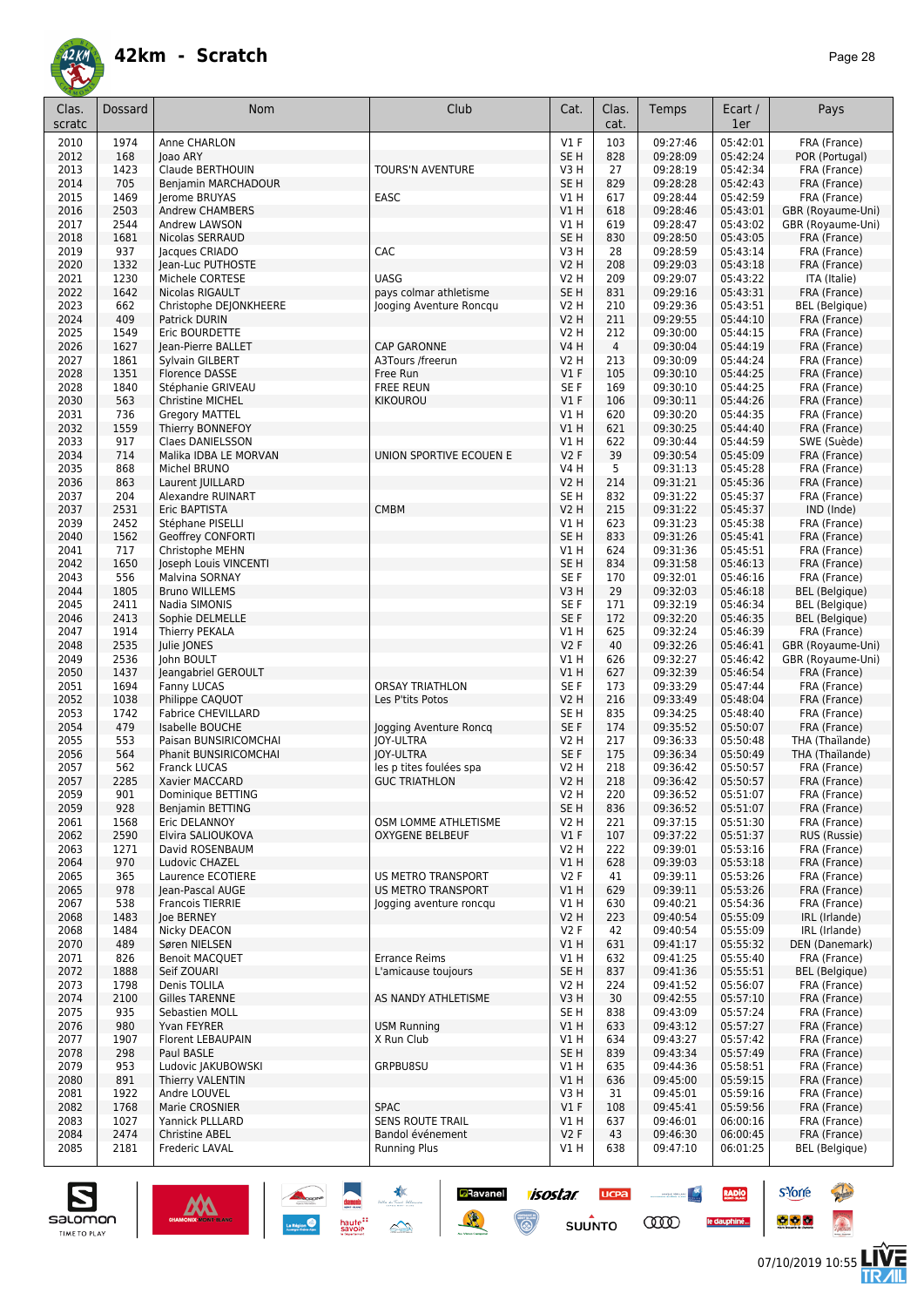# 42km - Scratch

| Clas. scratc | Dossard | Nom | Club | Cat. | Clas. cat. | Temps | Ecart / 1er | Pays |
|---|---|---|---|---|---|---|---|---|
| 2010 | 1974 | Anne CHARLON | | V1 F | 103 | 09:27:46 | 05:42:01 | FRA (France) |
| 2012 | 168 | Joao ARY | | SE H | 828 | 09:28:09 | 05:42:24 | POR (Portugal) |
| 2013 | 1423 | Claude BERTHOUIN | TOURS'N AVENTURE | V3 H | 27 | 09:28:19 | 05:42:34 | FRA (France) |
| 2014 | 705 | Benjamin MARCHADOUR | | SE H | 829 | 09:28:28 | 05:42:43 | FRA (France) |
| 2015 | 1469 | Jerome BRUYAS | EASC | V1 H | 617 | 09:28:44 | 05:42:59 | FRA (France) |
| 2016 | 2503 | Andrew CHAMBERS | | V1 H | 618 | 09:28:46 | 05:43:01 | GBR (Royaume-Uni) |
| 2017 | 2544 | Andrew LAWSON | | V1 H | 619 | 09:28:47 | 05:43:02 | GBR (Royaume-Uni) |
| 2018 | 1681 | Nicolas SERRAUD | | SE H | 830 | 09:28:50 | 05:43:05 | FRA (France) |
| 2019 | 937 | Jacques CRIADO | CAC | V3 H | 28 | 09:28:59 | 05:43:14 | FRA (France) |
| 2020 | 1332 | Jean-Luc PUTHOSTE | | V2 H | 208 | 09:29:03 | 05:43:18 | FRA (France) |
| 2021 | 1230 | Michele CORTESE | UASG | V2 H | 209 | 09:29:07 | 05:43:22 | ITA (Italie) |
| 2022 | 1642 | Nicolas RIGAULT | pays colmar athletisme | SE H | 831 | 09:29:16 | 05:43:31 | FRA (France) |
| 2023 | 662 | Christophe DEJONKHEERE | Jooging Aventure Roncq | V2 H | 210 | 09:29:36 | 05:43:51 | BEL (Belgique) |
| 2024 | 409 | Patrick DURIN | | V2 H | 211 | 09:29:55 | 05:44:10 | FRA (France) |
| 2025 | 1549 | Eric BOURDETTE | | V2 H | 212 | 09:30:00 | 05:44:15 | FRA (France) |
| 2026 | 1627 | Jean-Pierre BALLET | CAP GARONNE | V4 H | 4 | 09:30:04 | 05:44:19 | FRA (France) |
| 2027 | 1861 | Sylvain GILBERT | A3Tours /freerun | V2 H | 213 | 09:30:09 | 05:44:24 | FRA (France) |
| 2028 | 1351 | Florence DASSE | Free Run | V1 F | 105 | 09:30:10 | 05:44:25 | FRA (France) |
| 2028 | 1840 | Stéphanie GRIVEAU | FREE REUN | SE F | 169 | 09:30:10 | 05:44:25 | FRA (France) |
| 2030 | 563 | Christine MICHEL | KIKOUROU | V1 F | 106 | 09:30:11 | 05:44:26 | FRA (France) |
| 2031 | 736 | Gregory MATTEL | | V1 H | 620 | 09:30:20 | 05:44:35 | FRA (France) |
| 2032 | 1559 | Thierry BONNEFOY | | V1 H | 621 | 09:30:25 | 05:44:40 | FRA (France) |
| 2033 | 917 | Claes DANIELSSON | | V1 H | 622 | 09:30:44 | 05:44:59 | SWE (Suède) |
| 2034 | 714 | Malika IDBA LE MORVAN | UNION SPORTIVE ECOUEN E | V2 F | 39 | 09:30:54 | 05:45:09 | FRA (France) |
| 2035 | 868 | Michel BRUNO | | V4 H | 5 | 09:31:13 | 05:45:28 | FRA (France) |
| 2036 | 863 | Laurent JUILLARD | | V2 H | 214 | 09:31:21 | 05:45:36 | FRA (France) |
| 2037 | 204 | Alexandre RUINART | | SE H | 832 | 09:31:22 | 05:45:37 | FRA (France) |
| 2037 | 2531 | Eric BAPTISTA | CMBM | V2 H | 215 | 09:31:22 | 05:45:37 | IND (Inde) |
| 2039 | 2452 | Stéphane PISELLI | | V1 H | 623 | 09:31:23 | 05:45:38 | FRA (France) |
| 2040 | 1562 | Geoffrey CONFORTI | | SE H | 833 | 09:31:26 | 05:45:41 | FRA (France) |
| 2041 | 717 | Christophe MEHN | | V1 H | 624 | 09:31:36 | 05:45:51 | FRA (France) |
| 2042 | 1650 | Joseph Louis VINCENTI | | SE H | 834 | 09:31:58 | 05:46:13 | FRA (France) |
| 2043 | 556 | Malvina SORNAY | | SE F | 170 | 09:32:01 | 05:46:16 | FRA (France) |
| 2044 | 1805 | Bruno WILLEMS | | V3 H | 29 | 09:32:03 | 05:46:18 | BEL (Belgique) |
| 2045 | 2411 | Nadia SIMONIS | | SE F | 171 | 09:32:19 | 05:46:34 | BEL (Belgique) |
| 2046 | 2413 | Sophie DELMELLE | | SE F | 172 | 09:32:20 | 05:46:35 | BEL (Belgique) |
| 2047 | 1914 | Thierry PEKALA | | V1 H | 625 | 09:32:24 | 05:46:39 | FRA (France) |
| 2048 | 2535 | Julie JONES | | V2 F | 40 | 09:32:26 | 05:46:41 | GBR (Royaume-Uni) |
| 2049 | 2536 | John BOULT | | V1 H | 626 | 09:32:27 | 05:46:42 | GBR (Royaume-Uni) |
| 2050 | 1437 | Jeangabriel GEROULT | | V1 H | 627 | 09:32:39 | 05:46:54 | FRA (France) |
| 2051 | 1694 | Fanny LUCAS | ORSAY TRIATHLON | SE F | 173 | 09:33:29 | 05:47:44 | FRA (France) |
| 2052 | 1038 | Philippe CAQUOT | Les P'tits Potos | V2 H | 216 | 09:33:49 | 05:48:04 | FRA (France) |
| 2053 | 1742 | Fabrice CHEVILLARD | | SE H | 835 | 09:34:25 | 05:48:40 | FRA (France) |
| 2054 | 479 | Isabelle BOUCHE | Jogging Aventure Roncq | SE F | 174 | 09:35:52 | 05:50:07 | FRA (France) |
| 2055 | 553 | Paisan BUNSIRICOMCHAI | JOY-ULTRA | V2 H | 217 | 09:36:33 | 05:50:48 | THA (Thaïlande) |
| 2056 | 564 | Phanit BUNSIRICOMCHAI | JOY-ULTRA | SE F | 175 | 09:36:34 | 05:50:49 | THA (Thaïlande) |
| 2057 | 562 | Franck LUCAS | les p tites foulées spa | V2 H | 218 | 09:36:42 | 05:50:57 | FRA (France) |
| 2057 | 2285 | Xavier MACCARD | GUC TRIATHLON | V2 H | 218 | 09:36:42 | 05:50:57 | FRA (France) |
| 2059 | 901 | Dominique BETTING | | V2 H | 220 | 09:36:52 | 05:51:07 | FRA (France) |
| 2059 | 928 | Benjamin BETTING | | SE H | 836 | 09:36:52 | 05:51:07 | FRA (France) |
| 2061 | 1568 | Eric DELANNOY | OSM LOMME ATHLETISME | V2 H | 221 | 09:37:15 | 05:51:30 | FRA (France) |
| 2062 | 2590 | Elvira SALIOUKOVA | OXYGENE BELBEUF | V1 F | 107 | 09:37:22 | 05:51:37 | RUS (Russie) |
| 2063 | 1271 | David ROSENBAUM | | V2 H | 222 | 09:39:01 | 05:53:16 | FRA (France) |
| 2064 | 970 | Ludovic CHAZEL | | V1 H | 628 | 09:39:03 | 05:53:18 | FRA (France) |
| 2065 | 365 | Laurence ECOTIERE | US METRO TRANSPORT | V2 F | 41 | 09:39:11 | 05:53:26 | FRA (France) |
| 2065 | 978 | Jean-Pascal AUGE | US METRO TRANSPORT | V1 H | 629 | 09:39:11 | 05:53:26 | FRA (France) |
| 2067 | 538 | Francois TIERRIE | Jogging aventure roncq | V1 H | 630 | 09:40:21 | 05:54:36 | FRA (France) |
| 2068 | 1483 | Joe BERNEY | | V2 H | 223 | 09:40:54 | 05:55:09 | IRL (Irlande) |
| 2068 | 1484 | Nicky DEACON | | V2 F | 42 | 09:40:54 | 05:55:09 | IRL (Irlande) |
| 2070 | 489 | Søren NIELSEN | | V1 H | 631 | 09:41:17 | 05:55:32 | DEN (Danemark) |
| 2071 | 826 | Benoit MACQUET | Errance Reims | V1 H | 632 | 09:41:25 | 05:55:40 | FRA (France) |
| 2072 | 1888 | Seif ZOUARI | L'amicause toujours | SE H | 837 | 09:41:36 | 05:55:51 | BEL (Belgique) |
| 2073 | 1798 | Denis TOLILA | | V2 H | 224 | 09:41:52 | 05:56:07 | FRA (France) |
| 2074 | 2100 | Gilles TARENNE | AS NANDY ATHLETISME | V3 H | 30 | 09:42:55 | 05:57:10 | FRA (France) |
| 2075 | 935 | Sebastien MOLL | | SE H | 838 | 09:43:09 | 05:57:24 | FRA (France) |
| 2076 | 980 | Yvan FEYRER | USM Running | V1 H | 633 | 09:43:12 | 05:57:27 | FRA (France) |
| 2077 | 1907 | Florent LEBAUPAIN | X Run Club | V1 H | 634 | 09:43:27 | 05:57:42 | FRA (France) |
| 2078 | 298 | Paul BASLE | | SE H | 839 | 09:43:34 | 05:57:49 | FRA (France) |
| 2079 | 953 | Ludovic JAKUBOWSKI | GRPBU8SU | V1 H | 635 | 09:44:36 | 05:58:51 | FRA (France) |
| 2080 | 891 | Thierry VALENTIN | | V1 H | 636 | 09:45:00 | 05:59:15 | FRA (France) |
| 2081 | 1922 | Andre LOUVEL | | V3 H | 31 | 09:45:01 | 05:59:16 | FRA (France) |
| 2082 | 1768 | Marie CROSNIER | SPAC | V1 F | 108 | 09:45:41 | 05:59:56 | FRA (France) |
| 2083 | 1027 | Yannick PLLLARD | SENS ROUTE TRAIL | V1 H | 637 | 09:46:01 | 06:00:16 | FRA (France) |
| 2084 | 2474 | Christine ABEL | Bandol événement | V2 F | 43 | 09:46:30 | 06:00:45 | FRA (France) |
| 2085 | 2181 | Frederic LAVAL | Running Plus | V1 H | 638 | 09:47:10 | 06:01:25 | BEL (Belgique) |

07/10/2019 10:55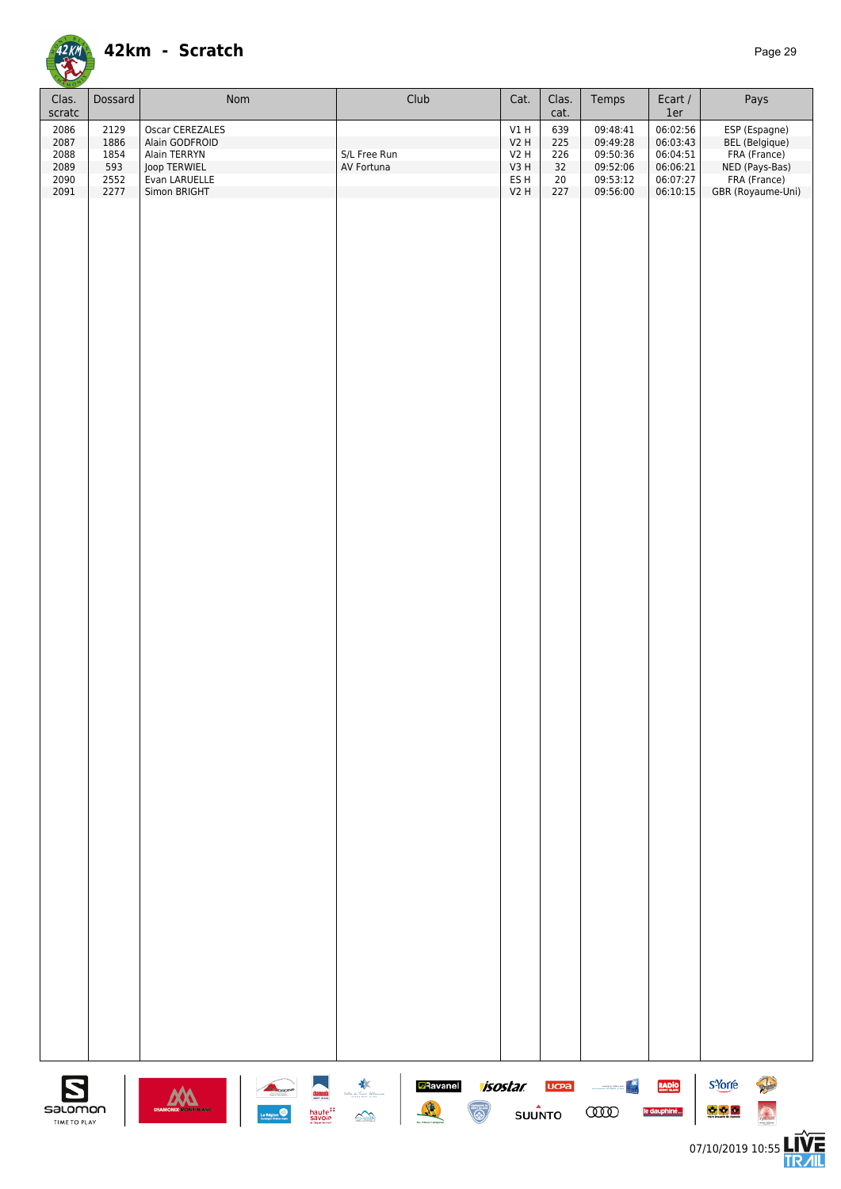# 42km - Scratch

| Clas. scratc | Dossard | Nom | Club | Cat. | Clas. cat. | Temps | Ecart / 1er | Pays |
|---|---|---|---|---|---|---|---|---|
| 2086 | 2129 | Oscar CEREZALES | | V1 H | 639 | 09:48:41 | 06:02:56 | ESP (Espagne) |
| 2087 | 1886 | Alain GODFROID | | V2 H | 225 | 09:49:28 | 06:03:43 | BEL (Belgique) |
| 2088 | 1854 | Alain TERRYN | S/L Free Run | V2 H | 226 | 09:50:36 | 06:04:51 | FRA (France) |
| 2089 | 593 | Joop TERWIEL | AV Fortuna | V3 H | 32 | 09:52:06 | 06:06:21 | NED (Pays-Bas) |
| 2090 | 2552 | Evan LARUELLE | | ES H | 20 | 09:53:12 | 06:07:27 | FRA (France) |
| 2091 | 2277 | Simon BRIGHT | | V2 H | 227 | 09:56:00 | 06:10:15 | GBR (Royaume-Uni) |

07/10/2019 10:55